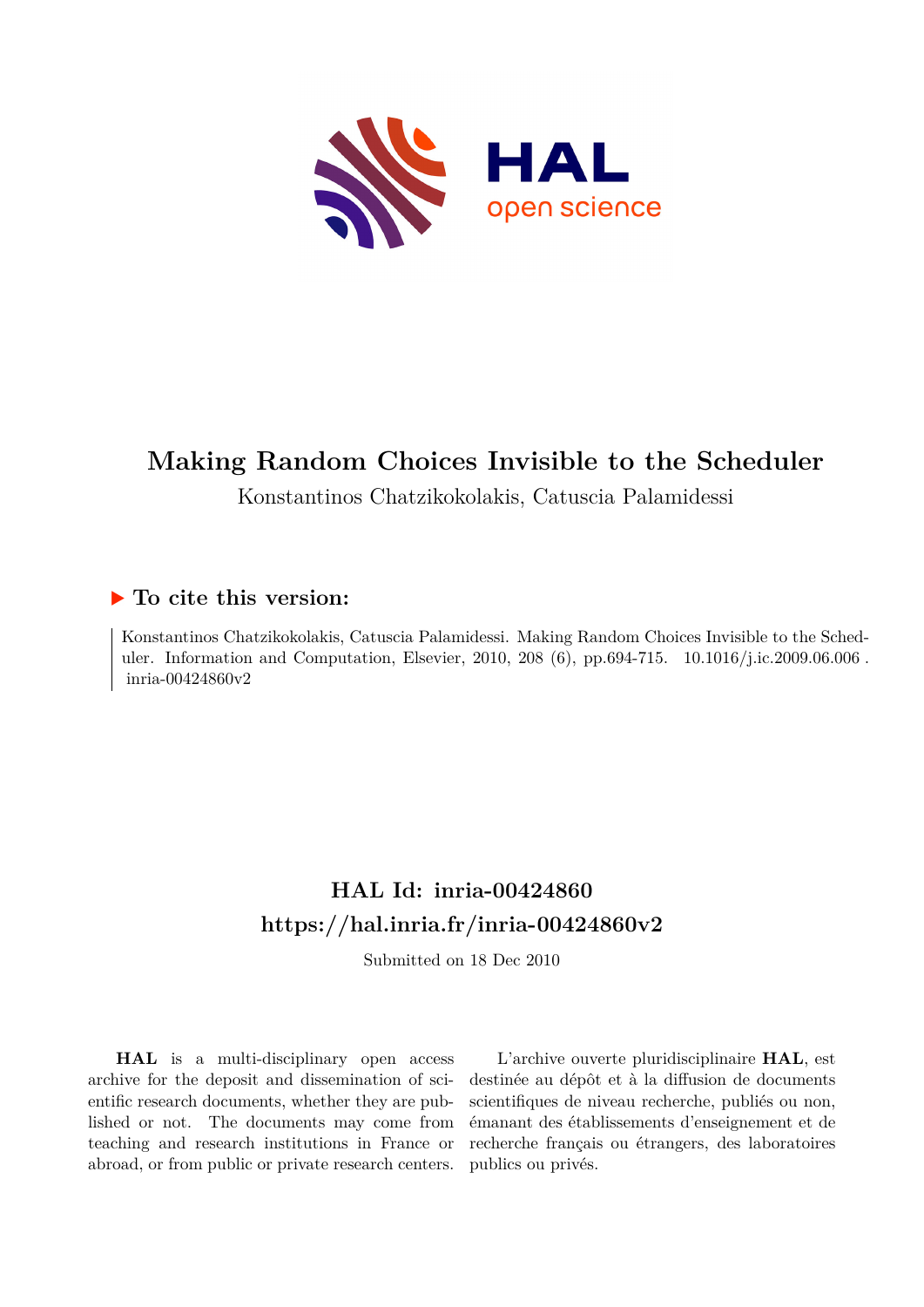# Making Random Choices Invisible to the Scheduler

Konstantinos Chatzikokolakis, Catuscia Palamidessi

## ▶ To cite this version:

Konstantinos Chatzikokolakis, Catuscia Palamidessi. Making Random Choices Invisible to the Scheduler. Information and Computation, Elsevier, 2010, 208 (6), pp.694-715. 10.1016/j.ic.2009.06.006 . inria-00424860v2

## HAL Id: inria-00424860
## https://hal.inria.fr/inria-00424860v2

Submitted on 18 Dec 2010

**HAL** is a multi-disciplinary open access archive for the deposit and dissemination of scientific research documents, whether they are published or not. The documents may come from teaching and research institutions in France or abroad, or from public or private research centers.

L'archive ouverte pluridisciplinaire **HAL**, est destinée au dépôt et à la diffusion de documents scientifiques de niveau recherche, publiés ou non, émanant des établissements d'enseignement et de recherche français ou étrangers, des laboratoires publics ou privés.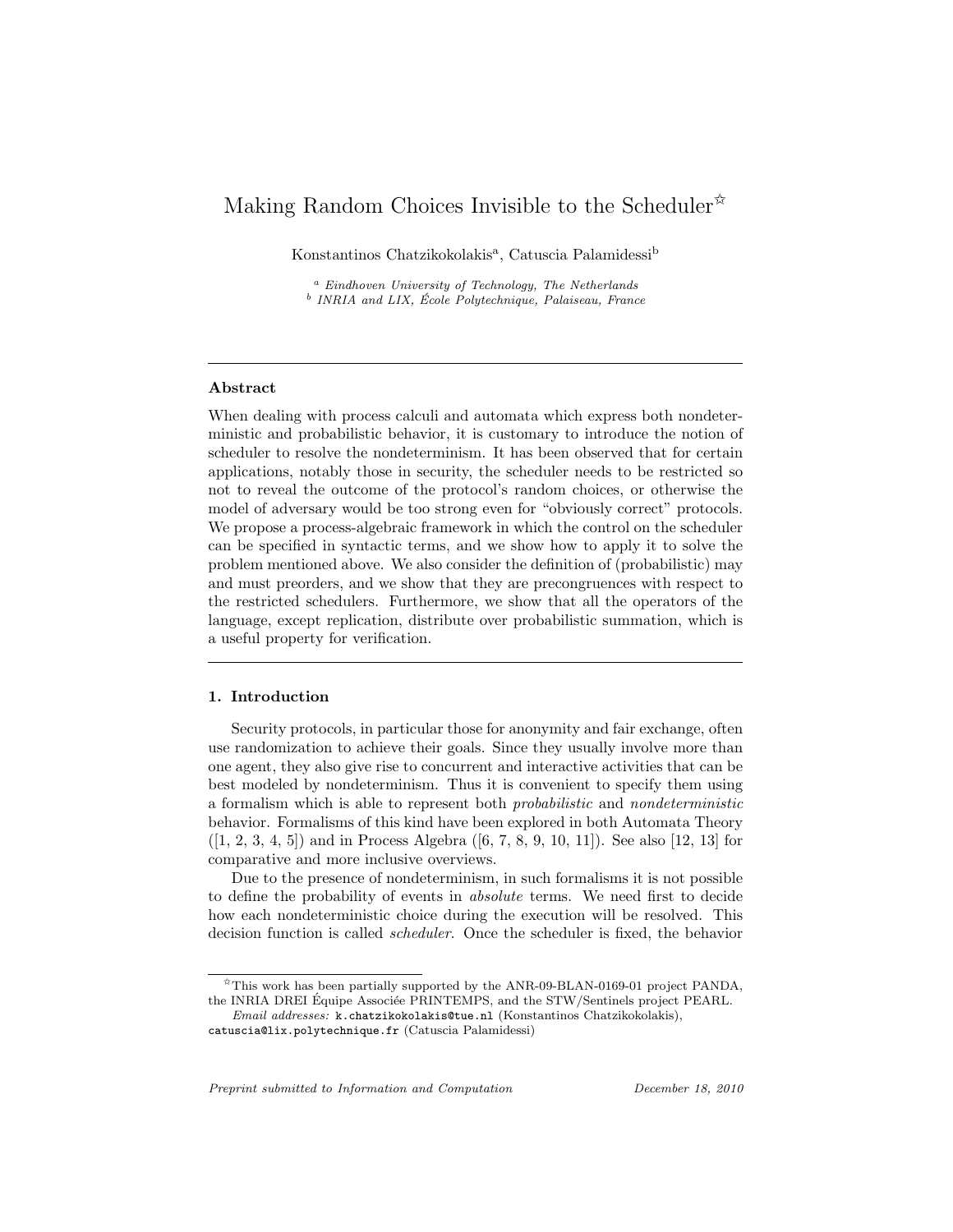# Making Random Choices Invisible to the Scheduler[☆]

Konstantinos Chatzikokolakis[a], Catuscia Palamidessi[b]

[a] *Eindhoven University of Technology, The Netherlands*
[b] *INRIA and LIX, École Polytechnique, Palaiseau, France*

---

## Abstract

When dealing with process calculi and automata which express both nondeterministic and probabilistic behavior, it is customary to introduce the notion of scheduler to resolve the nondeterminism. It has been observed that for certain applications, notably those in security, the scheduler needs to be restricted so not to reveal the outcome of the protocol's random choices, or otherwise the model of adversary would be too strong even for "obviously correct" protocols. We propose a process-algebraic framework in which the control on the scheduler can be specified in syntactic terms, and we show how to apply it to solve the problem mentioned above. We also consider the definition of (probabilistic) may and must preorders, and we show that they are precongruences with respect to the restricted schedulers. Furthermore, we show that all the operators of the language, except replication, distribute over probabilistic summation, which is a useful property for verification.

---

## 1. Introduction

Security protocols, in particular those for anonymity and fair exchange, often use randomization to achieve their goals. Since they usually involve more than one agent, they also give rise to concurrent and interactive activities that can be best modeled by nondeterminism. Thus it is convenient to specify them using a formalism which is able to represent both *probabilistic* and *nondeterministic* behavior. Formalisms of this kind have been explored in both Automata Theory ([1, 2, 3, 4, 5]) and in Process Algebra ([6, 7, 8, 9, 10, 11]). See also [12, 13] for comparative and more inclusive overviews.

Due to the presence of nondeterminism, in such formalisms it is not possible to define the probability of events in *absolute* terms. We need first to decide how each nondeterministic choice during the execution will be resolved. This decision function is called *scheduler*. Once the scheduler is fixed, the behavior

---

[☆] This work has been partially supported by the ANR-09-BLAN-0169-01 project PANDA, the INRIA DREI Équipe Associée PRINTEMPS, and the STW/Sentinels project PEARL.

*Email addresses:* `k.chatzikokolakis@tue.nl` (Konstantinos Chatzikokolakis), `catuscia@lix.polytechnique.fr` (Catuscia Palamidessi)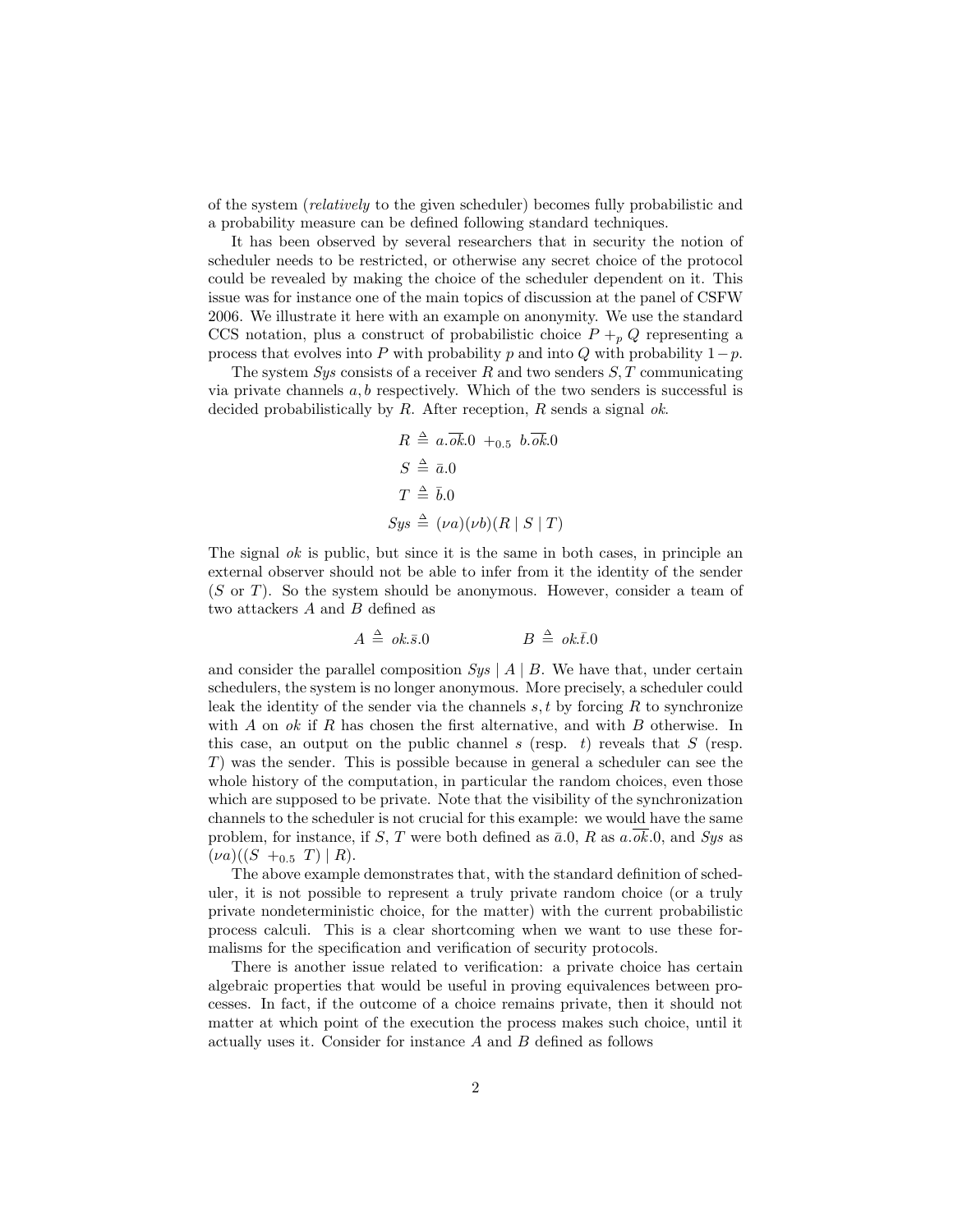of the system (*relatively* to the given scheduler) becomes fully probabilistic and a probability measure can be defined following standard techniques.

It has been observed by several researchers that in security the notion of scheduler needs to be restricted, or otherwise any secret choice of the protocol could be revealed by making the choice of the scheduler dependent on it. This issue was for instance one of the main topics of discussion at the panel of CSFW 2006. We illustrate it here with an example on anonymity. We use the standard CCS notation, plus a construct of probabilistic choice $P +_p Q$ representing a process that evolves into $P$ with probability $p$ and into $Q$ with probability $1-p$.

The system *Sys* consists of a receiver $R$ and two senders $S, T$ communicating via private channels $a, b$ respectively. Which of the two senders is successful is decided probabilistically by $R$. After reception, $R$ sends a signal *ok*.

$$
\begin{aligned}
R &\triangleq a.\overline{ok}.0 \;+_{0.5}\; b.\overline{ok}.0 \\
S &\triangleq \bar{a}.0 \\
T &\triangleq \bar{b}.0 \\
\mathit{Sys} &\triangleq (\nu a)(\nu b)(R \mid S \mid T)
\end{aligned}
$$

The signal *ok* is public, but since it is the same in both cases, in principle an external observer should not be able to infer from it the identity of the sender ($S$ or $T$). So the system should be anonymous. However, consider a team of two attackers $A$ and $B$ defined as

$$
A \triangleq ok.\bar{s}.0 \qquad\qquad B \triangleq ok.\bar{t}.0
$$

and consider the parallel composition $\mathit{Sys} \mid A \mid B$. We have that, under certain schedulers, the system is no longer anonymous. More precisely, a scheduler could leak the identity of the sender via the channels $s, t$ by forcing $R$ to synchronize with $A$ on $ok$ if $R$ has chosen the first alternative, and with $B$ otherwise. In this case, an output on the public channel $s$ (resp. $t$) reveals that $S$ (resp. $T$) was the sender. This is possible because in general a scheduler can see the whole history of the computation, in particular the random choices, even those which are supposed to be private. Note that the visibility of the synchronization channels to the scheduler is not crucial for this example: we would have the same problem, for instance, if $S, T$ were both defined as $\bar{a}.0$, $R$ as $a.\overline{ok}.0$, and *Sys* as $(\nu a)((S \;+_{0.5}\; T) \mid R)$.

The above example demonstrates that, with the standard definition of scheduler, it is not possible to represent a truly private random choice (or a truly private nondeterministic choice, for the matter) with the current probabilistic process calculi. This is a clear shortcoming when we want to use these formalisms for the specification and verification of security protocols.

There is another issue related to verification: a private choice has certain algebraic properties that would be useful in proving equivalences between processes. In fact, if the outcome of a choice remains private, then it should not matter at which point of the execution the process makes such choice, until it actually uses it. Consider for instance $A$ and $B$ defined as follows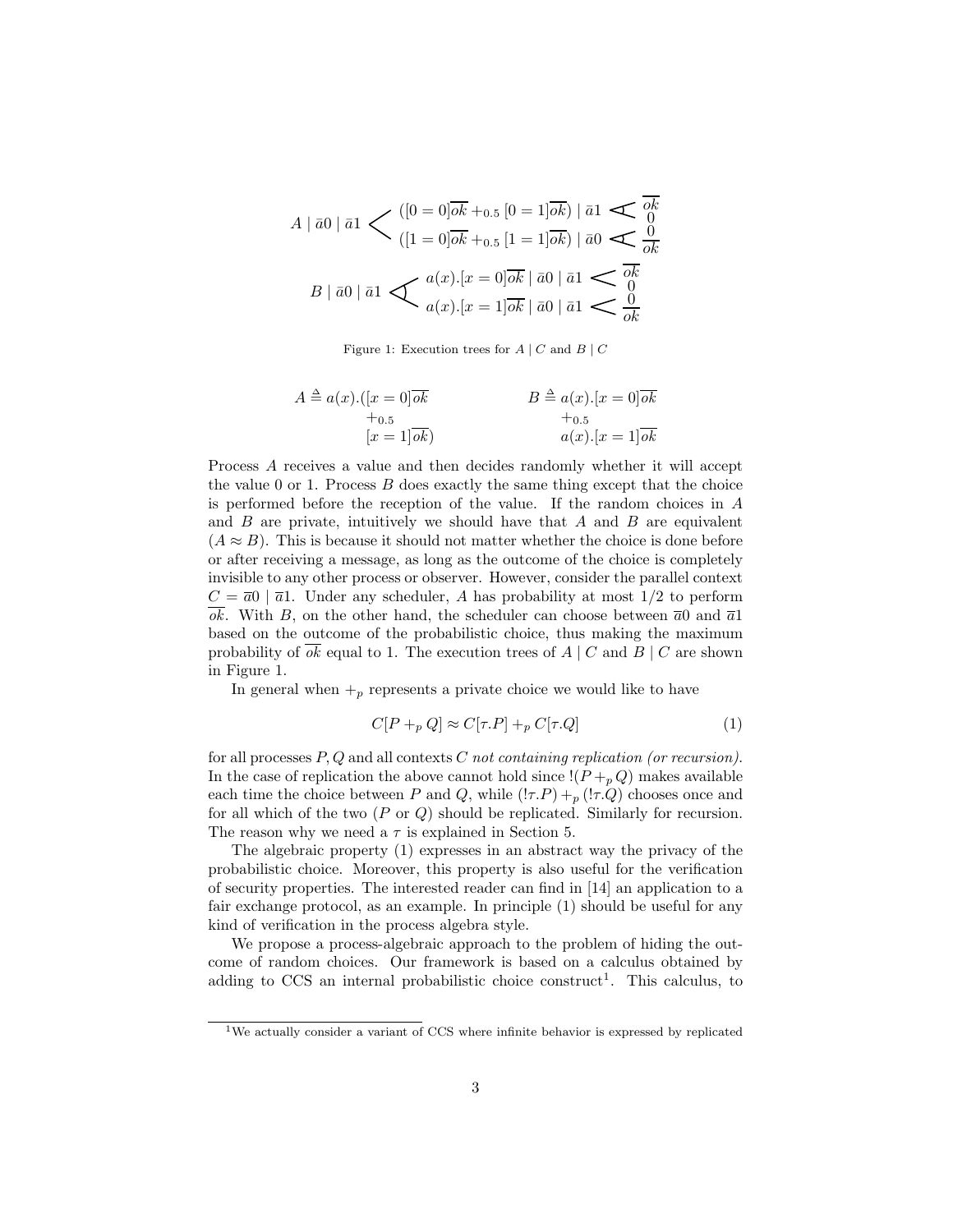$$A \mid \bar{a}0 \mid \bar{a}1 \;\begin{cases} ([0=0]\overline{ok} +_{0.5} [0=1]\overline{ok}) \mid \bar{a}1 \;\begin{cases} \overline{ok} \\ 0 \end{cases} \\ ([1=0]\overline{ok} +_{0.5} [1=1]\overline{ok}) \mid \bar{a}0 \;\begin{cases} 0 \\ \overline{ok} \end{cases} \end{cases}$$

$$B \mid \bar{a}0 \mid \bar{a}1 \;\begin{cases} a(x).[x=0]\overline{ok} \mid \bar{a}0 \mid \bar{a}1 \;\begin{cases} \overline{ok} \\ 0 \end{cases} \\ a(x).[x=1]\overline{ok} \mid \bar{a}0 \mid \bar{a}1 \;\begin{cases} 0 \\ \overline{ok} \end{cases} \end{cases}$$

Figure 1: Execution trees for $A \mid C$ and $B \mid C$

$$A \triangleq a(x).([x=0]\overline{ok} +_{0.5} [x=1]\overline{ok}) \qquad B \triangleq a(x).[x=0]\overline{ok} +_{0.5} a(x).[x=1]\overline{ok}$$

Process $A$ receives a value and then decides randomly whether it will accept the value 0 or 1. Process $B$ does exactly the same thing except that the choice is performed before the reception of the value. If the random choices in $A$ and $B$ are private, intuitively we should have that $A$ and $B$ are equivalent ($A \approx B$). This is because it should not matter whether the choice is done before or after receiving a message, as long as the outcome of the choice is completely invisible to any other process or observer. However, consider the parallel context $C = \overline{a}0 \mid \overline{a}1$. Under any scheduler, $A$ has probability at most $1/2$ to perform $\overline{ok}$. With $B$, on the other hand, the scheduler can choose between $\overline{a}0$ and $\overline{a}1$ based on the outcome of the probabilistic choice, thus making the maximum probability of $\overline{ok}$ equal to 1. The execution trees of $A \mid C$ and $B \mid C$ are shown in Figure 1.

In general when $+_p$ represents a private choice we would like to have

$$C[P +_p Q] \approx C[\tau.P] +_p C[\tau.Q] \tag{1}$$

for all processes $P, Q$ and all contexts $C$ *not containing replication (or recursion)*. In the case of replication the above cannot hold since $!(P +_p Q)$ makes available each time the choice between $P$ and $Q$, while $(!\tau.P) +_p (!\tau.Q)$ chooses once and for all which of the two ($P$ or $Q$) should be replicated. Similarly for recursion. The reason why we need a $\tau$ is explained in Section 5.

The algebraic property (1) expresses in an abstract way the privacy of the probabilistic choice. Moreover, this property is also useful for the verification of security properties. The interested reader can find in [14] an application to a fair exchange protocol, as an example. In principle (1) should be useful for any kind of verification in the process algebra style.

We propose a process-algebraic approach to the problem of hiding the outcome of random choices. Our framework is based on a calculus obtained by adding to CCS an internal probabilistic choice construct[1]. This calculus, to

[1] We actually consider a variant of CCS where infinite behavior is expressed by replicated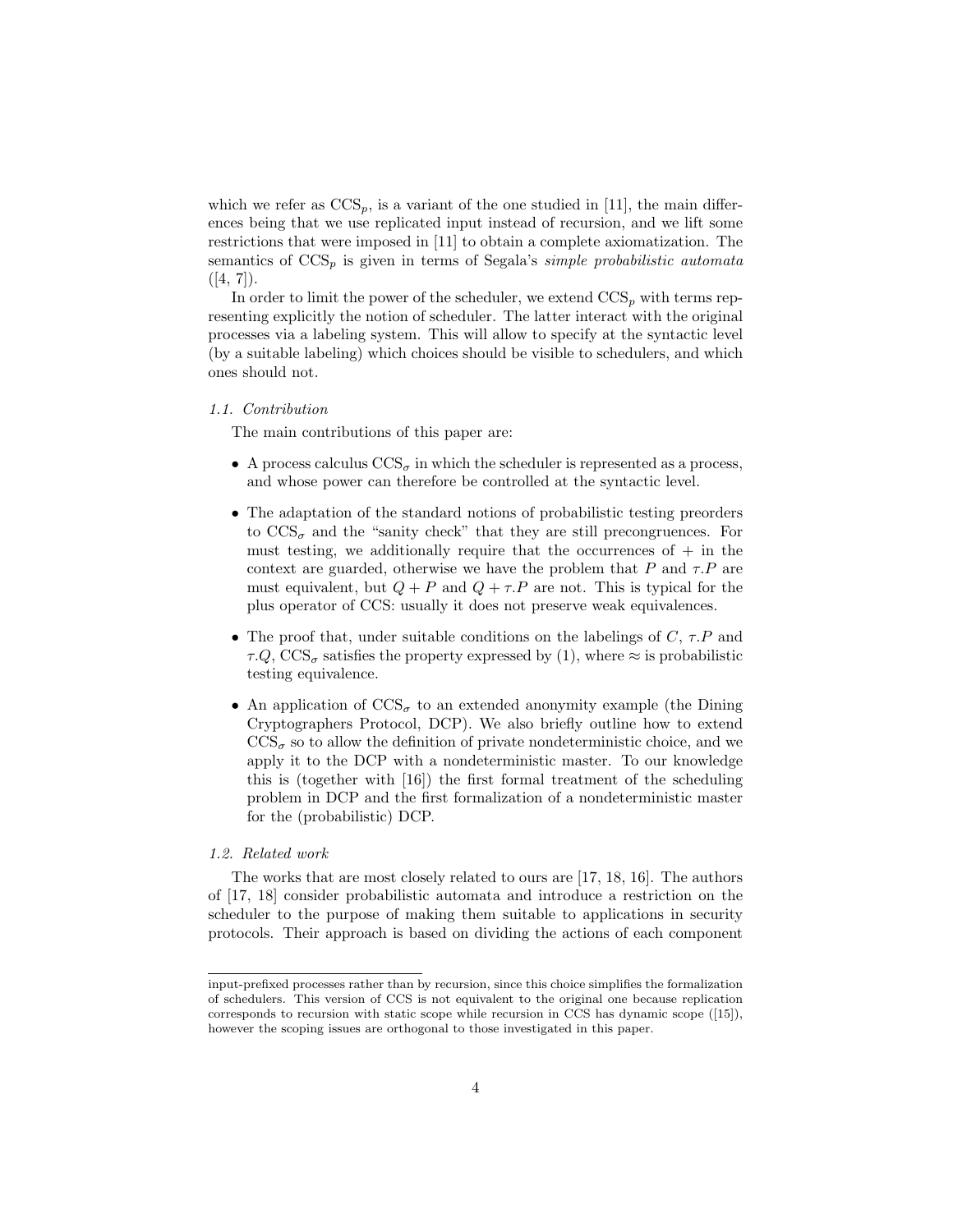which we refer as $\mathrm{CCS}_p$, is a variant of the one studied in [11], the main differences being that we use replicated input instead of recursion, and we lift some restrictions that were imposed in [11] to obtain a complete axiomatization. The semantics of $\mathrm{CCS}_p$ is given in terms of Segala's *simple probabilistic automata* ([4, 7]).

In order to limit the power of the scheduler, we extend $\mathrm{CCS}_p$ with terms representing explicitly the notion of scheduler. The latter interact with the original processes via a labeling system. This will allow to specify at the syntactic level (by a suitable labeling) which choices should be visible to schedulers, and which ones should not.

### *1.1. Contribution*

The main contributions of this paper are:

- A process calculus $\mathrm{CCS}_\sigma$ in which the scheduler is represented as a process, and whose power can therefore be controlled at the syntactic level.
- The adaptation of the standard notions of probabilistic testing preorders to $\mathrm{CCS}_\sigma$ and the "sanity check" that they are still precongruences. For must testing, we additionally require that the occurrences of $+$ in the context are guarded, otherwise we have the problem that $P$ and $\tau.P$ are must equivalent, but $Q + P$ and $Q + \tau.P$ are not. This is typical for the plus operator of CCS: usually it does not preserve weak equivalences.
- The proof that, under suitable conditions on the labelings of $C$, $\tau.P$ and $\tau.Q$, $\mathrm{CCS}_\sigma$ satisfies the property expressed by (1), where $\approx$ is probabilistic testing equivalence.
- An application of $\mathrm{CCS}_\sigma$ to an extended anonymity example (the Dining Cryptographers Protocol, DCP). We also briefly outline how to extend $\mathrm{CCS}_\sigma$ so to allow the definition of private nondeterministic choice, and we apply it to the DCP with a nondeterministic master. To our knowledge this is (together with [16]) the first formal treatment of the scheduling problem in DCP and the first formalization of a nondeterministic master for the (probabilistic) DCP.

### *1.2. Related work*

The works that are most closely related to ours are [17, 18, 16]. The authors of [17, 18] consider probabilistic automata and introduce a restriction on the scheduler to the purpose of making them suitable to applications in security protocols. Their approach is based on dividing the actions of each component

input-prefixed processes rather than by recursion, since this choice simplifies the formalization of schedulers. This version of CCS is not equivalent to the original one because replication corresponds to recursion with static scope while recursion in CCS has dynamic scope ([15]), however the scoping issues are orthogonal to those investigated in this paper.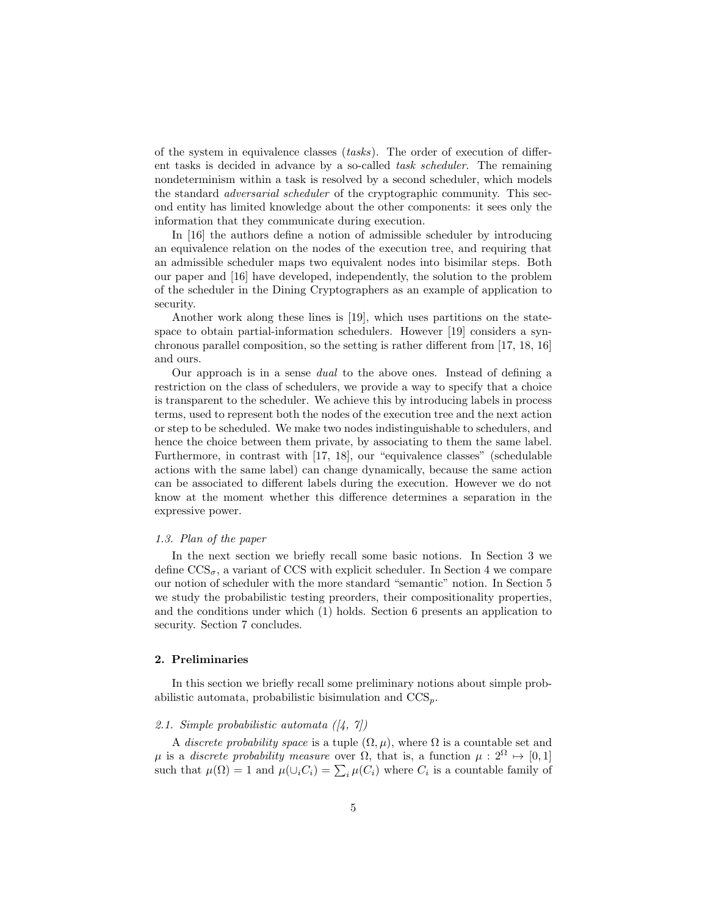of the system in equivalence classes (*tasks*). The order of execution of different tasks is decided in advance by a so-called *task scheduler*. The remaining nondeterminism within a task is resolved by a second scheduler, which models the standard *adversarial scheduler* of the cryptographic community. This second entity has limited knowledge about the other components: it sees only the information that they communicate during execution.

In [16] the authors define a notion of admissible scheduler by introducing an equivalence relation on the nodes of the execution tree, and requiring that an admissible scheduler maps two equivalent nodes into bisimilar steps. Both our paper and [16] have developed, independently, the solution to the problem of the scheduler in the Dining Cryptographers as an example of application to security.

Another work along these lines is [19], which uses partitions on the state-space to obtain partial-information schedulers. However [19] considers a synchronous parallel composition, so the setting is rather different from [17, 18, 16] and ours.

Our approach is in a sense *dual* to the above ones. Instead of defining a restriction on the class of schedulers, we provide a way to specify that a choice is transparent to the scheduler. We achieve this by introducing labels in process terms, used to represent both the nodes of the execution tree and the next action or step to be scheduled. We make two nodes indistinguishable to schedulers, and hence the choice between them private, by associating to them the same label. Furthermore, in contrast with [17, 18], our "equivalence classes" (schedulable actions with the same label) can change dynamically, because the same action can be associated to different labels during the execution. However we do not know at the moment whether this difference determines a separation in the expressive power.

### *1.3. Plan of the paper*

In the next section we briefly recall some basic notions. In Section 3 we define $\text{CCS}_\sigma$, a variant of CCS with explicit scheduler. In Section 4 we compare our notion of scheduler with the more standard "semantic" notion. In Section 5 we study the probabilistic testing preorders, their compositionality properties, and the conditions under which (1) holds. Section 6 presents an application to security. Section 7 concludes.

## 2. Preliminaries

In this section we briefly recall some preliminary notions about simple probabilistic automata, probabilistic bisimulation and $\text{CCS}_p$.

### *2.1. Simple probabilistic automata ([4, 7])*

A *discrete probability space* is a tuple $(\Omega, \mu)$, where $\Omega$ is a countable set and $\mu$ is a *discrete probability measure* over $\Omega$, that is, a function $\mu : 2^\Omega \mapsto [0, 1]$ such that $\mu(\Omega) = 1$ and $\mu(\cup_i C_i) = \sum_i \mu(C_i)$ where $C_i$ is a countable family of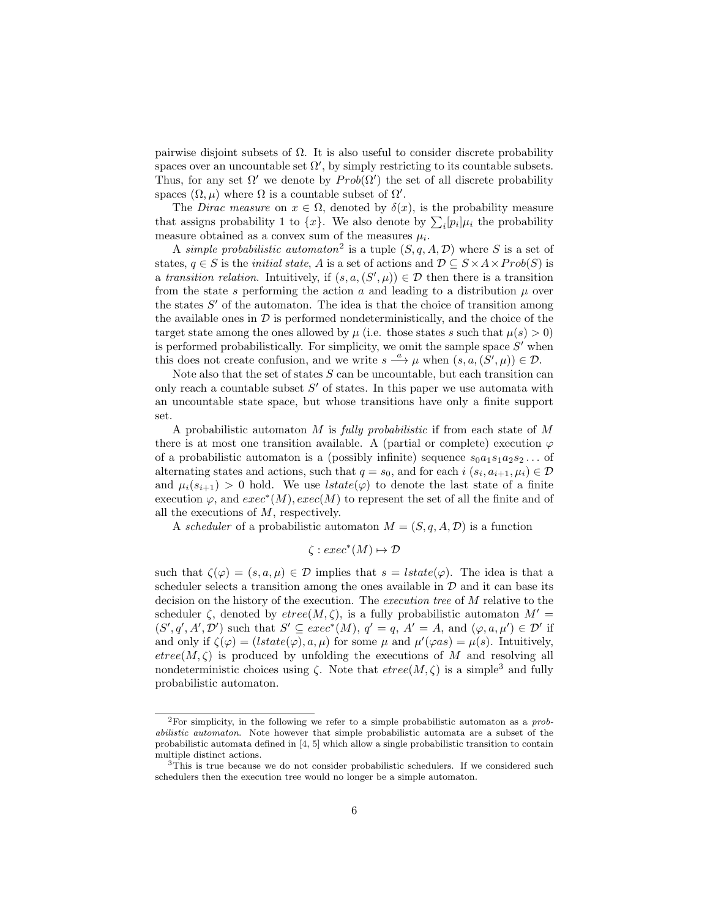pairwise disjoint subsets of $\Omega$. It is also useful to consider discrete probability spaces over an uncountable set $\Omega'$, by simply restricting to its countable subsets. Thus, for any set $\Omega'$ we denote by $Prob(\Omega')$ the set of all discrete probability spaces $(\Omega, \mu)$ where $\Omega$ is a countable subset of $\Omega'$.

The *Dirac measure* on $x \in \Omega$, denoted by $\delta(x)$, is the probability measure that assigns probability 1 to $\{x\}$. We also denote by $\sum_i [p_i]\mu_i$ the probability measure obtained as a convex sum of the measures $\mu_i$.

A *simple probabilistic automaton*[2] is a tuple $(S, q, A, \mathcal{D})$ where $S$ is a set of states, $q \in S$ is the *initial state*, $A$ is a set of actions and $\mathcal{D} \subseteq S \times A \times Prob(S)$ is a *transition relation*. Intuitively, if $(s, a, (S', \mu)) \in \mathcal{D}$ then there is a transition from the state $s$ performing the action $a$ and leading to a distribution $\mu$ over the states $S'$ of the automaton. The idea is that the choice of transition among the available ones in $\mathcal{D}$ is performed nondeterministically, and the choice of the target state among the ones allowed by $\mu$ (i.e. those states $s$ such that $\mu(s) > 0$) is performed probabilistically. For simplicity, we omit the sample space $S'$ when this does not create confusion, and we write $s \xrightarrow{a} \mu$ when $(s, a, (S', \mu)) \in \mathcal{D}$.

Note also that the set of states $S$ can be uncountable, but each transition can only reach a countable subset $S'$ of states. In this paper we use automata with an uncountable state space, but whose transitions have only a finite support set.

A probabilistic automaton $M$ is *fully probabilistic* if from each state of $M$ there is at most one transition available. A (partial or complete) execution $\varphi$ of a probabilistic automaton is a (possibly infinite) sequence $s_0 a_1 s_1 a_2 s_2 \ldots$ of alternating states and actions, such that $q = s_0$, and for each $i$ $(s_i, a_{i+1}, \mu_i) \in \mathcal{D}$ and $\mu_i(s_{i+1}) > 0$ hold. We use $lstate(\varphi)$ to denote the last state of a finite execution $\varphi$, and $exec^*(M), exec(M)$ to represent the set of all the finite and of all the executions of $M$, respectively.

A *scheduler* of a probabilistic automaton $M = (S, q, A, \mathcal{D})$ is a function

$$\zeta : exec^*(M) \mapsto \mathcal{D}$$

such that $\zeta(\varphi) = (s, a, \mu) \in \mathcal{D}$ implies that $s = lstate(\varphi)$. The idea is that a scheduler selects a transition among the ones available in $\mathcal{D}$ and it can base its decision on the history of the execution. The *execution tree* of $M$ relative to the scheduler $\zeta$, denoted by $etree(M, \zeta)$, is a fully probabilistic automaton $M' = (S', q', A', \mathcal{D}')$ such that $S' \subseteq exec^*(M)$, $q' = q$, $A' = A$, and $(\varphi, a, \mu') \in \mathcal{D}'$ if and only if $\zeta(\varphi) = (lstate(\varphi), a, \mu)$ for some $\mu$ and $\mu'(\varphi a s) = \mu(s)$. Intuitively, $etree(M, \zeta)$ is produced by unfolding the executions of $M$ and resolving all nondeterministic choices using $\zeta$. Note that $etree(M, \zeta)$ is a simple[3] and fully probabilistic automaton.

---

[2] For simplicity, in the following we refer to a simple probabilistic automaton as a *probabilistic automaton*. Note however that simple probabilistic automata are a subset of the probabilistic automata defined in [4, 5] which allow a single probabilistic transition to contain multiple distinct actions.

[3] This is true because we do not consider probabilistic schedulers. If we considered such schedulers then the execution tree would no longer be a simple automaton.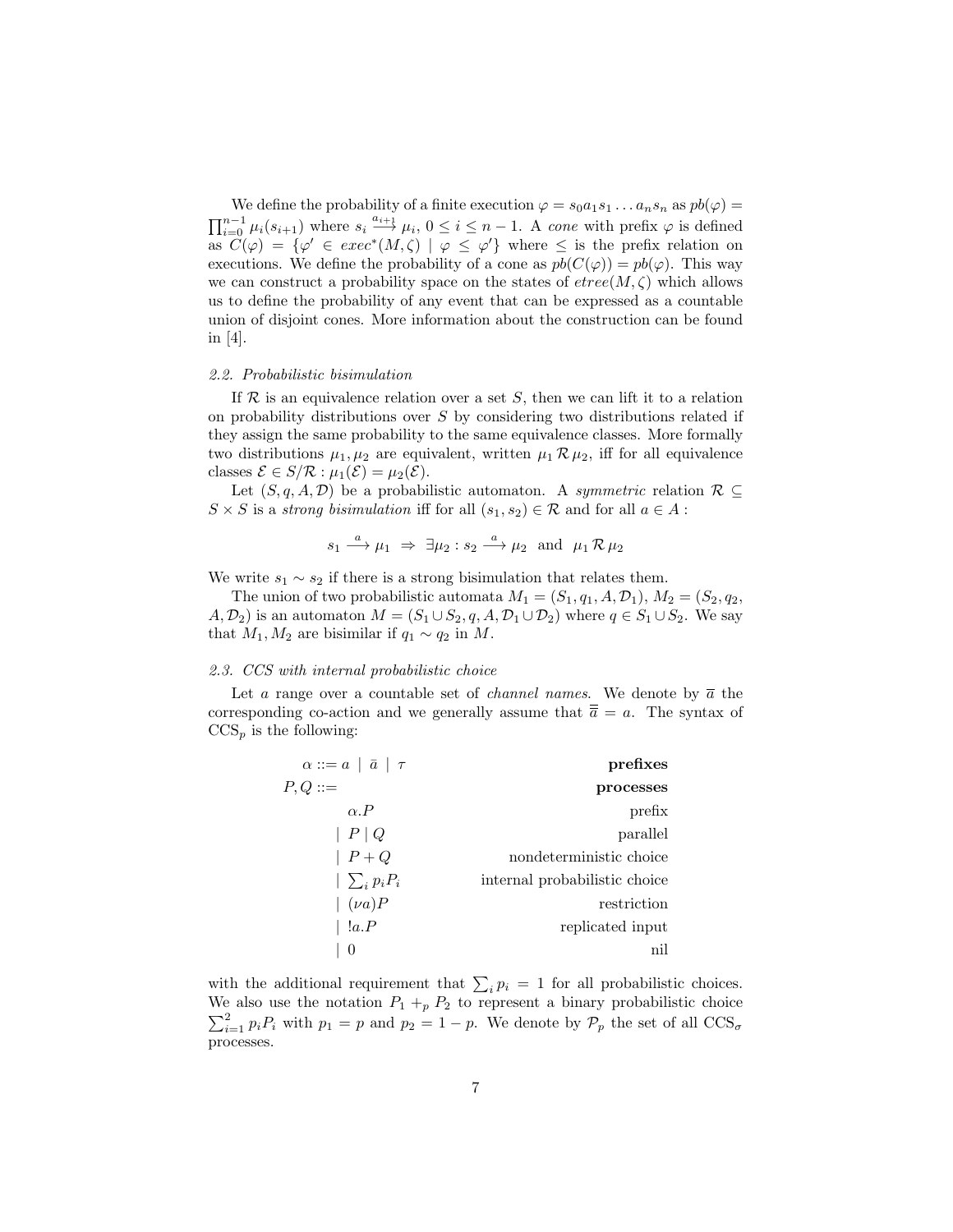We define the probability of a finite execution $\varphi = s_0 a_1 s_1 \ldots a_n s_n$ as $pb(\varphi) = \prod_{i=0}^{n-1} \mu_i(s_{i+1})$ where $s_i \xrightarrow{a_{i+1}} \mu_i$, $0 \leq i \leq n-1$. A *cone* with prefix $\varphi$ is defined as $C(\varphi) = \{\varphi' \in exec^*(M,\zeta) \mid \varphi \leq \varphi'\}$ where $\leq$ is the prefix relation on executions. We define the probability of a cone as $pb(C(\varphi)) = pb(\varphi)$. This way we can construct a probability space on the states of $etree(M,\zeta)$ which allows us to define the probability of any event that can be expressed as a countable union of disjoint cones. More information about the construction can be found in [4].

### 2.2. Probabilistic bisimulation

If $\mathcal{R}$ is an equivalence relation over a set $S$, then we can lift it to a relation on probability distributions over $S$ by considering two distributions related if they assign the same probability to the same equivalence classes. More formally two distributions $\mu_1, \mu_2$ are equivalent, written $\mu_1 \,\mathcal{R}\, \mu_2$, iff for all equivalence classes $\mathcal{E} \in S/\mathcal{R} : \mu_1(\mathcal{E}) = \mu_2(\mathcal{E})$.

Let $(S, q, A, \mathcal{D})$ be a probabilistic automaton. A *symmetric* relation $\mathcal{R} \subseteq S \times S$ is a *strong bisimulation* iff for all $(s_1, s_2) \in \mathcal{R}$ and for all $a \in A$ :

$$s_1 \xrightarrow{a} \mu_1 \;\Rightarrow\; \exists \mu_2 : s_2 \xrightarrow{a} \mu_2 \;\text{ and }\; \mu_1 \,\mathcal{R}\, \mu_2$$

We write $s_1 \sim s_2$ if there is a strong bisimulation that relates them.

The union of two probabilistic automata $M_1 = (S_1, q_1, A, \mathcal{D}_1)$, $M_2 = (S_2, q_2, A, \mathcal{D}_2)$ is an automaton $M = (S_1 \cup S_2, q, A, \mathcal{D}_1 \cup \mathcal{D}_2)$ where $q \in S_1 \cup S_2$. We say that $M_1, M_2$ are bisimilar if $q_1 \sim q_2$ in $M$.

### 2.3. CCS with internal probabilistic choice

Let $a$ range over a countable set of *channel names*. We denote by $\overline{a}$ the corresponding co-action and we generally assume that $\overline{\overline{a}} = a$. The syntax of $\text{CCS}_p$ is the following:

| | |
|---|---|
| $\alpha ::= a \mid \bar{a} \mid \tau$ | **prefixes** |
| $P, Q ::=$ | **processes** |
| $\quad \alpha.P$ | prefix |
| $\quad \mid P \mid Q$ | parallel |
| $\quad \mid P + Q$ | nondeterministic choice |
| $\quad \mid \sum_i p_i P_i$ | internal probabilistic choice |
| $\quad \mid (\nu a)P$ | restriction |
| $\quad \mid\, !a.P$ | replicated input |
| $\quad \mid 0$ | nil |

with the additional requirement that $\sum_i p_i = 1$ for all probabilistic choices. We also use the notation $P_1 +_p P_2$ to represent a binary probabilistic choice $\sum_{i=1}^{2} p_i P_i$ with $p_1 = p$ and $p_2 = 1 - p$. We denote by $\mathcal{P}_p$ the set of all $\text{CCS}_\sigma$ processes.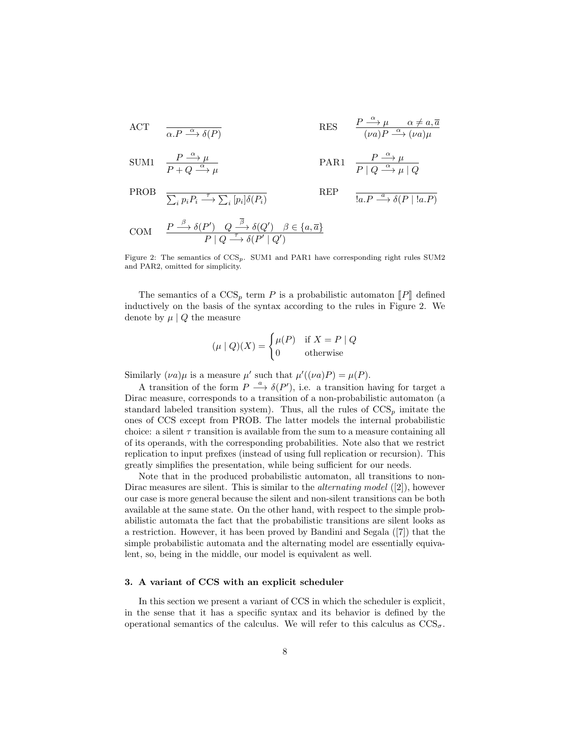$$\text{ACT} \quad \frac{}{\alpha.P \xrightarrow{\alpha} \delta(P)} \qquad\qquad \text{RES} \quad \frac{P \xrightarrow{\alpha} \mu \quad \alpha \neq a, \overline{a}}{(\nu a)P \xrightarrow{\alpha} (\nu a)\mu}$$

$$\text{SUM1} \quad \frac{P \xrightarrow{\alpha} \mu}{P + Q \xrightarrow{\alpha} \mu} \qquad\qquad \text{PAR1} \quad \frac{P \xrightarrow{\alpha} \mu}{P \mid Q \xrightarrow{\alpha} \mu \mid Q}$$

$$\text{PROB} \quad \frac{}{\sum_i p_i P_i \xrightarrow{\tau} \sum_i [p_i] \delta(P_i)} \qquad\qquad \text{REP} \quad \frac{}{!a.P \xrightarrow{a} \delta(P \mid !a.P)}$$

$$\text{COM} \quad \frac{P \xrightarrow{\beta} \delta(P') \quad Q \xrightarrow{\overline{\beta}} \delta(Q') \quad \beta \in \{a, \overline{a}\}}{P \mid Q \xrightarrow{\tau} \delta(P' \mid Q')}$$

Figure 2: The semantics of $\text{CCS}_p$. SUM1 and PAR1 have corresponding right rules SUM2 and PAR2, omitted for simplicity.

The semantics of a $\text{CCS}_p$ term $P$ is a probabilistic automaton $[\![P]\!]$ defined inductively on the basis of the syntax according to the rules in Figure 2. We denote by $\mu \mid Q$ the measure

$$(\mu \mid Q)(X) = \begin{cases} \mu(P) & \text{if } X = P \mid Q \\ 0 & \text{otherwise} \end{cases}$$

Similarly $(\nu a)\mu$ is a measure $\mu'$ such that $\mu'((\nu a)P) = \mu(P)$.

A transition of the form $P \xrightarrow{a} \delta(P')$, i.e. a transition having for target a Dirac measure, corresponds to a transition of a non-probabilistic automaton (a standard labeled transition system). Thus, all the rules of $\text{CCS}_p$ imitate the ones of CCS except from PROB. The latter models the internal probabilistic choice: a silent $\tau$ transition is available from the sum to a measure containing all of its operands, with the corresponding probabilities. Note also that we restrict replication to input prefixes (instead of using full replication or recursion). This greatly simplifies the presentation, while being sufficient for our needs.

Note that in the produced probabilistic automaton, all transitions to non-Dirac measures are silent. This is similar to the *alternating model* ([2]), however our case is more general because the silent and non-silent transitions can be both available at the same state. On the other hand, with respect to the simple probabilistic automata the fact that the probabilistic transitions are silent looks as a restriction. However, it has been proved by Bandini and Segala ([7]) that the simple probabilistic automata and the alternating model are essentially equivalent, so, being in the middle, our model is equivalent as well.

### 3. A variant of CCS with an explicit scheduler

In this section we present a variant of CCS in which the scheduler is explicit, in the sense that it has a specific syntax and its behavior is defined by the operational semantics of the calculus. We will refer to this calculus as $\text{CCS}_\sigma$.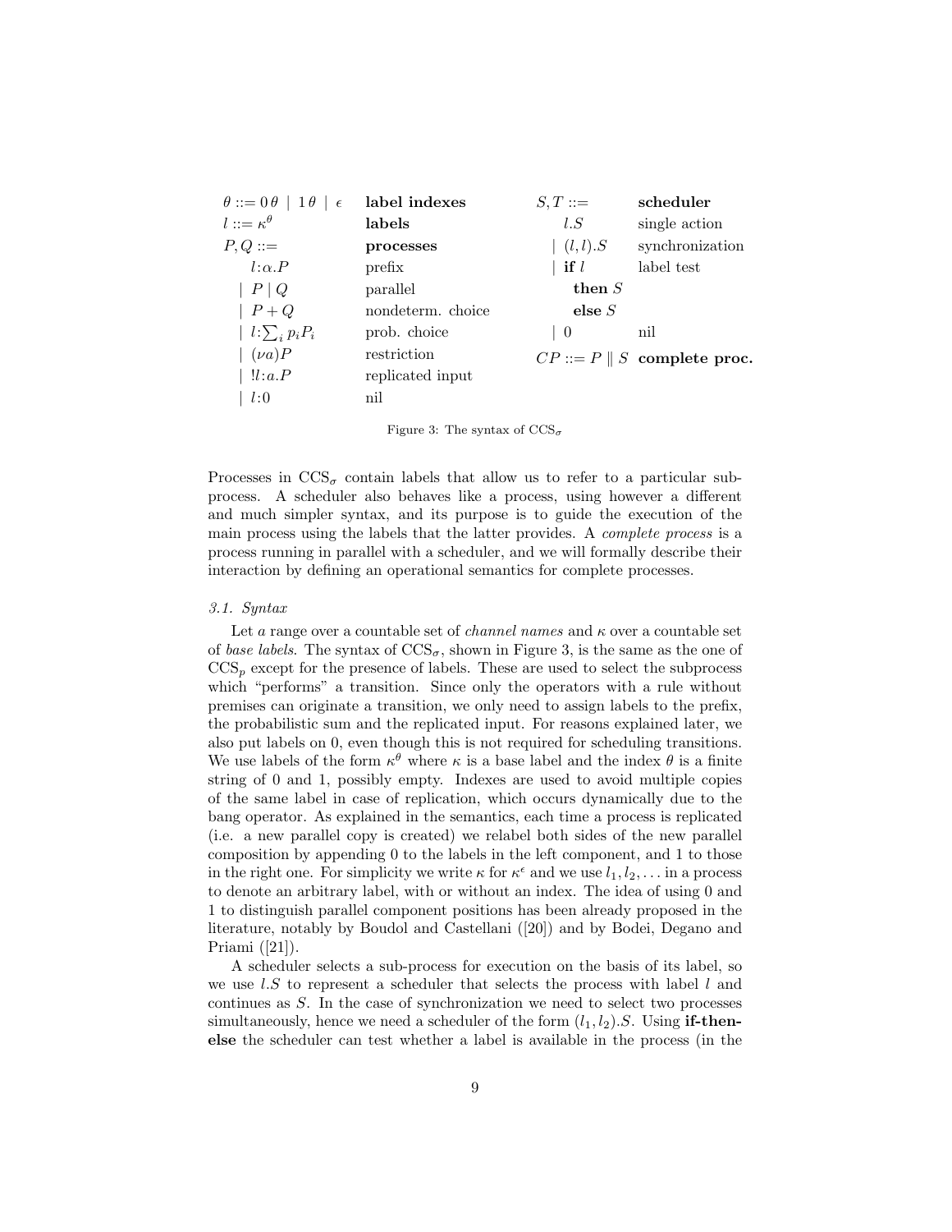$$
\begin{array}{llll}
\theta ::= 0\,\theta \;\mid\; 1\,\theta \;\mid\; \epsilon & \textbf{label indexes} & S, T ::= & \textbf{scheduler} \\
l ::= \kappa^{\theta} & \textbf{labels} & \quad l.S & \text{single action} \\
P, Q ::= & \textbf{processes} & \quad \mid\; (l,l).S & \text{synchronization} \\
\quad l{:}\alpha.P & \text{prefix} & \quad \mid\; \textbf{if } l & \text{label test} \\
\quad \mid\; P \mid Q & \text{parallel} & \quad\quad \textbf{then } S & \\
\quad \mid\; P + Q & \text{nondeterm. choice} & \quad\quad \textbf{else } S & \\
\quad \mid\; l{:}\sum_i p_i P_i & \text{prob. choice} & \quad \mid\; 0 & \text{nil} \\
\quad \mid\; (\nu a)P & \text{restriction} & CP ::= P \parallel S & \textbf{complete proc.} \\
\quad \mid\; !l{:}a.P & \text{replicated input} & & \\
\quad \mid\; l{:}0 & \text{nil} & &
\end{array}
$$

Figure 3: The syntax of $\mathrm{CCS}_\sigma$

Processes in $\mathrm{CCS}_\sigma$ contain labels that allow us to refer to a particular subprocess. A scheduler also behaves like a process, using however a different and much simpler syntax, and its purpose is to guide the execution of the main process using the labels that the latter provides. A *complete process* is a process running in parallel with a scheduler, and we will formally describe their interaction by defining an operational semantics for complete processes.

### *3.1. Syntax*

Let $a$ range over a countable set of *channel names* and $\kappa$ over a countable set of *base labels*. The syntax of $\mathrm{CCS}_\sigma$, shown in Figure 3, is the same as the one of $\mathrm{CCS}_p$ except for the presence of labels. These are used to select the subprocess which "performs" a transition. Since only the operators with a rule without premises can originate a transition, we only need to assign labels to the prefix, the probabilistic sum and the replicated input. For reasons explained later, we also put labels on 0, even though this is not required for scheduling transitions. We use labels of the form $\kappa^\theta$ where $\kappa$ is a base label and the index $\theta$ is a finite string of 0 and 1, possibly empty. Indexes are used to avoid multiple copies of the same label in case of replication, which occurs dynamically due to the bang operator. As explained in the semantics, each time a process is replicated (i.e. a new parallel copy is created) we relabel both sides of the new parallel composition by appending 0 to the labels in the left component, and 1 to those in the right one. For simplicity we write $\kappa$ for $\kappa^\epsilon$ and we use $l_1, l_2, \ldots$ in a process to denote an arbitrary label, with or without an index. The idea of using 0 and 1 to distinguish parallel component positions has been already proposed in the literature, notably by Boudol and Castellani ([20]) and by Bodei, Degano and Priami ([21]).

A scheduler selects a sub-process for execution on the basis of its label, so we use $l.S$ to represent a scheduler that selects the process with label $l$ and continues as $S$. In the case of synchronization we need to select two processes simultaneously, hence we need a scheduler of the form $(l_1, l_2).S$. Using **if-then-else** the scheduler can test whether a label is available in the process (in the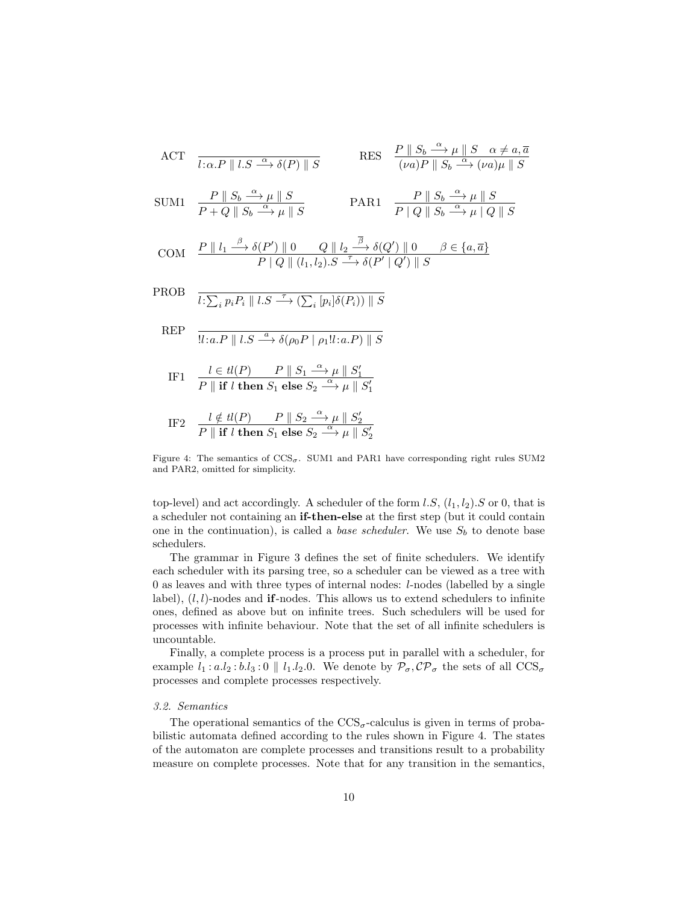$$\text{ACT} \quad \frac{}{l{:}\alpha.P \parallel l.S \xrightarrow{\alpha} \delta(P) \parallel S} \qquad \text{RES} \quad \frac{P \parallel S_b \xrightarrow{\alpha} \mu \parallel S \quad \alpha \neq a, \overline{a}}{(\nu a)P \parallel S_b \xrightarrow{\alpha} (\nu a)\mu \parallel S}$$

$$\text{SUM1} \quad \frac{P \parallel S_b \xrightarrow{\alpha} \mu \parallel S}{P + Q \parallel S_b \xrightarrow{\alpha} \mu \parallel S} \qquad \text{PAR1} \quad \frac{P \parallel S_b \xrightarrow{\alpha} \mu \parallel S}{P \mid Q \parallel S_b \xrightarrow{\alpha} \mu \mid Q \parallel S}$$

$$\text{COM} \quad \frac{P \parallel l_1 \xrightarrow{\beta} \delta(P') \parallel 0 \qquad Q \parallel l_2 \xrightarrow{\overline{\beta}} \delta(Q') \parallel 0 \qquad \beta \in \{a, \overline{a}\}}{P \mid Q \parallel (l_1, l_2).S \xrightarrow{\tau} \delta(P' \mid Q') \parallel S}$$

$$\text{PROB} \quad \frac{}{l{:}\sum_i p_i P_i \parallel l.S \xrightarrow{\tau} (\sum_i [p_i]\delta(P_i)) \parallel S}$$

$$\text{REP} \quad \frac{}{!l{:}a.P \parallel l.S \xrightarrow{a} \delta(\rho_0 P \mid \rho_1 !l{:}a.P) \parallel S}$$

$$\text{IF1} \quad \frac{l \in tl(P) \qquad P \parallel S_1 \xrightarrow{\alpha} \mu \parallel S_1'}{P \parallel \textbf{if } l \textbf{ then } S_1 \textbf{ else } S_2 \xrightarrow{\alpha} \mu \parallel S_1'}$$

$$\text{IF2} \quad \frac{l \notin tl(P) \qquad P \parallel S_2 \xrightarrow{\alpha} \mu \parallel S_2'}{P \parallel \textbf{if } l \textbf{ then } S_1 \textbf{ else } S_2 \xrightarrow{\alpha} \mu \parallel S_2'}$$

Figure 4: The semantics of $\text{CCS}_\sigma$. SUM1 and PAR1 have corresponding right rules SUM2 and PAR2, omitted for simplicity.

top-level) and act accordingly. A scheduler of the form $l.S$, $(l_1, l_2).S$ or 0, that is a scheduler not containing an **if-then-else** at the first step (but it could contain one in the continuation), is called a *base scheduler*. We use $S_b$ to denote base schedulers.

The grammar in Figure 3 defines the set of finite schedulers. We identify each scheduler with its parsing tree, so a scheduler can be viewed as a tree with 0 as leaves and with three types of internal nodes: $l$-nodes (labelled by a single label), $(l, l)$-nodes and **if**-nodes. This allows us to extend schedulers to infinite ones, defined as above but on infinite trees. Such schedulers will be used for processes with infinite behaviour. Note that the set of all infinite schedulers is uncountable.

Finally, a complete process is a process put in parallel with a scheduler, for example $l_1 : a.l_2 : b.l_3 : 0 \parallel l_1.l_2.0$. We denote by $\mathcal{P}_\sigma, \mathcal{CP}_\sigma$ the sets of all $\text{CCS}_\sigma$ processes and complete processes respectively.

### 3.2. Semantics

The operational semantics of the $\text{CCS}_\sigma$-calculus is given in terms of probabilistic automata defined according to the rules shown in Figure 4. The states of the automaton are complete processes and transitions result to a probability measure on complete processes. Note that for any transition in the semantics,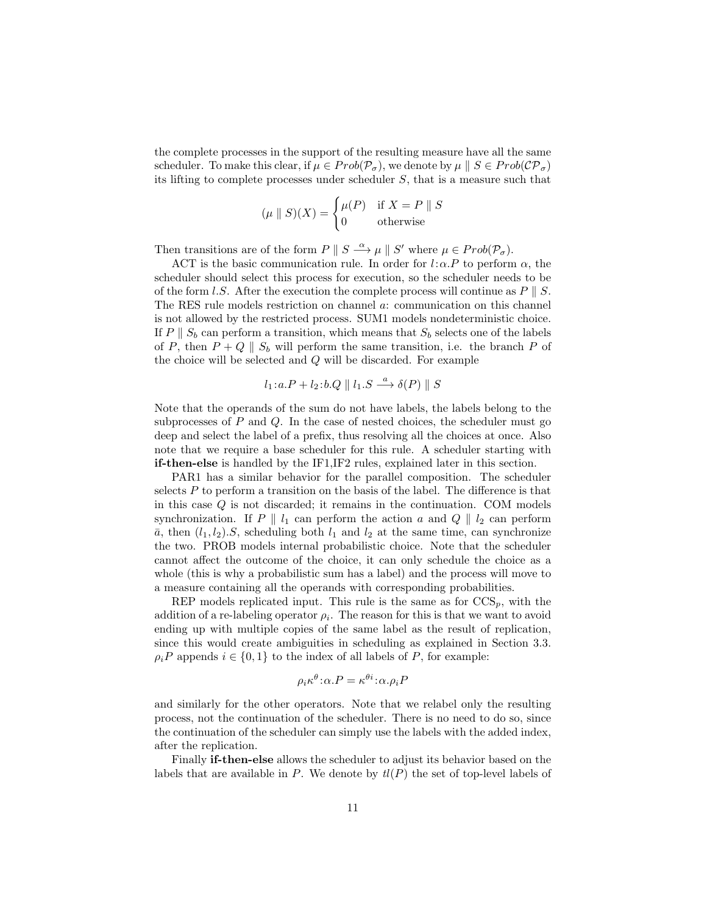the complete processes in the support of the resulting measure have all the same scheduler. To make this clear, if $\mu \in Prob(\mathcal{P}_\sigma)$, we denote by $\mu \parallel S \in Prob(\mathcal{CP}_\sigma)$ its lifting to complete processes under scheduler $S$, that is a measure such that

$$(\mu \parallel S)(X) = \begin{cases} \mu(P) & \text{if } X = P \parallel S \\ 0 & \text{otherwise} \end{cases}$$

Then transitions are of the form $P \parallel S \xrightarrow{\alpha} \mu \parallel S'$ where $\mu \in Prob(\mathcal{P}_\sigma)$.

ACT is the basic communication rule. In order for $l{:}\alpha.P$ to perform $\alpha$, the scheduler should select this process for execution, so the scheduler needs to be of the form $l.S$. After the execution the complete process will continue as $P \parallel S$. The RES rule models restriction on channel $a$: communication on this channel is not allowed by the restricted process. SUM1 models nondeterministic choice. If $P \parallel S_b$ can perform a transition, which means that $S_b$ selects one of the labels of $P$, then $P + Q \parallel S_b$ will perform the same transition, i.e. the branch $P$ of the choice will be selected and $Q$ will be discarded. For example

$$l_1{:}a.P + l_2{:}b.Q \parallel l_1.S \xrightarrow{a} \delta(P) \parallel S$$

Note that the operands of the sum do not have labels, the labels belong to the subprocesses of $P$ and $Q$. In the case of nested choices, the scheduler must go deep and select the label of a prefix, thus resolving all the choices at once. Also note that we require a base scheduler for this rule. A scheduler starting with **if-then-else** is handled by the IF1,IF2 rules, explained later in this section.

PAR1 has a similar behavior for the parallel composition. The scheduler selects $P$ to perform a transition on the basis of the label. The difference is that in this case $Q$ is not discarded; it remains in the continuation. COM models synchronization. If $P \parallel l_1$ can perform the action $a$ and $Q \parallel l_2$ can perform $\bar{a}$, then $(l_1, l_2).S$, scheduling both $l_1$ and $l_2$ at the same time, can synchronize the two. PROB models internal probabilistic choice. Note that the scheduler cannot affect the outcome of the choice, it can only schedule the choice as a whole (this is why a probabilistic sum has a label) and the process will move to a measure containing all the operands with corresponding probabilities.

REP models replicated input. This rule is the same as for $\text{CCS}_p$, with the addition of a re-labeling operator $\rho_i$. The reason for this is that we want to avoid ending up with multiple copies of the same label as the result of replication, since this would create ambiguities in scheduling as explained in Section 3.3. $\rho_i P$ appends $i \in \{0, 1\}$ to the index of all labels of $P$, for example:

$$\rho_i \kappa^\theta{:}\alpha.P = \kappa^{\theta i}{:}\alpha.\rho_i P$$

and similarly for the other operators. Note that we relabel only the resulting process, not the continuation of the scheduler. There is no need to do so, since the continuation of the scheduler can simply use the labels with the added index, after the replication.

Finally **if-then-else** allows the scheduler to adjust its behavior based on the labels that are available in $P$. We denote by $tl(P)$ the set of top-level labels of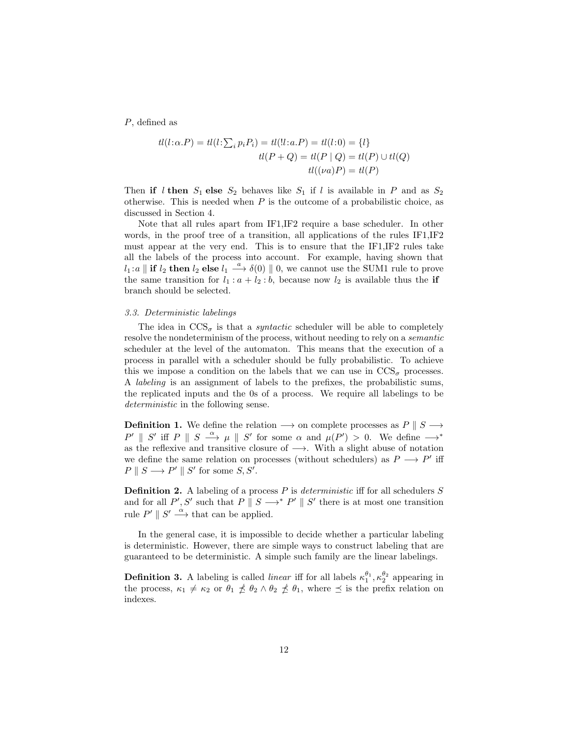$P$, defined as

$$
\begin{aligned}
tl(l\!:\!\alpha.P) = tl(l\!:\!\textstyle\sum_i p_i P_i) = tl(!l\!:\!a.P) = tl(l\!:\!0) = \{l\} \\
tl(P + Q) = tl(P \mid Q) = tl(P) \cup tl(Q) \\
tl((\nu a)P) = tl(P)
\end{aligned}
$$

Then **if** $l$ **then** $S_1$ **else** $S_2$ behaves like $S_1$ if $l$ is available in $P$ and as $S_2$ otherwise. This is needed when $P$ is the outcome of a probabilistic choice, as discussed in Section 4.

Note that all rules apart from IF1,IF2 require a base scheduler. In other words, in the proof tree of a transition, all applications of the rules IF1,IF2 must appear at the very end. This is to ensure that the IF1,IF2 rules take all the labels of the process into account. For example, having shown that $l_1\!:\!a \parallel$ **if** $l_2$ **then** $l_2$ **else** $l_1 \stackrel{a}{\longrightarrow} \delta(0) \parallel 0$, we cannot use the SUM1 rule to prove the same transition for $l_1 : a + l_2 : b$, because now $l_2$ is available thus the **if** branch should be selected.

### *3.3. Deterministic labelings*

The idea in $\mathrm{CCS}_\sigma$ is that a *syntactic* scheduler will be able to completely resolve the nondeterminism of the process, without needing to rely on a *semantic* scheduler at the level of the automaton. This means that the execution of a process in parallel with a scheduler should be fully probabilistic. To achieve this we impose a condition on the labels that we can use in $\mathrm{CCS}_\sigma$ processes. A *labeling* is an assignment of labels to the prefixes, the probabilistic sums, the replicated inputs and the 0s of a process. We require all labelings to be *deterministic* in the following sense.

**Definition 1.** We define the relation $\longrightarrow$ on complete processes as $P \parallel S \longrightarrow P' \parallel S'$ iff $P \parallel S \stackrel{\alpha}{\longrightarrow} \mu \parallel S'$ for some $\alpha$ and $\mu(P') > 0$. We define $\longrightarrow^*$ as the reflexive and transitive closure of $\longrightarrow$. With a slight abuse of notation we define the same relation on processes (without schedulers) as $P \longrightarrow P'$ iff $P \parallel S \longrightarrow P' \parallel S'$ for some $S, S'$.

**Definition 2.** A labeling of a process $P$ is *deterministic* iff for all schedulers $S$ and for all $P', S'$ such that $P \parallel S \longrightarrow^* P' \parallel S'$ there is at most one transition rule $P' \parallel S' \stackrel{\alpha}{\longrightarrow}$ that can be applied.

In the general case, it is impossible to decide whether a particular labeling is deterministic. However, there are simple ways to construct labeling that are guaranteed to be deterministic. A simple such family are the linear labelings.

**Definition 3.** A labeling is called *linear* iff for all labels $\kappa_1^{\theta_1}, \kappa_2^{\theta_2}$ appearing in the process, $\kappa_1 \neq \kappa_2$ or $\theta_1 \not\preceq \theta_2 \wedge \theta_2 \not\preceq \theta_1$, where $\preceq$ is the prefix relation on indexes.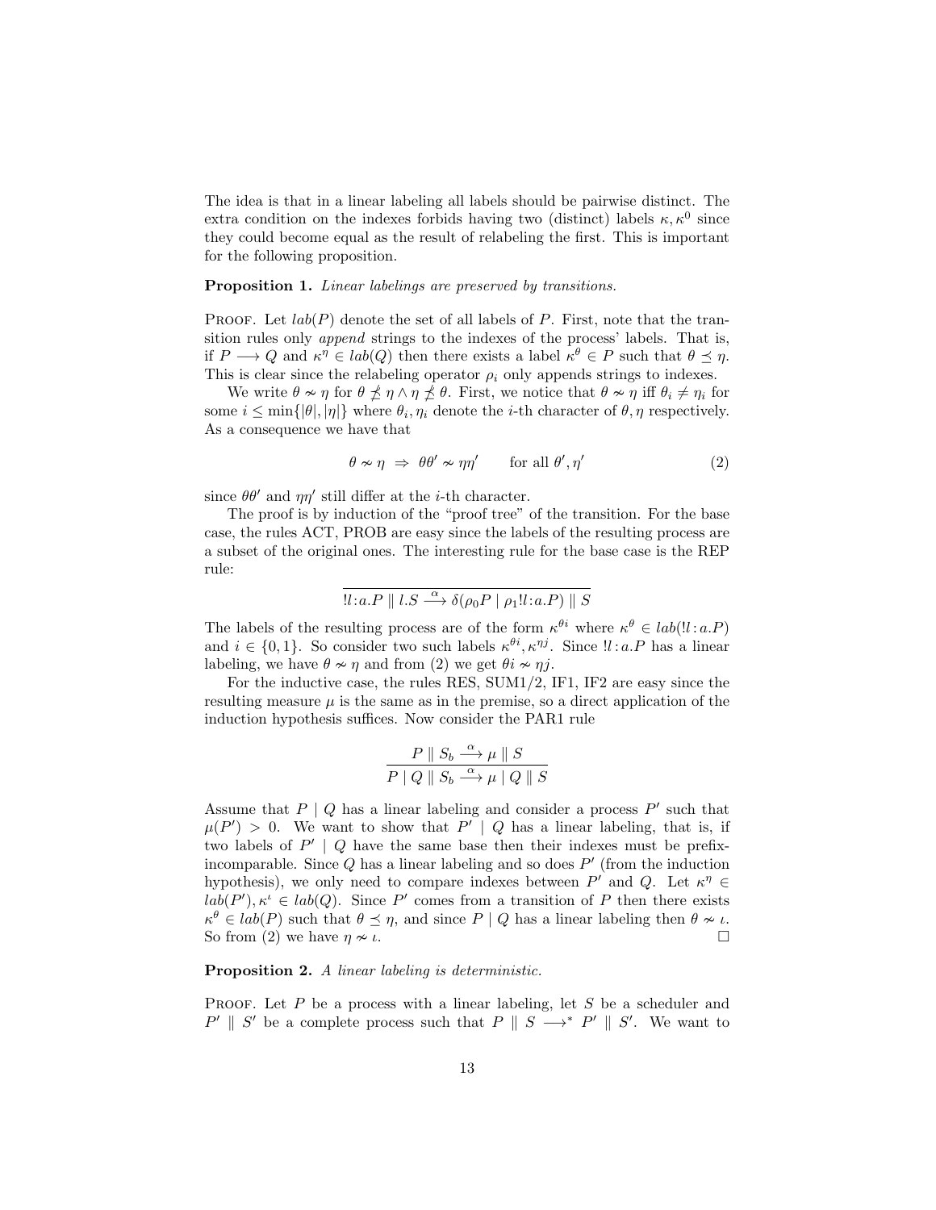The idea is that in a linear labeling all labels should be pairwise distinct. The extra condition on the indexes forbids having two (distinct) labels $\kappa, \kappa^0$ since they could become equal as the result of relabeling the first. This is important for the following proposition.

**Proposition 1.** *Linear labelings are preserved by transitions.*

Proof. Let $lab(P)$ denote the set of all labels of $P$. First, note that the transition rules only *append* strings to the indexes of the process' labels. That is, if $P \longrightarrow Q$ and $\kappa^\eta \in lab(Q)$ then there exists a label $\kappa^\theta \in P$ such that $\theta \preceq \eta$. This is clear since the relabeling operator $\rho_i$ only appends strings to indexes.

We write $\theta \nsim \eta$ for $\theta \npreceq \eta \wedge \eta \npreceq \theta$. First, we notice that $\theta \nsim \eta$ iff $\theta_i \neq \eta_i$ for some $i \leq \min\{|\theta|, |\eta|\}$ where $\theta_i, \eta_i$ denote the $i$-th character of $\theta, \eta$ respectively. As a consequence we have that

$$\theta \nsim \eta \;\Rightarrow\; \theta\theta' \nsim \eta\eta' \qquad \text{for all } \theta', \eta' \tag{2}$$

since $\theta\theta'$ and $\eta\eta'$ still differ at the $i$-th character.

The proof is by induction of the "proof tree" of the transition. For the base case, the rules ACT, PROB are easy since the labels of the resulting process are a subset of the original ones. The interesting rule for the base case is the REP rule:

$$\overline{!l\!:\!a.P \parallel l.S \xrightarrow{\alpha} \delta(\rho_0 P \mid \rho_1 !l\!:\!a.P) \parallel S}$$

The labels of the resulting process are of the form $\kappa^{\theta i}$ where $\kappa^\theta \in lab(!l\!:\!a.P)$ and $i \in \{0, 1\}$. So consider two such labels $\kappa^{\theta i}, \kappa^{\eta j}$. Since $!l\!:\!a.P$ has a linear labeling, we have $\theta \nsim \eta$ and from (2) we get $\theta i \nsim \eta j$.

For the inductive case, the rules RES, SUM1/2, IF1, IF2 are easy since the resulting measure $\mu$ is the same as in the premise, so a direct application of the induction hypothesis suffices. Now consider the PAR1 rule

$$\frac{P \parallel S_b \xrightarrow{\alpha} \mu \parallel S}{P \mid Q \parallel S_b \xrightarrow{\alpha} \mu \mid Q \parallel S}$$

Assume that $P \mid Q$ has a linear labeling and consider a process $P'$ such that $\mu(P') > 0$. We want to show that $P' \mid Q$ has a linear labeling, that is, if two labels of $P' \mid Q$ have the same base then their indexes must be prefix-incomparable. Since $Q$ has a linear labeling and so does $P'$ (from the induction hypothesis), we only need to compare indexes between $P'$ and $Q$. Let $\kappa^\eta \in lab(P'), \kappa^\iota \in lab(Q)$. Since $P'$ comes from a transition of $P$ then there exists $\kappa^\theta \in lab(P)$ such that $\theta \preceq \eta$, and since $P \mid Q$ has a linear labeling then $\theta \nsim \iota$. So from (2) we have $\eta \nsim \iota$. $\square$

**Proposition 2.** *A linear labeling is deterministic.*

Proof. Let $P$ be a process with a linear labeling, let $S$ be a scheduler and $P' \parallel S'$ be a complete process such that $P \parallel S \longrightarrow^* P' \parallel S'$. We want to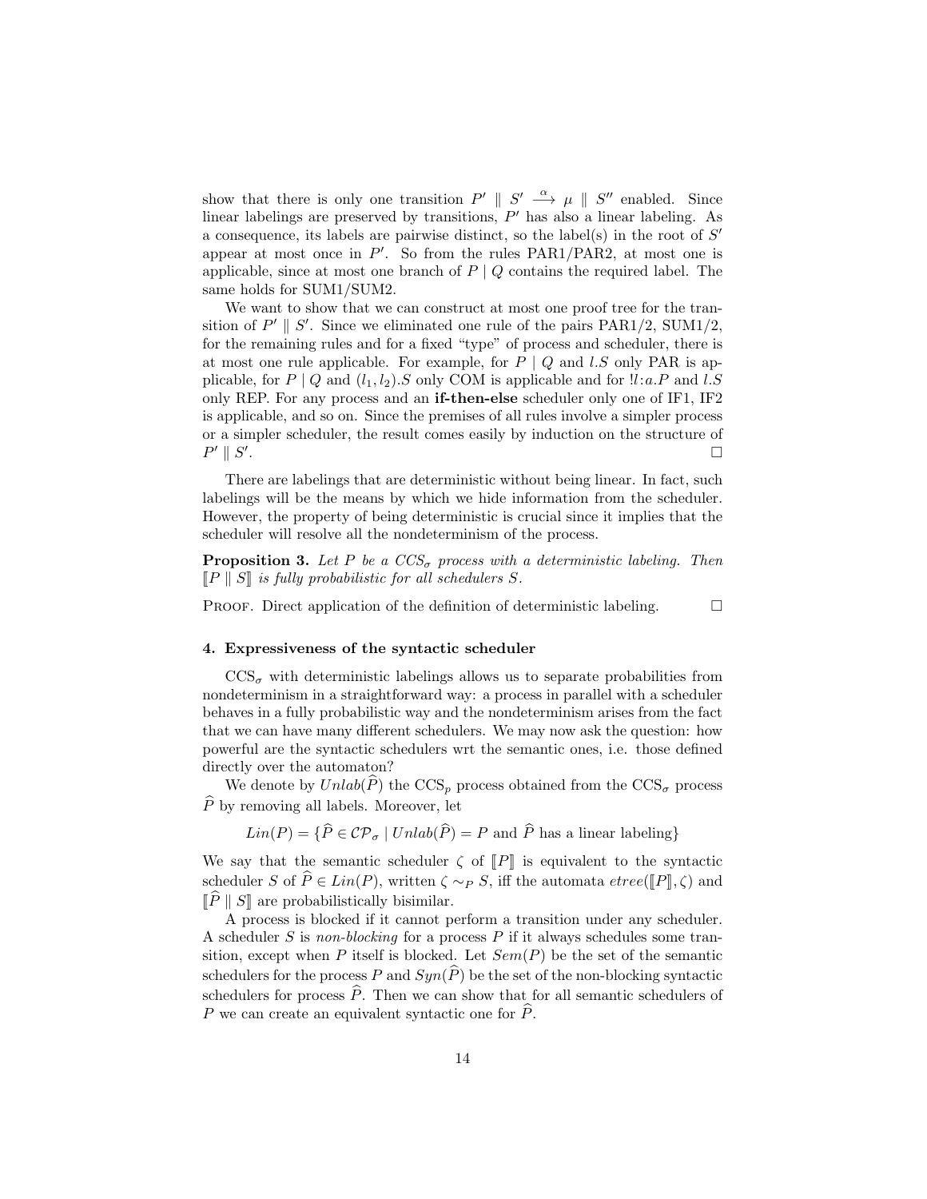show that there is only one transition $P' \parallel S' \xrightarrow{\alpha} \mu \parallel S''$ enabled. Since linear labelings are preserved by transitions, $P'$ has also a linear labeling. As a consequence, its labels are pairwise distinct, so the label(s) in the root of $S'$ appear at most once in $P'$. So from the rules PAR1/PAR2, at most one is applicable, since at most one branch of $P \mid Q$ contains the required label. The same holds for SUM1/SUM2.

We want to show that we can construct at most one proof tree for the transition of $P' \parallel S'$. Since we eliminated one rule of the pairs PAR1/2, SUM1/2, for the remaining rules and for a fixed "type" of process and scheduler, there is at most one rule applicable. For example, for $P \mid Q$ and $l.S$ only PAR is applicable, for $P \mid Q$ and $(l_1, l_2).S$ only COM is applicable and for $!l{:}a.P$ and $l.S$ only REP. For any process and an **if-then-else** scheduler only one of IF1, IF2 is applicable, and so on. Since the premises of all rules involve a simpler process or a simpler scheduler, the result comes easily by induction on the structure of $P' \parallel S'$. □

There are labelings that are deterministic without being linear. In fact, such labelings will be the means by which we hide information from the scheduler. However, the property of being deterministic is crucial since it implies that the scheduler will resolve all the nondeterminism of the process.

**Proposition 3.** *Let $P$ be a $CCS_\sigma$ process with a deterministic labeling. Then $[\![P \parallel S]\!]$ is fully probabilistic for all schedulers $S$.*

Proof. Direct application of the definition of deterministic labeling. □

#### 4. Expressiveness of the syntactic scheduler

$\text{CCS}_\sigma$ with deterministic labelings allows us to separate probabilities from nondeterminism in a straightforward way: a process in parallel with a scheduler behaves in a fully probabilistic way and the nondeterminism arises from the fact that we can have many different schedulers. We may now ask the question: how powerful are the syntactic schedulers wrt the semantic ones, i.e. those defined directly over the automaton?

We denote by $Unlab(\widehat{P})$ the $\text{CCS}_p$ process obtained from the $\text{CCS}_\sigma$ process $\widehat{P}$ by removing all labels. Moreover, let

$$Lin(P) = \{\widehat{P} \in \mathcal{CP}_\sigma \mid Unlab(\widehat{P}) = P \text{ and } \widehat{P} \text{ has a linear labeling}\}$$

We say that the semantic scheduler $\zeta$ of $[\![P]\!]$ is equivalent to the syntactic scheduler $S$ of $\widehat{P} \in Lin(P)$, written $\zeta \sim_P S$, iff the automata $etree([\![P]\!], \zeta)$ and $[\![\widehat{P} \parallel S]\!]$ are probabilistically bisimilar.

A process is blocked if it cannot perform a transition under any scheduler. A scheduler $S$ is *non-blocking* for a process $P$ if it always schedules some transition, except when $P$ itself is blocked. Let $Sem(P)$ be the set of the semantic schedulers for the process $P$ and $Syn(\widehat{P})$ be the set of the non-blocking syntactic schedulers for process $\widehat{P}$. Then we can show that for all semantic schedulers of $P$ we can create an equivalent syntactic one for $\widehat{P}$.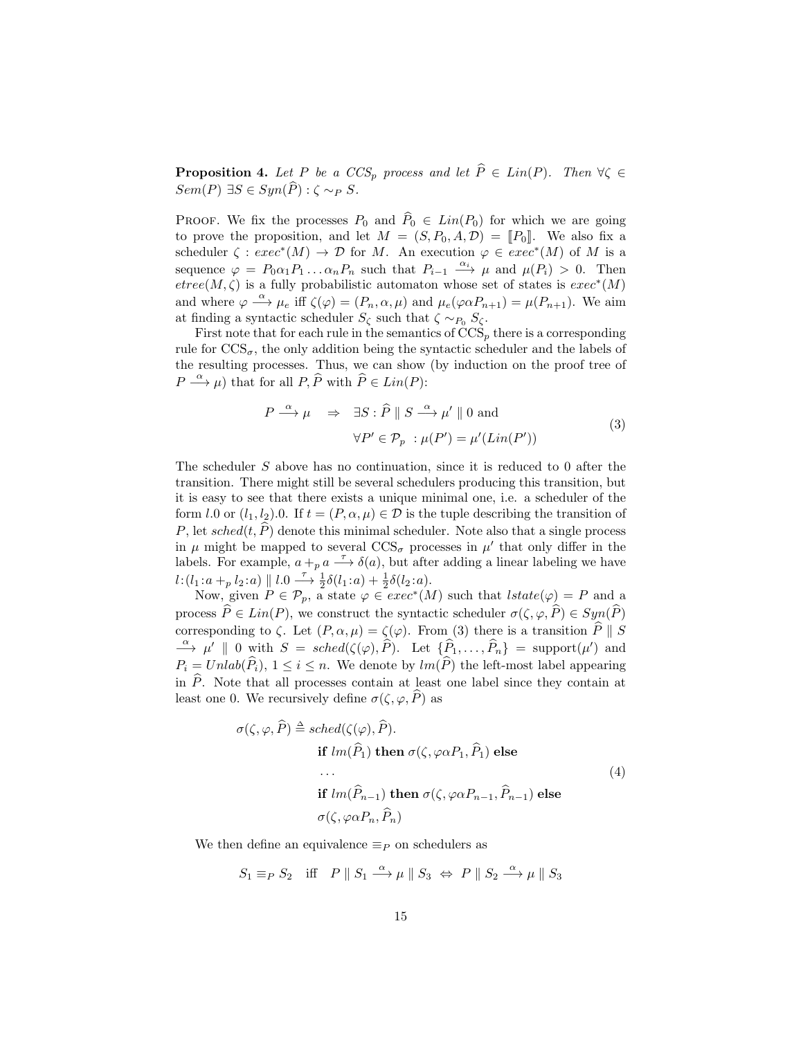**Proposition 4.** *Let $P$ be a $CCS_p$ process and let $\widehat{P} \in Lin(P)$. Then $\forall \zeta \in Sem(P)\ \exists S \in Syn(\widehat{P}) : \zeta \sim_P S$.*

Proof. We fix the processes $P_0$ and $\widehat{P}_0 \in Lin(P_0)$ for which we are going to prove the proposition, and let $M = (S, P_0, A, \mathcal{D}) = [\![P_0]\!]$. We also fix a scheduler $\zeta : exec^*(M) \to \mathcal{D}$ for $M$. An execution $\varphi \in exec^*(M)$ of $M$ is a sequence $\varphi = P_0 \alpha_1 P_1 \ldots \alpha_n P_n$ such that $P_{i-1} \xrightarrow{\alpha_i} \mu$ and $\mu(P_i) > 0$. Then $etree(M, \zeta)$ is a fully probabilistic automaton whose set of states is $exec^*(M)$ and where $\varphi \xrightarrow{\alpha} \mu_e$ iff $\zeta(\varphi) = (P_n, \alpha, \mu)$ and $\mu_e(\varphi \alpha P_{n+1}) = \mu(P_{n+1})$. We aim at finding a syntactic scheduler $S_\zeta$ such that $\zeta \sim_{P_0} S_\zeta$.

First note that for each rule in the semantics of $\text{CCS}_p$ there is a corresponding rule for $\text{CCS}_\sigma$, the only addition being the syntactic scheduler and the labels of the resulting processes. Thus, we can show (by induction on the proof tree of $P \xrightarrow{\alpha} \mu$) that for all $P, \widehat{P}$ with $\widehat{P} \in Lin(P)$:

$$
\begin{aligned}
P \xrightarrow{\alpha} \mu \quad \Rightarrow \quad & \exists S : \widehat{P} \parallel S \xrightarrow{\alpha} \mu' \parallel 0 \text{ and} \\
& \forall P' \in \mathcal{P}_p \ : \mu(P') = \mu'(Lin(P'))
\end{aligned}
\tag{3}
$$

The scheduler $S$ above has no continuation, since it is reduced to 0 after the transition. There might still be several schedulers producing this transition, but it is easy to see that there exists a unique minimal one, i.e. a scheduler of the form $l.0$ or $(l_1, l_2).0$. If $t = (P, \alpha, \mu) \in \mathcal{D}$ is the tuple describing the transition of $P$, let $sched(t, \widehat{P})$ denote this minimal scheduler. Note also that a single process in $\mu$ might be mapped to several $\text{CCS}_\sigma$ processes in $\mu'$ that only differ in the labels. For example, $a +_p a \xrightarrow{\tau} \delta(a)$, but after adding a linear labeling we have $l{:}(l_1{:}a +_p l_2{:}a) \parallel l.0 \xrightarrow{\tau} \frac{1}{2}\delta(l_1{:}a) + \frac{1}{2}\delta(l_2{:}a)$.

Now, given $P \in \mathcal{P}_p$, a state $\varphi \in exec^*(M)$ such that $lstate(\varphi) = P$ and a process $\widehat{P} \in Lin(P)$, we construct the syntactic scheduler $\sigma(\zeta, \varphi, \widehat{P}) \in Syn(\widehat{P})$ corresponding to $\zeta$. Let $(P, \alpha, \mu) = \zeta(\varphi)$. From (3) there is a transition $\widehat{P} \parallel S \xrightarrow{\alpha} \mu' \parallel 0$ with $S = sched(\zeta(\varphi), \widehat{P})$. Let $\{\widehat{P}_1, \ldots, \widehat{P}_n\} = \text{support}(\mu')$ and $P_i = Unlab(\widehat{P}_i)$, $1 \leq i \leq n$. We denote by $lm(\widehat{P})$ the left-most label appearing in $\widehat{P}$. Note that all processes contain at least one label since they contain at least one 0. We recursively define $\sigma(\zeta, \varphi, \widehat{P})$ as

$$
\begin{aligned}
\sigma(\zeta, \varphi, \widehat{P}) \triangleq\ & sched(\zeta(\varphi), \widehat{P}). \\
& \textbf{if } lm(\widehat{P}_1) \textbf{ then } \sigma(\zeta, \varphi\alpha P_1, \widehat{P}_1) \textbf{ else} \\
& \ldots \\
& \textbf{if } lm(\widehat{P}_{n-1}) \textbf{ then } \sigma(\zeta, \varphi\alpha P_{n-1}, \widehat{P}_{n-1}) \textbf{ else} \\
& \sigma(\zeta, \varphi\alpha P_n, \widehat{P}_n)
\end{aligned}
\tag{4}
$$

We then define an equivalence $\equiv_P$ on schedulers as

$$
S_1 \equiv_P S_2 \quad \text{iff} \quad P \parallel S_1 \xrightarrow{\alpha} \mu \parallel S_3 \ \Leftrightarrow\ P \parallel S_2 \xrightarrow{\alpha} \mu \parallel S_3
$$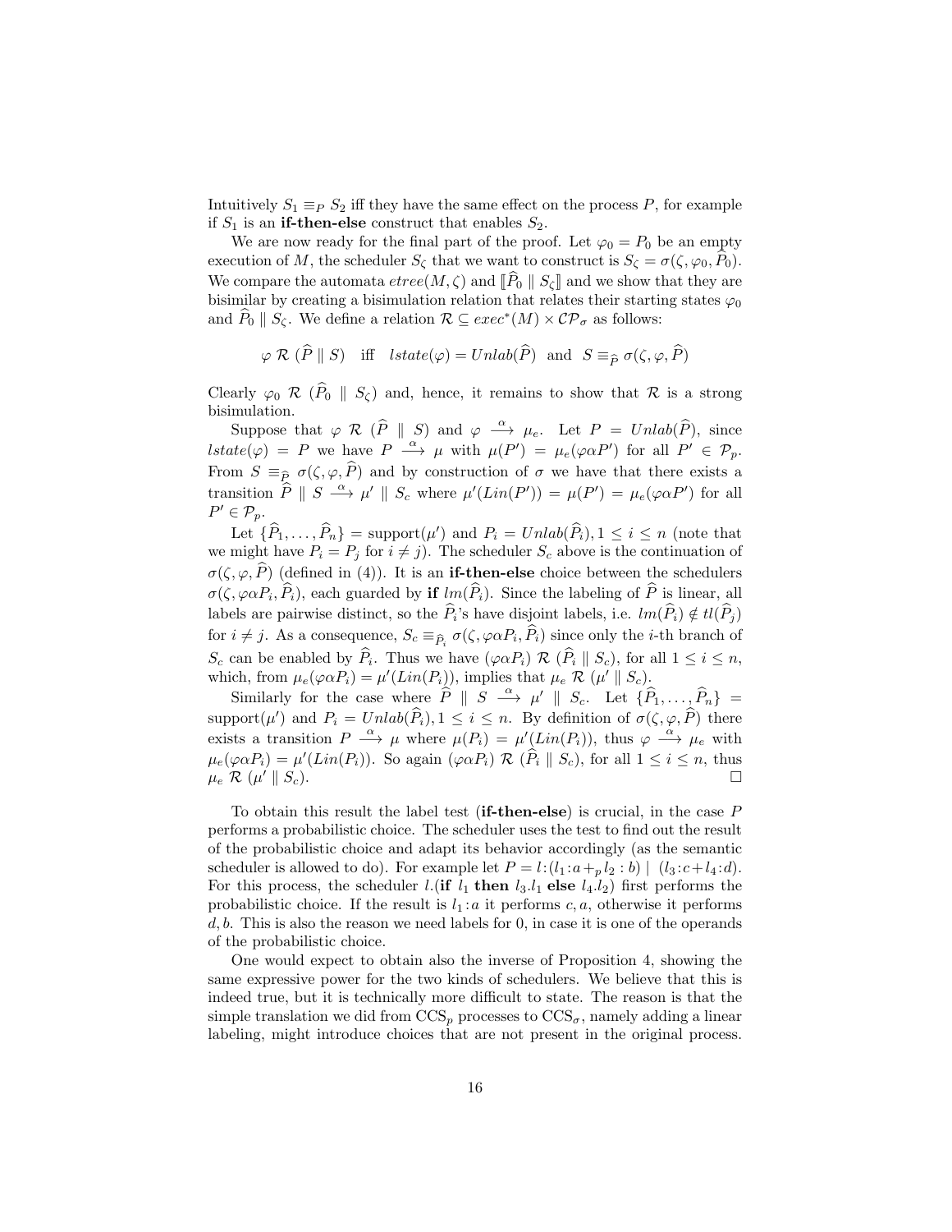Intuitively $S_1 \equiv_P S_2$ iff they have the same effect on the process $P$, for example if $S_1$ is an **if-then-else** construct that enables $S_2$.

We are now ready for the final part of the proof. Let $\varphi_0 = P_0$ be an empty execution of $M$, the scheduler $S_\zeta$ that we want to construct is $S_\zeta = \sigma(\zeta, \varphi_0, \widehat{P}_0)$. We compare the automata $etree(M, \zeta)$ and $[\![\widehat{P}_0 \parallel S_\zeta]\!]$ and we show that they are bisimilar by creating a bisimulation relation that relates their starting states $\varphi_0$ and $\widehat{P}_0 \parallel S_\zeta$. We define a relation $\mathcal{R} \subseteq exec^*(M) \times \mathcal{CP}_\sigma$ as follows:

$$\varphi \; \mathcal{R} \; (\widehat{P} \parallel S) \quad \text{iff} \quad lstate(\varphi) = Unlab(\widehat{P}) \;\; \text{and} \;\; S \equiv_{\widehat{P}} \sigma(\zeta, \varphi, \widehat{P})$$

Clearly $\varphi_0 \; \mathcal{R} \; (\widehat{P}_0 \parallel S_\zeta)$ and, hence, it remains to show that $\mathcal{R}$ is a strong bisimulation.

Suppose that $\varphi \; \mathcal{R} \; (\widehat{P} \parallel S)$ and $\varphi \xrightarrow{\alpha} \mu_e$. Let $P = Unlab(\widehat{P})$, since $lstate(\varphi) = P$ we have $P \xrightarrow{\alpha} \mu$ with $\mu(P') = \mu_e(\varphi \alpha P')$ for all $P' \in \mathcal{P}_p$. From $S \equiv_{\widehat{P}} \sigma(\zeta, \varphi, \widehat{P})$ and by construction of $\sigma$ we have that there exists a transition $\widehat{P} \parallel S \xrightarrow{\alpha} \mu' \parallel S_c$ where $\mu'(Lin(P')) = \mu(P') = \mu_e(\varphi \alpha P')$ for all $P' \in \mathcal{P}_p$.

Let $\{\widehat{P}_1, \ldots, \widehat{P}_n\} = \text{support}(\mu')$ and $P_i = Unlab(\widehat{P}_i), 1 \leq i \leq n$ (note that we might have $P_i = P_j$ for $i \neq j$). The scheduler $S_c$ above is the continuation of $\sigma(\zeta, \varphi, \widehat{P})$ (defined in (4)). It is an **if-then-else** choice between the schedulers $\sigma(\zeta, \varphi \alpha P_i, \widehat{P}_i)$, each guarded by **if** $lm(\widehat{P}_i)$. Since the labeling of $\widehat{P}$ is linear, all labels are pairwise distinct, so the $\widehat{P}_i$'s have disjoint labels, i.e. $lm(\widehat{P}_i) \notin tl(\widehat{P}_j)$ for $i \neq j$. As a consequence, $S_c \equiv_{\widehat{P}_i} \sigma(\zeta, \varphi \alpha P_i, \widehat{P}_i)$ since only the $i$-th branch of $S_c$ can be enabled by $\widehat{P}_i$. Thus we have $(\varphi \alpha P_i) \; \mathcal{R} \; (\widehat{P}_i \parallel S_c)$, for all $1 \leq i \leq n$, which, from $\mu_e(\varphi \alpha P_i) = \mu'(Lin(P_i))$, implies that $\mu_e \; \mathcal{R} \; (\mu' \parallel S_c)$.

Similarly for the case where $\widehat{P} \parallel S \xrightarrow{\alpha} \mu' \parallel S_c$. Let $\{\widehat{P}_1, \ldots, \widehat{P}_n\} = \text{support}(\mu')$ and $P_i = Unlab(\widehat{P}_i), 1 \leq i \leq n$. By definition of $\sigma(\zeta, \varphi, \widehat{P})$ there exists a transition $P \xrightarrow{\alpha} \mu$ where $\mu(P_i) = \mu'(Lin(P_i))$, thus $\varphi \xrightarrow{\alpha} \mu_e$ with $\mu_e(\varphi \alpha P_i) = \mu'(Lin(P_i))$. So again $(\varphi \alpha P_i) \; \mathcal{R} \; (\widehat{P}_i \parallel S_c)$, for all $1 \leq i \leq n$, thus $\mu_e \; \mathcal{R} \; (\mu' \parallel S_c)$. □

To obtain this result the label test (**if-then-else**) is crucial, in the case $P$ performs a probabilistic choice. The scheduler uses the test to find out the result of the probabilistic choice and adapt its behavior accordingly (as the semantic scheduler is allowed to do). For example let $P = l\!:\!(l_1\!:\!a +_p l_2\!:\!b) \mid (l_3\!:\!c + l_4\!:\!d)$. For this process, the scheduler $l.($**if** $l_1$ **then** $l_3.l_1$ **else** $l_4.l_2)$ first performs the probabilistic choice. If the result is $l_1\!:\!a$ it performs $c, a$, otherwise it performs $d, b$. This is also the reason we need labels for 0, in case it is one of the operands of the probabilistic choice.

One would expect to obtain also the inverse of Proposition 4, showing the same expressive power for the two kinds of schedulers. We believe that this is indeed true, but it is technically more difficult to state. The reason is that the simple translation we did from CCS$_p$ processes to CCS$_\sigma$, namely adding a linear labeling, might introduce choices that are not present in the original process.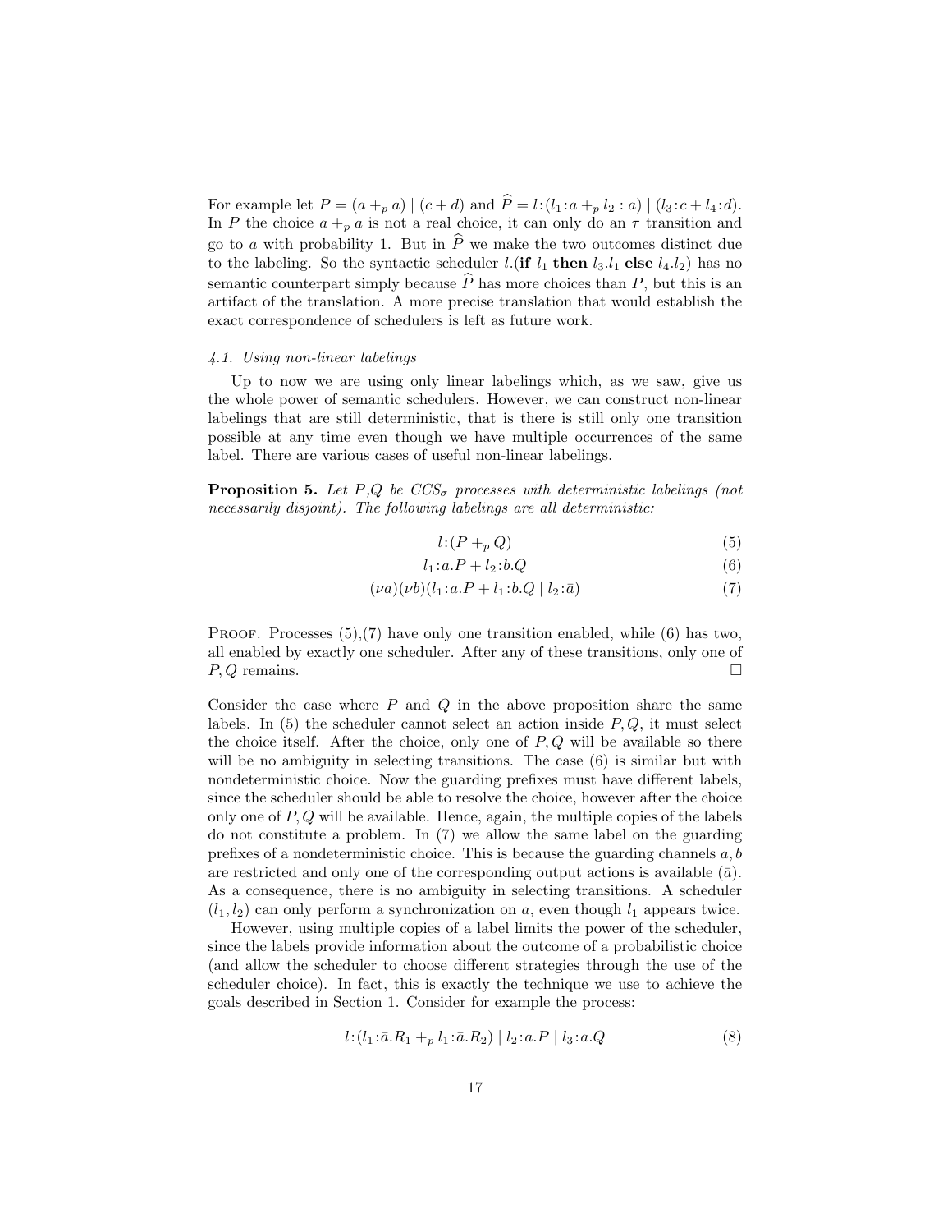For example let $P = (a +_p a) \mid (c + d)$ and $\widehat{P} = l{:}(l_1{:}a +_p l_2 : a) \mid (l_3{:}c + l_4{:}d)$. In $P$ the choice $a +_p a$ is not a real choice, it can only do an $\tau$ transition and go to $a$ with probability 1. But in $\widehat{P}$ we make the two outcomes distinct due to the labeling. So the syntactic scheduler $l.(\textbf{if } l_1 \textbf{ then } l_3.l_1 \textbf{ else } l_4.l_2)$ has no semantic counterpart simply because $\widehat{P}$ has more choices than $P$, but this is an artifact of the translation. A more precise translation that would establish the exact correspondence of schedulers is left as future work.

### *4.1. Using non-linear labelings*

Up to now we are using only linear labelings which, as we saw, give us the whole power of semantic schedulers. However, we can construct non-linear labelings that are still deterministic, that is there is still only one transition possible at any time even though we have multiple occurrences of the same label. There are various cases of useful non-linear labelings.

**Proposition 5.** *Let $P$,$Q$ be $CCS_\sigma$ processes with deterministic labelings (not necessarily disjoint). The following labelings are all deterministic:*

$$l{:}(P +_p Q) \tag{5}$$

$$l_1{:}a.P + l_2{:}b.Q \tag{6}$$

$$(\nu a)(\nu b)(l_1{:}a.P + l_1{:}b.Q \mid l_2{:}\bar{a}) \tag{7}$$

Proof. Processes (5),(7) have only one transition enabled, while (6) has two, all enabled by exactly one scheduler. After any of these transitions, only one of $P, Q$ remains. □

Consider the case where $P$ and $Q$ in the above proposition share the same labels. In (5) the scheduler cannot select an action inside $P, Q$, it must select the choice itself. After the choice, only one of $P, Q$ will be available so there will be no ambiguity in selecting transitions. The case (6) is similar but with nondeterministic choice. Now the guarding prefixes must have different labels, since the scheduler should be able to resolve the choice, however after the choice only one of $P, Q$ will be available. Hence, again, the multiple copies of the labels do not constitute a problem. In (7) we allow the same label on the guarding prefixes of a nondeterministic choice. This is because the guarding channels $a, b$ are restricted and only one of the corresponding output actions is available ($\bar{a}$). As a consequence, there is no ambiguity in selecting transitions. A scheduler $(l_1, l_2)$ can only perform a synchronization on $a$, even though $l_1$ appears twice.

However, using multiple copies of a label limits the power of the scheduler, since the labels provide information about the outcome of a probabilistic choice (and allow the scheduler to choose different strategies through the use of the scheduler choice). In fact, this is exactly the technique we use to achieve the goals described in Section 1. Consider for example the process:

$$l{:}(l_1{:}\bar{a}.R_1 +_p l_1{:}\bar{a}.R_2) \mid l_2{:}a.P \mid l_3{:}a.Q \tag{8}$$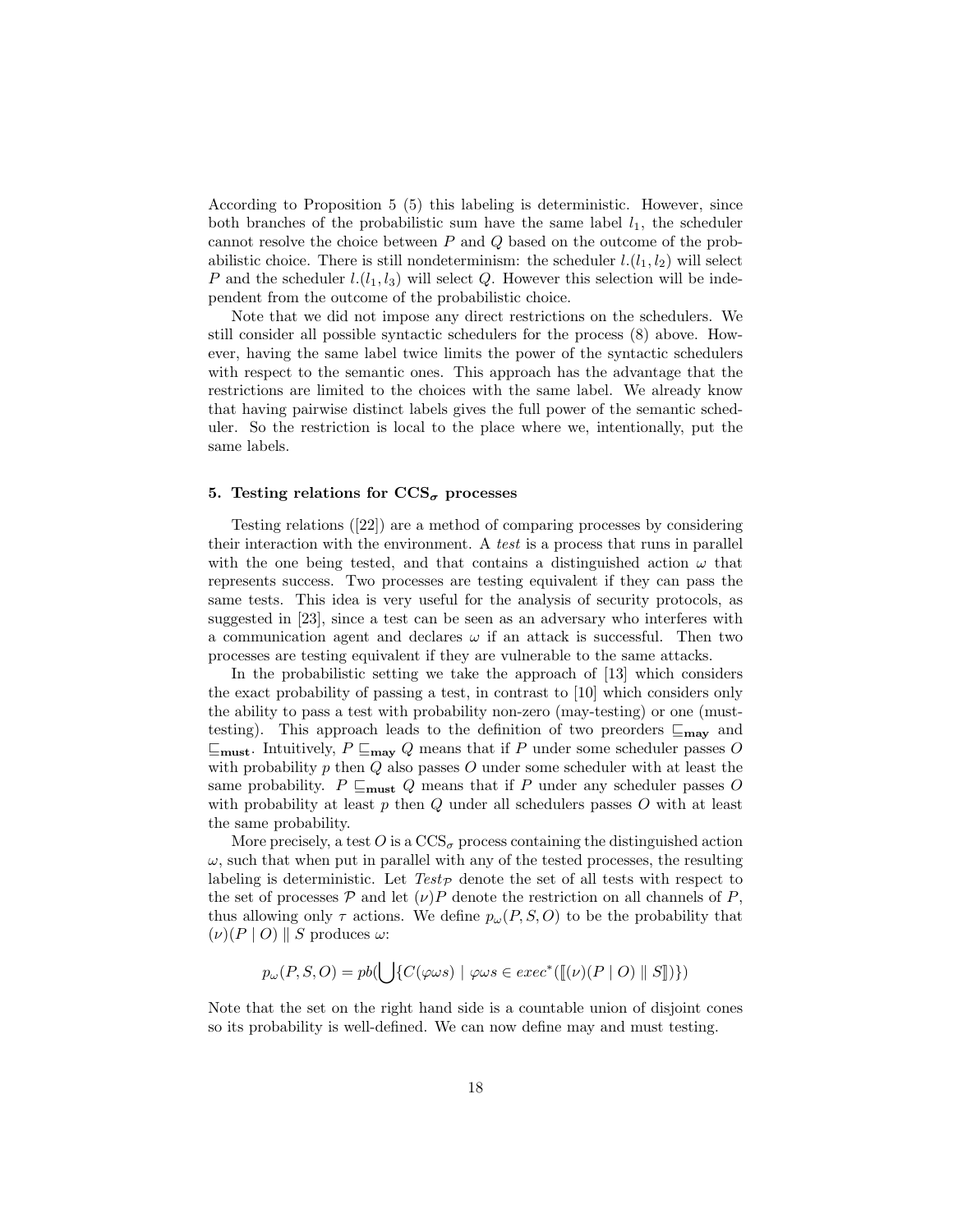According to Proposition 5 (5) this labeling is deterministic. However, since both branches of the probabilistic sum have the same label $l_1$, the scheduler cannot resolve the choice between $P$ and $Q$ based on the outcome of the probabilistic choice. There is still nondeterminism: the scheduler $l.(l_1, l_2)$ will select $P$ and the scheduler $l.(l_1, l_3)$ will select $Q$. However this selection will be independent from the outcome of the probabilistic choice.

Note that we did not impose any direct restrictions on the schedulers. We still consider all possible syntactic schedulers for the process (8) above. However, having the same label twice limits the power of the syntactic schedulers with respect to the semantic ones. This approach has the advantage that the restrictions are limited to the choices with the same label. We already know that having pairwise distinct labels gives the full power of the semantic scheduler. So the restriction is local to the place where we, intentionally, put the same labels.

## 5. Testing relations for $\text{CCS}_\sigma$ processes

Testing relations ([22]) are a method of comparing processes by considering their interaction with the environment. A *test* is a process that runs in parallel with the one being tested, and that contains a distinguished action $\omega$ that represents success. Two processes are testing equivalent if they can pass the same tests. This idea is very useful for the analysis of security protocols, as suggested in [23], since a test can be seen as an adversary who interferes with a communication agent and declares $\omega$ if an attack is successful. Then two processes are testing equivalent if they are vulnerable to the same attacks.

In the probabilistic setting we take the approach of [13] which considers the exact probability of passing a test, in contrast to [10] which considers only the ability to pass a test with probability non-zero (may-testing) or one (must-testing). This approach leads to the definition of two preorders $\sqsubseteq_{\mathbf{may}}$ and $\sqsubseteq_{\mathbf{must}}$. Intuitively, $P \sqsubseteq_{\mathbf{may}} Q$ means that if $P$ under some scheduler passes $O$ with probability $p$ then $Q$ also passes $O$ under some scheduler with at least the same probability. $P \sqsubseteq_{\mathbf{must}} Q$ means that if $P$ under any scheduler passes $O$ with probability at least $p$ then $Q$ under all schedulers passes $O$ with at least the same probability.

More precisely, a test $O$ is a $\text{CCS}_\sigma$ process containing the distinguished action $\omega$, such that when put in parallel with any of the tested processes, the resulting labeling is deterministic. Let $Test_{\mathcal{P}}$ denote the set of all tests with respect to the set of processes $\mathcal{P}$ and let $(\nu)P$ denote the restriction on all channels of $P$, thus allowing only $\tau$ actions. We define $p_\omega(P, S, O)$ to be the probability that $(\nu)(P \mid O) \parallel S$ produces $\omega$:

$$p_\omega(P, S, O) = pb(\bigcup\{C(\varphi\omega s) \mid \varphi\omega s \in exec^*(\llbracket(\nu)(P \mid O) \parallel S\rrbracket)\})$$

Note that the set on the right hand side is a countable union of disjoint cones so its probability is well-defined. We can now define may and must testing.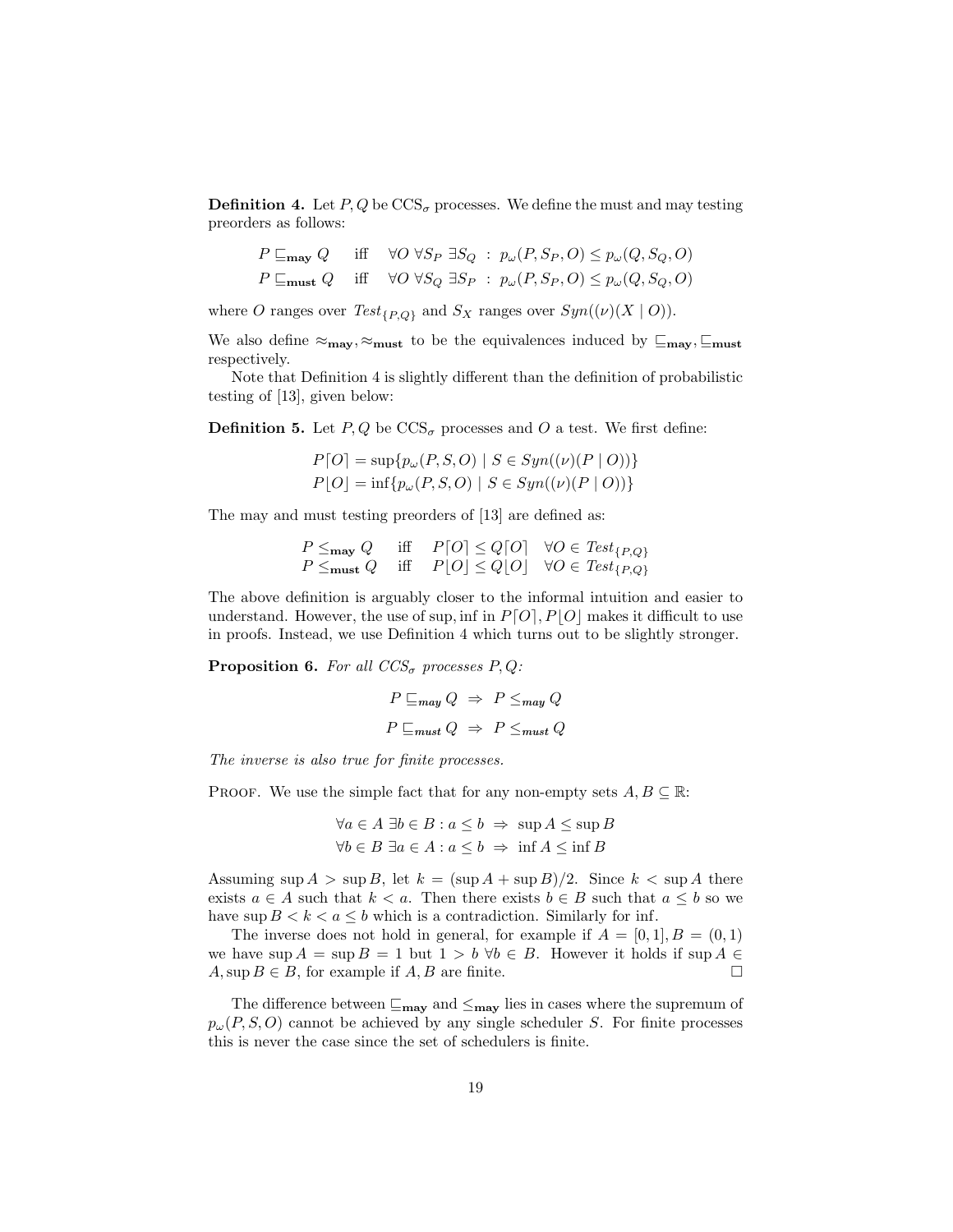**Definition 4.** Let $P, Q$ be $\text{CCS}_\sigma$ processes. We define the must and may testing preorders as follows:

$$
\begin{array}{lll}
P \sqsubseteq_{\mathbf{may}} Q & \text{iff} & \forall O\ \forall S_P\ \exists S_Q\ :\ p_\omega(P, S_P, O) \leq p_\omega(Q, S_Q, O) \\
P \sqsubseteq_{\mathbf{must}} Q & \text{iff} & \forall O\ \forall S_Q\ \exists S_P\ :\ p_\omega(P, S_P, O) \leq p_\omega(Q, S_Q, O)
\end{array}
$$

where $O$ ranges over $\mathit{Test}_{\{P,Q\}}$ and $S_X$ ranges over $\mathit{Syn}((\nu)(X \mid O))$.

We also define $\approx_{\mathbf{may}}, \approx_{\mathbf{must}}$ to be the equivalences induced by $\sqsubseteq_{\mathbf{may}}, \sqsubseteq_{\mathbf{must}}$ respectively.

Note that Definition 4 is slightly different than the definition of probabilistic testing of [13], given below:

**Definition 5.** Let $P, Q$ be $\text{CCS}_\sigma$ processes and $O$ a test. We first define:

$$
\begin{array}{l}
P\lceil O \rceil = \sup\{p_\omega(P, S, O) \mid S \in \mathit{Syn}((\nu)(P \mid O))\} \\
P\lfloor O \rfloor = \inf\{p_\omega(P, S, O) \mid S \in \mathit{Syn}((\nu)(P \mid O))\}
\end{array}
$$

The may and must testing preorders of [13] are defined as:

$$
\begin{array}{llll}
P \leq_{\mathbf{may}} Q & \text{iff} & P\lceil O \rceil \leq Q\lceil O \rceil & \forall O \in \mathit{Test}_{\{P,Q\}} \\
P \leq_{\mathbf{must}} Q & \text{iff} & P\lfloor O \rfloor \leq Q\lfloor O \rfloor & \forall O \in \mathit{Test}_{\{P,Q\}}
\end{array}
$$

The above definition is arguably closer to the informal intuition and easier to understand. However, the use of sup, inf in $P\lceil O \rceil, P\lfloor O \rfloor$ makes it difficult to use in proofs. Instead, we use Definition 4 which turns out to be slightly stronger.

**Proposition 6.** *For all $CCS_\sigma$ processes $P, Q$:*

$$
P \sqsubseteq_{\mathbf{may}} Q \ \Rightarrow\ P \leq_{\mathbf{may}} Q
$$

$$
P \sqsubseteq_{\mathbf{must}} Q \ \Rightarrow\ P \leq_{\mathbf{must}} Q
$$

*The inverse is also true for finite processes.*

Proof. We use the simple fact that for any non-empty sets $A, B \subseteq \mathbb{R}$:

$$
\begin{array}{l}
\forall a \in A\ \exists b \in B : a \leq b \ \Rightarrow\ \sup A \leq \sup B \\
\forall b \in B\ \exists a \in A : a \leq b \ \Rightarrow\ \inf A \leq \inf B
\end{array}
$$

Assuming $\sup A > \sup B$, let $k = (\sup A + \sup B)/2$. Since $k < \sup A$ there exists $a \in A$ such that $k < a$. Then there exists $b \in B$ such that $a \leq b$ so we have $\sup B < k < a \leq b$ which is a contradiction. Similarly for inf.

The inverse does not hold in general, for example if $A = [0, 1], B = (0, 1)$ we have $\sup A = \sup B = 1$ but $1 > b\ \forall b \in B$. However it holds if $\sup A \in A, \sup B \in B$, for example if $A, B$ are finite. $\square$

The difference between $\sqsubseteq_{\mathbf{may}}$ and $\leq_{\mathbf{may}}$ lies in cases where the supremum of $p_\omega(P, S, O)$ cannot be achieved by any single scheduler $S$. For finite processes this is never the case since the set of schedulers is finite.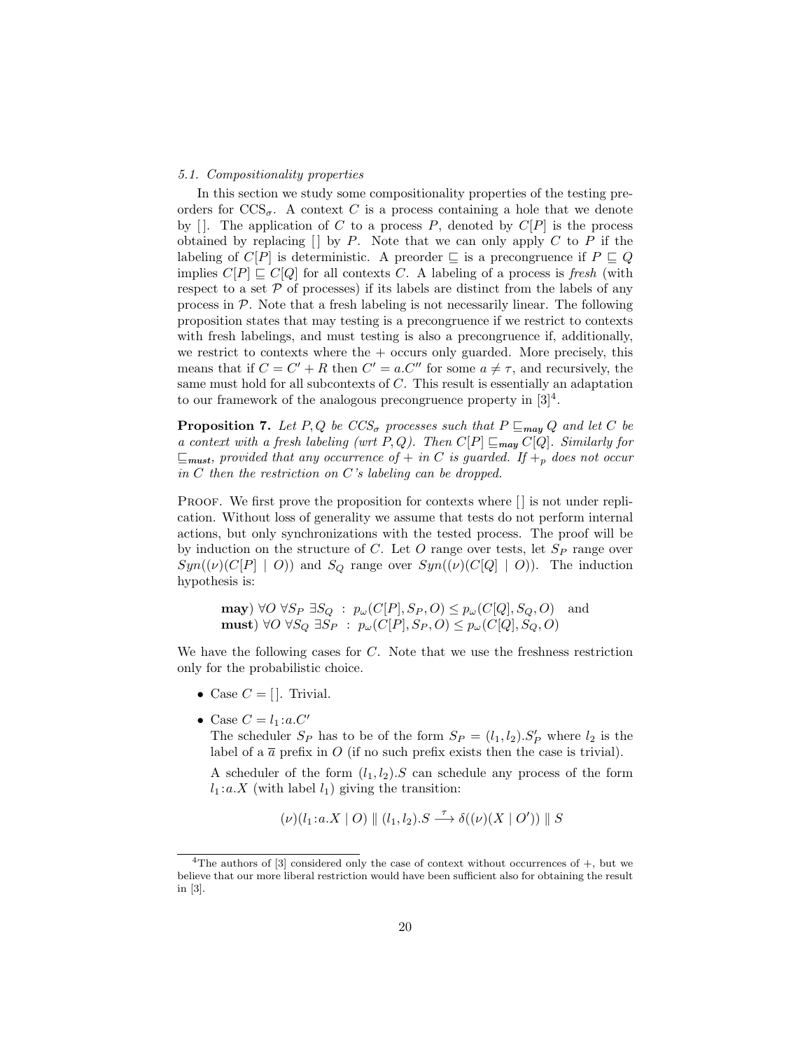### 5.1. Compositionality properties

In this section we study some compositionality properties of the testing preorders for $\text{CCS}_\sigma$. A context $C$ is a process containing a hole that we denote by $[\,]$. The application of $C$ to a process $P$, denoted by $C[P]$ is the process obtained by replacing $[\,]$ by $P$. Note that we can only apply $C$ to $P$ if the labeling of $C[P]$ is deterministic. A preorder $\sqsubseteq$ is a precongruence if $P \sqsubseteq Q$ implies $C[P] \sqsubseteq C[Q]$ for all contexts $C$. A labeling of a process is *fresh* (with respect to a set $\mathcal{P}$ of processes) if its labels are distinct from the labels of any process in $\mathcal{P}$. Note that a fresh labeling is not necessarily linear. The following proposition states that may testing is a precongruence if we restrict to contexts with fresh labelings, and must testing is also a precongruence if, additionally, we restrict to contexts where the $+$ occurs only guarded. More precisely, this means that if $C = C' + R$ then $C' = a.C''$ for some $a \neq \tau$, and recursively, the same must hold for all subcontexts of $C$. This result is essentially an adaptation to our framework of the analogous precongruence property in [3][4].

**Proposition 7.** *Let $P, Q$ be $CCS_\sigma$ processes such that $P \sqsubseteq_{\boldsymbol{may}} Q$ and let $C$ be a context with a fresh labeling (wrt $P, Q$). Then $C[P] \sqsubseteq_{\boldsymbol{may}} C[Q]$. Similarly for $\sqsubseteq_{\boldsymbol{must}}$, provided that any occurrence of $+$ in $C$ is guarded. If $+_p$ does not occur in $C$ then the restriction on $C$'s labeling can be dropped.*

Proof. We first prove the proposition for contexts where $[\,]$ is not under replication. Without loss of generality we assume that tests do not perform internal actions, but only synchronizations with the tested process. The proof will be by induction on the structure of $C$. Let $O$ range over tests, let $S_P$ range over $Syn((\nu)(C[P] \mid O))$ and $S_Q$ range over $Syn((\nu)(C[Q] \mid O))$. The induction hypothesis is:

$$
\begin{array}{ll}
\textbf{may}) & \forall O \; \forall S_P \; \exists S_Q \;:\; p_\omega(C[P], S_P, O) \leq p_\omega(C[Q], S_Q, O) \quad \text{and} \\
\textbf{must}) & \forall O \; \forall S_Q \; \exists S_P \;:\; p_\omega(C[P], S_P, O) \leq p_\omega(C[Q], S_Q, O)
\end{array}
$$

We have the following cases for $C$. Note that we use the freshness restriction only for the probabilistic choice.

- Case $C = [\,]$. Trivial.
- Case $C = l_1{:}a.C'$
  The scheduler $S_P$ has to be of the form $S_P = (l_1, l_2).S'_P$ where $l_2$ is the label of a $\overline{a}$ prefix in $O$ (if no such prefix exists then the case is trivial).

  A scheduler of the form $(l_1, l_2).S$ can schedule any process of the form $l_1{:}a.X$ (with label $l_1$) giving the transition:

$$
(\nu)(l_1{:}a.X \mid O) \parallel (l_1, l_2).S \xrightarrow{\tau} \delta((\nu)(X \mid O')) \parallel S
$$

[4] The authors of [3] considered only the case of context without occurrences of $+$, but we believe that our more liberal restriction would have been sufficient also for obtaining the result in [3].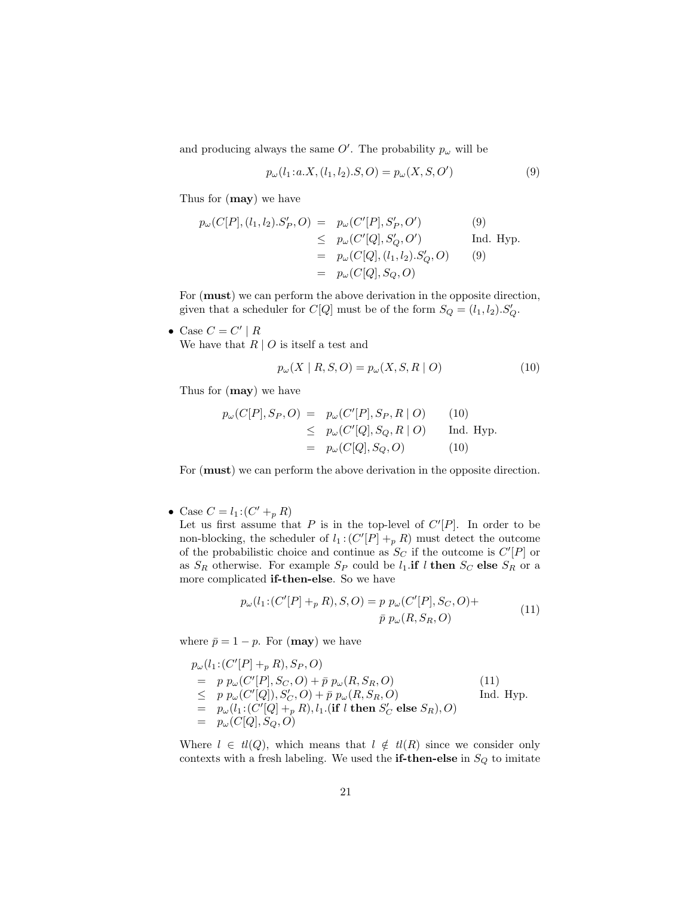and producing always the same $O'$. The probability $p_\omega$ will be

$$p_\omega(l_1 : a.X, (l_1, l_2).S, O) = p_\omega(X, S, O') \tag{9}$$

Thus for (**may**) we have

$$\begin{array}{rcll} p_\omega(C[P], (l_1, l_2).S'_P, O) & = & p_\omega(C'[P], S'_P, O') & (9) \\ & \leq & p_\omega(C'[Q], S'_Q, O') & \text{Ind. Hyp.} \\ & = & p_\omega(C[Q], (l_1, l_2).S'_Q, O) & (9) \\ & = & p_\omega(C[Q], S_Q, O) & \end{array}$$

For (**must**) we can perform the above derivation in the opposite direction, given that a scheduler for $C[Q]$ must be of the form $S_Q = (l_1, l_2).S'_Q$.

- Case $C = C' \mid R$
  We have that $R \mid O$ is itself a test and

$$p_\omega(X \mid R, S, O) = p_\omega(X, S, R \mid O) \tag{10}$$

Thus for (**may**) we have

$$\begin{array}{rcll} p_\omega(C[P], S_P, O) & = & p_\omega(C'[P], S_P, R \mid O) & (10) \\ & \leq & p_\omega(C'[Q], S_Q, R \mid O) & \text{Ind. Hyp.} \\ & = & p_\omega(C[Q], S_Q, O) & (10) \end{array}$$

For (**must**) we can perform the above derivation in the opposite direction.

- Case $C = l_1 : (C' +_p R)$
  Let us first assume that $P$ is in the top-level of $C'[P]$. In order to be non-blocking, the scheduler of $l_1 : (C'[P] +_p R)$ must detect the outcome of the probabilistic choice and continue as $S_C$ if the outcome is $C'[P]$ or as $S_R$ otherwise. For example $S_P$ could be $l_1$.**if** $l$ **then** $S_C$ **else** $S_R$ or a more complicated **if-then-else**. So we have

$$p_\omega(l_1 : (C'[P] +_p R), S, O) = p\ p_\omega(C'[P], S_C, O) + \bar{p}\ p_\omega(R, S_R, O) \tag{11}$$

where $\bar{p} = 1 - p$. For (**may**) we have

$$\begin{array}{cll} & p_\omega(l_1 : (C'[P] +_p R), S_P, O) & \\ = & p\ p_\omega(C'[P], S_C, O) + \bar{p}\ p_\omega(R, S_R, O) & (11) \\ \leq & p\ p_\omega(C'[Q]), S'_C, O) + \bar{p}\ p_\omega(R, S_R, O) & \text{Ind. Hyp.} \\ = & p_\omega(l_1 : (C'[Q] +_p R), l_1.(\textbf{if } l \textbf{ then } S'_C \textbf{ else } S_R), O) & \\ = & p_\omega(C[Q], S_Q, O) & \end{array}$$

Where $l \in tl(Q)$, which means that $l \notin tl(R)$ since we consider only contexts with a fresh labeling. We used the **if-then-else** in $S_Q$ to imitate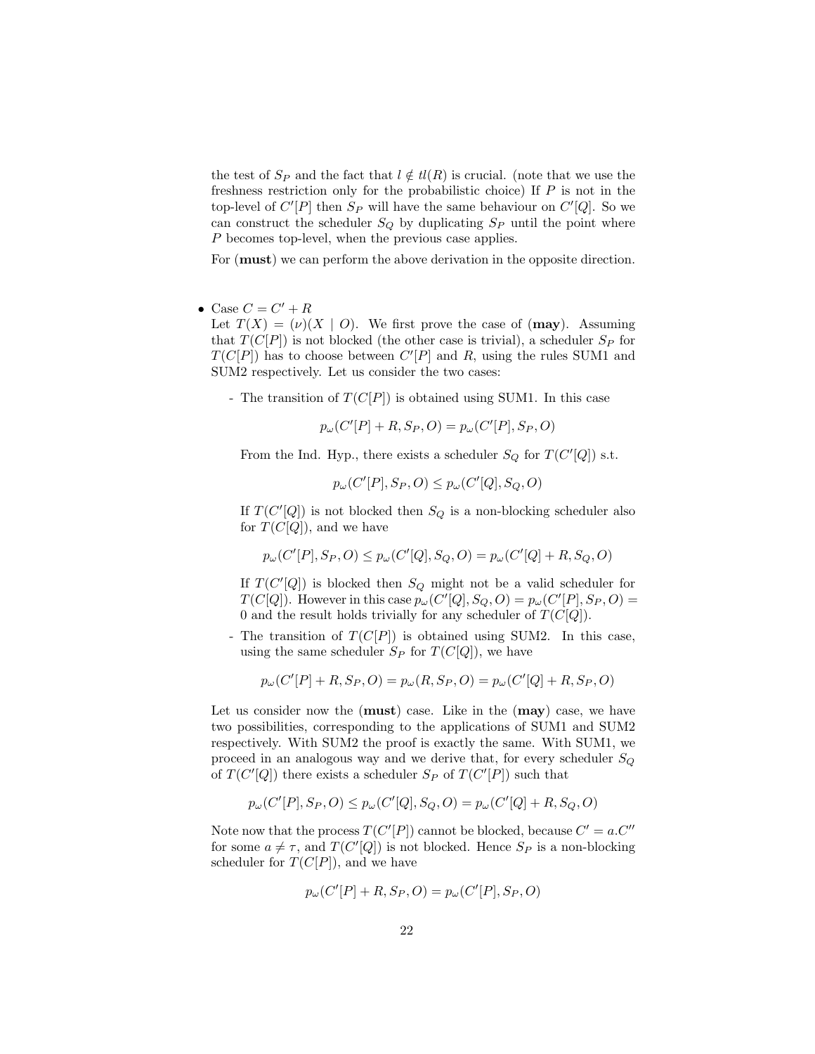the test of $S_P$ and the fact that $l \notin tl(R)$ is crucial. (note that we use the freshness restriction only for the probabilistic choice) If $P$ is not in the top-level of $C'[P]$ then $S_P$ will have the same behaviour on $C'[Q]$. So we can construct the scheduler $S_Q$ by duplicating $S_P$ until the point where $P$ becomes top-level, when the previous case applies.

For (**must**) we can perform the above derivation in the opposite direction.

- Case $C = C' + R$
  Let $T(X) = (\nu)(X \mid O)$. We first prove the case of (**may**). Assuming that $T(C[P])$ is not blocked (the other case is trivial), a scheduler $S_P$ for $T(C[P])$ has to choose between $C'[P]$ and $R$, using the rules SUM1 and SUM2 respectively. Let us consider the two cases:

  - The transition of $T(C[P])$ is obtained using SUM1. In this case

    $$p_\omega(C'[P] + R, S_P, O) = p_\omega(C'[P], S_P, O)$$

    From the Ind. Hyp., there exists a scheduler $S_Q$ for $T(C'[Q])$ s.t.

    $$p_\omega(C'[P], S_P, O) \leq p_\omega(C'[Q], S_Q, O)$$

    If $T(C'[Q])$ is not blocked then $S_Q$ is a non-blocking scheduler also for $T(C[Q])$, and we have

    $$p_\omega(C'[P], S_P, O) \leq p_\omega(C'[Q], S_Q, O) = p_\omega(C'[Q] + R, S_Q, O)$$

    If $T(C'[Q])$ is blocked then $S_Q$ might not be a valid scheduler for $T(C[Q])$. However in this case $p_\omega(C'[Q], S_Q, O) = p_\omega(C'[P], S_P, O) = 0$ and the result holds trivially for any scheduler of $T(C[Q])$.

  - The transition of $T(C[P])$ is obtained using SUM2. In this case, using the same scheduler $S_P$ for $T(C[Q])$, we have

    $$p_\omega(C'[P] + R, S_P, O) = p_\omega(R, S_P, O) = p_\omega(C'[Q] + R, S_P, O)$$

  Let us consider now the (**must**) case. Like in the (**may**) case, we have two possibilities, corresponding to the applications of SUM1 and SUM2 respectively. With SUM2 the proof is exactly the same. With SUM1, we proceed in an analogous way and we derive that, for every scheduler $S_Q$ of $T(C'[Q])$ there exists a scheduler $S_P$ of $T(C'[P])$ such that

  $$p_\omega(C'[P], S_P, O) \leq p_\omega(C'[Q], S_Q, O) = p_\omega(C'[Q] + R, S_Q, O)$$

  Note now that the process $T(C'[P])$ cannot be blocked, because $C' = a.C''$ for some $a \neq \tau$, and $T(C'[Q])$ is not blocked. Hence $S_P$ is a non-blocking scheduler for $T(C[P])$, and we have

  $$p_\omega(C'[P] + R, S_P, O) = p_\omega(C'[P], S_P, O)$$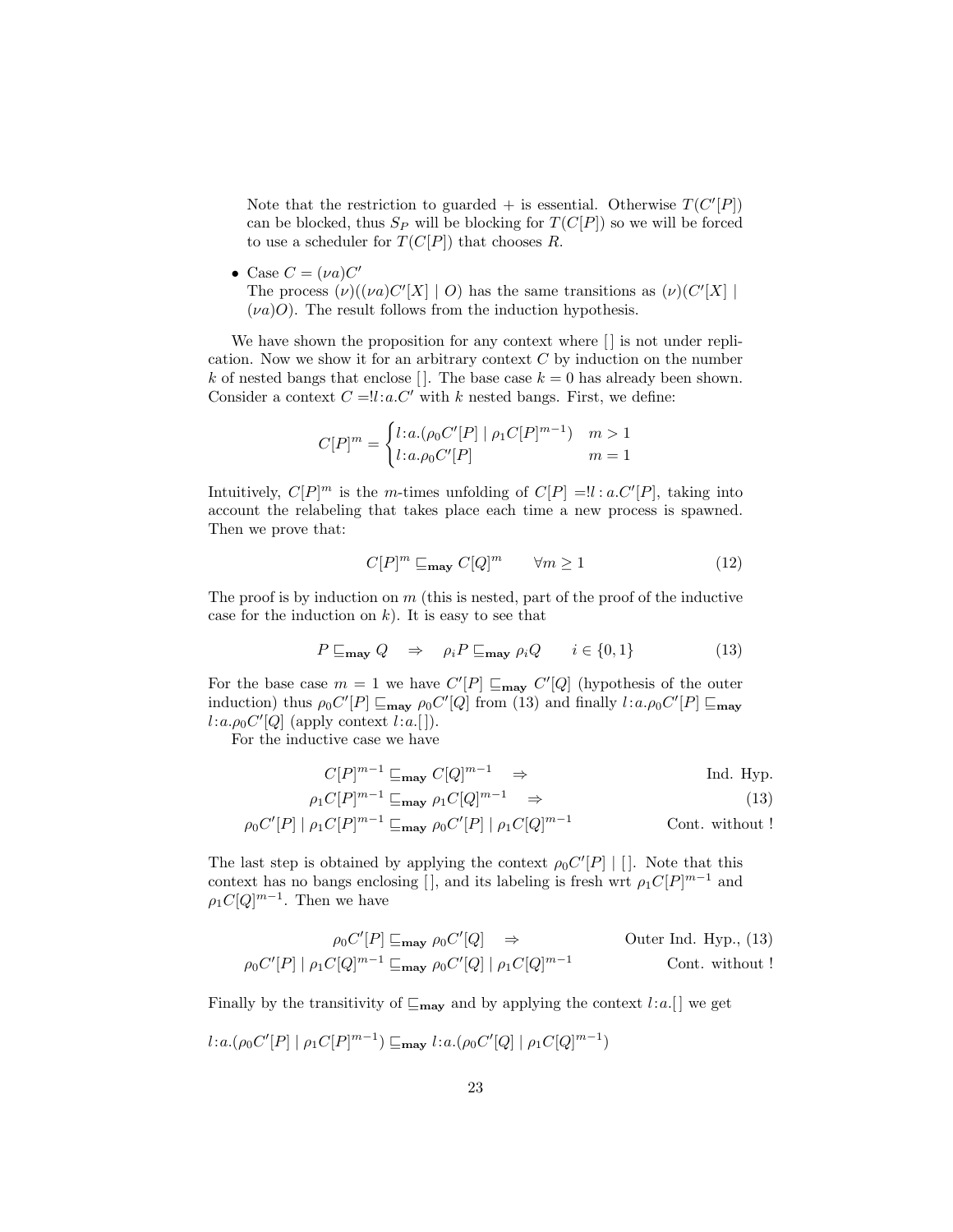Note that the restriction to guarded + is essential. Otherwise $T(C'[P])$ can be blocked, thus $S_P$ will be blocking for $T(C[P])$ so we will be forced to use a scheduler for $T(C[P])$ that chooses $R$.

- Case $C = (\nu a)C'$
  The process $(\nu)((\nu a)C'[X] \mid O)$ has the same transitions as $(\nu)(C'[X] \mid (\nu a)O)$. The result follows from the induction hypothesis.

We have shown the proposition for any context where [ ] is not under replication. Now we show it for an arbitrary context $C$ by induction on the number $k$ of nested bangs that enclose [ ]. The base case $k = 0$ has already been shown. Consider a context $C = !l\!:\!a.C'$ with $k$ nested bangs. First, we define:

$$C[P]^m = \begin{cases} l\!:\!a.(\rho_0 C'[P] \mid \rho_1 C[P]^{m-1}) & m > 1 \\ l\!:\!a.\rho_0 C'[P] & m = 1 \end{cases}$$

Intuitively, $C[P]^m$ is the $m$-times unfolding of $C[P] = !l : a.C'[P]$, taking into account the relabeling that takes place each time a new process is spawned. Then we prove that:

$$C[P]^m \sqsubseteq_{\mathbf{may}} C[Q]^m \qquad \forall m \geq 1 \tag{12}$$

The proof is by induction on $m$ (this is nested, part of the proof of the inductive case for the induction on $k$). It is easy to see that

$$P \sqsubseteq_{\mathbf{may}} Q \quad \Rightarrow \quad \rho_i P \sqsubseteq_{\mathbf{may}} \rho_i Q \qquad i \in \{0, 1\} \tag{13}$$

For the base case $m = 1$ we have $C'[P] \sqsubseteq_{\mathbf{may}} C'[Q]$ (hypothesis of the outer induction) thus $\rho_0 C'[P] \sqsubseteq_{\mathbf{may}} \rho_0 C'[Q]$ from (13) and finally $l\!:\!a.\rho_0 C'[P] \sqsubseteq_{\mathbf{may}} l\!:\!a.\rho_0 C'[Q]$ (apply context $l\!:\!a.[\,]$).

For the inductive case we have

$$\begin{aligned} C[P]^{m-1} \sqsubseteq_{\mathbf{may}} C[Q]^{m-1} \quad \Rightarrow & \qquad \text{Ind. Hyp.} \\ \rho_1 C[P]^{m-1} \sqsubseteq_{\mathbf{may}} \rho_1 C[Q]^{m-1} \quad \Rightarrow & \qquad (13) \\ \rho_0 C'[P] \mid \rho_1 C[P]^{m-1} \sqsubseteq_{\mathbf{may}} \rho_0 C'[P] \mid \rho_1 C[Q]^{m-1} & \qquad \text{Cont. without !} \end{aligned}$$

The last step is obtained by applying the context $\rho_0 C'[P] \mid [\,]$. Note that this context has no bangs enclosing [ ], and its labeling is fresh wrt $\rho_1 C[P]^{m-1}$ and $\rho_1 C[Q]^{m-1}$. Then we have

$$\begin{aligned} \rho_0 C'[P] \sqsubseteq_{\mathbf{may}} \rho_0 C'[Q] \quad \Rightarrow & \qquad \text{Outer Ind. Hyp., (13)} \\ \rho_0 C'[P] \mid \rho_1 C[Q]^{m-1} \sqsubseteq_{\mathbf{may}} \rho_0 C'[Q] \mid \rho_1 C[Q]^{m-1} & \qquad \text{Cont. without !} \end{aligned}$$

Finally by the transitivity of $\sqsubseteq_{\mathbf{may}}$ and by applying the context $l\!:\!a.[\,]$ we get

$$l\!:\!a.(\rho_0 C'[P] \mid \rho_1 C[P]^{m-1}) \sqsubseteq_{\mathbf{may}} l\!:\!a.(\rho_0 C'[Q] \mid \rho_1 C[Q]^{m-1})$$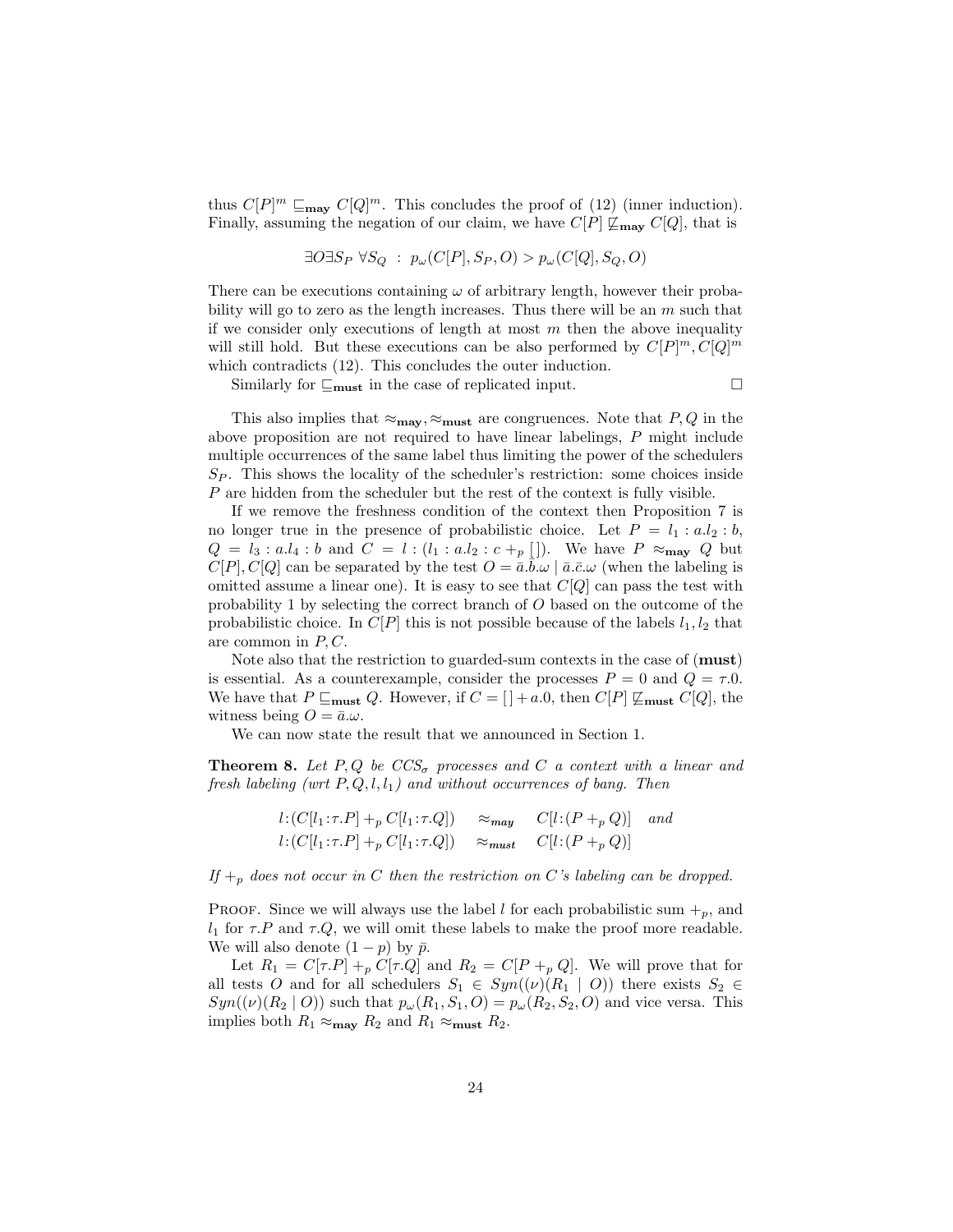thus $C[P]^m \sqsubseteq_{\mathbf{may}} C[Q]^m$. This concludes the proof of (12) (inner induction). Finally, assuming the negation of our claim, we have $C[P] \not\sqsubseteq_{\mathbf{may}} C[Q]$, that is

$$\exists O \exists S_P \; \forall S_Q \;\; : \;\; p_\omega(C[P], S_P, O) > p_\omega(C[Q], S_Q, O)$$

There can be executions containing $\omega$ of arbitrary length, however their probability will go to zero as the length increases. Thus there will be an $m$ such that if we consider only executions of length at most $m$ then the above inequality will still hold. But these executions can be also performed by $C[P]^m, C[Q]^m$ which contradicts (12). This concludes the outer induction.

Similarly for $\sqsubseteq_{\mathbf{must}}$ in the case of replicated input. □

This also implies that $\approx_{\mathbf{may}}, \approx_{\mathbf{must}}$ are congruences. Note that $P, Q$ in the above proposition are not required to have linear labelings, $P$ might include multiple occurrences of the same label thus limiting the power of the schedulers $S_P$. This shows the locality of the scheduler's restriction: some choices inside $P$ are hidden from the scheduler but the rest of the context is fully visible.

If we remove the freshness condition of the context then Proposition 7 is no longer true in the presence of probabilistic choice. Let $P = l_1 : a.l_2 : b$, $Q = l_3 : a.l_4 : b$ and $C = l : (l_1 : a.l_2 : c +_p [\,])$. We have $P \approx_{\mathbf{may}} Q$ but $C[P], C[Q]$ can be separated by the test $O = \bar{a}.\bar{b}.\omega \mid \bar{a}.\bar{c}.\omega$ (when the labeling is omitted assume a linear one). It is easy to see that $C[Q]$ can pass the test with probability 1 by selecting the correct branch of $O$ based on the outcome of the probabilistic choice. In $C[P]$ this is not possible because of the labels $l_1, l_2$ that are common in $P, C$.

Note also that the restriction to guarded-sum contexts in the case of (**must**) is essential. As a counterexample, consider the processes $P = 0$ and $Q = \tau.0$. We have that $P \sqsubseteq_{\mathbf{must}} Q$. However, if $C = [\,] + a.0$, then $C[P] \not\sqsubseteq_{\mathbf{must}} C[Q]$, the witness being $O = \bar{a}.\omega$.

We can now state the result that we announced in Section 1.

**Theorem 8.** *Let $P, Q$ be $CCS_\sigma$ processes and $C$ a context with a linear and fresh labeling (wrt $P, Q, l, l_1$) and without occurrences of bang. Then*

$$l\!:\!(C[l_1\!:\!\tau.P] +_p C[l_1\!:\!\tau.Q]) \quad \approx_{\mathbf{may}} \quad C[l\!:\!(P +_p Q)] \quad \text{and}$$
$$l\!:\!(C[l_1\!:\!\tau.P] +_p C[l_1\!:\!\tau.Q]) \quad \approx_{\mathbf{must}} \quad C[l\!:\!(P +_p Q)]$$

*If $+_p$ does not occur in $C$ then the restriction on $C$'s labeling can be dropped.*

Proof. Since we will always use the label $l$ for each probabilistic sum $+_p$, and $l_1$ for $\tau.P$ and $\tau.Q$, we will omit these labels to make the proof more readable. We will also denote $(1-p)$ by $\bar{p}$.

Let $R_1 = C[\tau.P] +_p C[\tau.Q]$ and $R_2 = C[P +_p Q]$. We will prove that for all tests $O$ and for all schedulers $S_1 \in Syn((\nu)(R_1 \mid O))$ there exists $S_2 \in Syn((\nu)(R_2 \mid O))$ such that $p_\omega(R_1, S_1, O) = p_\omega(R_2, S_2, O)$ and vice versa. This implies both $R_1 \approx_{\mathbf{may}} R_2$ and $R_1 \approx_{\mathbf{must}} R_2$.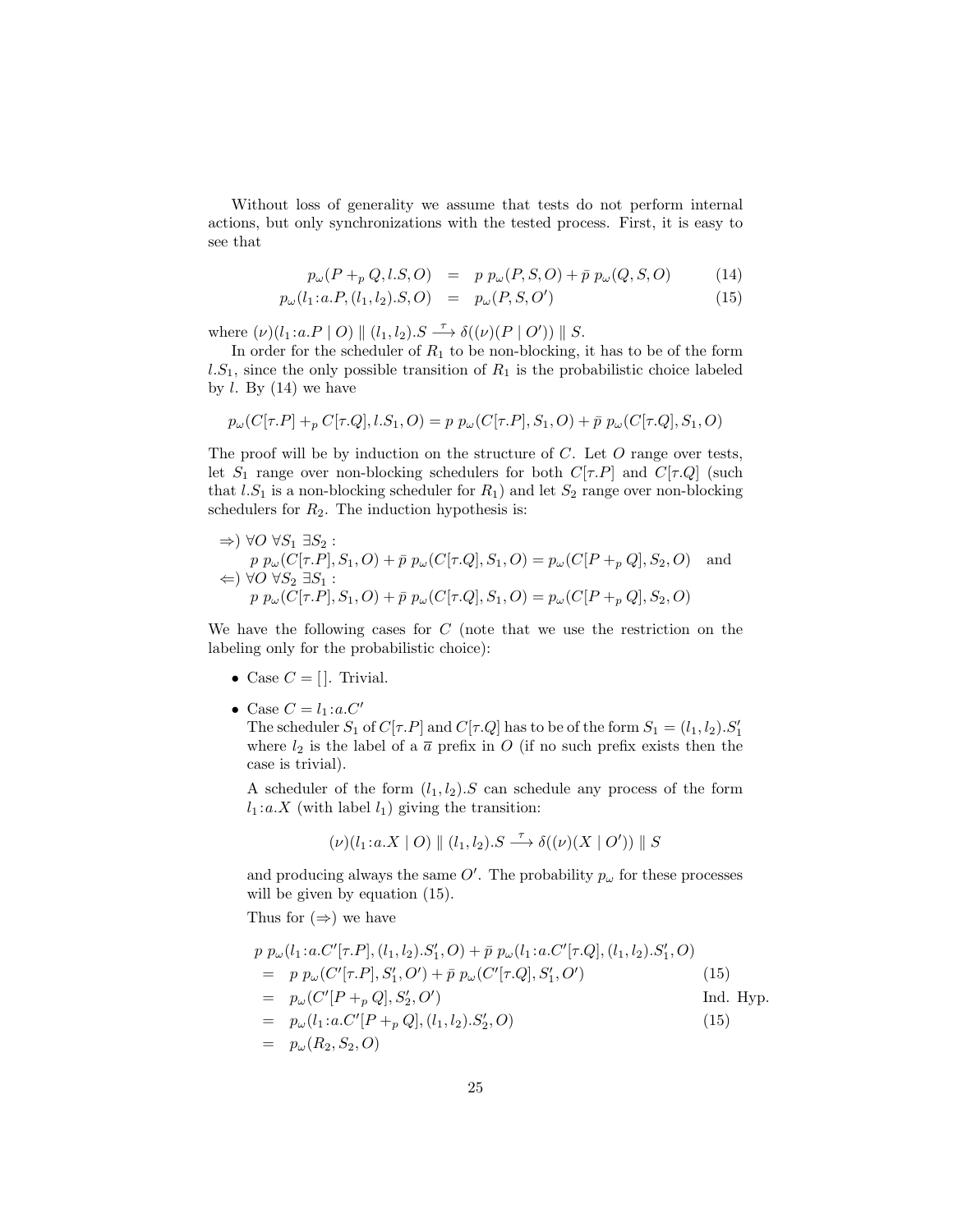Without loss of generality we assume that tests do not perform internal actions, but only synchronizations with the tested process. First, it is easy to see that

$$
\begin{aligned}
p_\omega(P +_p Q, l.S, O) &= p\; p_\omega(P, S, O) + \bar{p}\; p_\omega(Q, S, O) \qquad (14)\\
p_\omega(l_1 \!:\! a.P, (l_1, l_2).S, O) &= p_\omega(P, S, O') \qquad (15)
\end{aligned}
$$

where $(\nu)(l_1 \!:\! a.P \mid O) \parallel (l_1, l_2).S \xrightarrow{\tau} \delta((\nu)(P \mid O')) \parallel S$.

In order for the scheduler of $R_1$ to be non-blocking, it has to be of the form $l.S_1$, since the only possible transition of $R_1$ is the probabilistic choice labeled by $l$. By (14) we have

$$
p_\omega(C[\tau.P] +_p C[\tau.Q], l.S_1, O) = p\; p_\omega(C[\tau.P], S_1, O) + \bar{p}\; p_\omega(C[\tau.Q], S_1, O)
$$

The proof will be by induction on the structure of $C$. Let $O$ range over tests, let $S_1$ range over non-blocking schedulers for both $C[\tau.P]$ and $C[\tau.Q]$ (such that $l.S_1$ is a non-blocking scheduler for $R_1$) and let $S_2$ range over non-blocking schedulers for $R_2$. The induction hypothesis is:

$\Rightarrow$) $\forall O\ \forall S_1\ \exists S_2$ :
$p\; p_\omega(C[\tau.P], S_1, O) + \bar{p}\; p_\omega(C[\tau.Q], S_1, O) = p_\omega(C[P +_p Q], S_2, O)$ and
$\Leftarrow$) $\forall O\ \forall S_2\ \exists S_1$ :
$p\; p_\omega(C[\tau.P], S_1, O) + \bar{p}\; p_\omega(C[\tau.Q], S_1, O) = p_\omega(C[P +_p Q], S_2, O)$

We have the following cases for $C$ (note that we use the restriction on the labeling only for the probabilistic choice):

- Case $C = [\,]$. Trivial.
- Case $C = l_1 \!:\! a.C'$
  The scheduler $S_1$ of $C[\tau.P]$ and $C[\tau.Q]$ has to be of the form $S_1 = (l_1, l_2).S_1'$ where $l_2$ is the label of a $\bar{a}$ prefix in $O$ (if no such prefix exists then the case is trivial).

  A scheduler of the form $(l_1, l_2).S$ can schedule any process of the form $l_1 \!:\! a.X$ (with label $l_1$) giving the transition:

  $$(\nu)(l_1 \!:\! a.X \mid O) \parallel (l_1, l_2).S \xrightarrow{\tau} \delta((\nu)(X \mid O')) \parallel S$$

  and producing always the same $O'$. The probability $p_\omega$ for these processes will be given by equation (15).

  Thus for ($\Rightarrow$) we have

  $$
  \begin{aligned}
  & p\; p_\omega(l_1 \!:\! a.C'[\tau.P], (l_1, l_2).S_1', O) + \bar{p}\; p_\omega(l_1 \!:\! a.C'[\tau.Q], (l_1, l_2).S_1', O) \\
  &= p\; p_\omega(C'[\tau.P], S_1', O') + \bar{p}\; p_\omega(C'[\tau.Q], S_1', O') && (15)\\
  &= p_\omega(C'[P +_p Q], S_2', O') && \text{Ind. Hyp.}\\
  &= p_\omega(l_1 \!:\! a.C'[P +_p Q], (l_1, l_2).S_2', O) && (15)\\
  &= p_\omega(R_2, S_2, O)
  \end{aligned}
  $$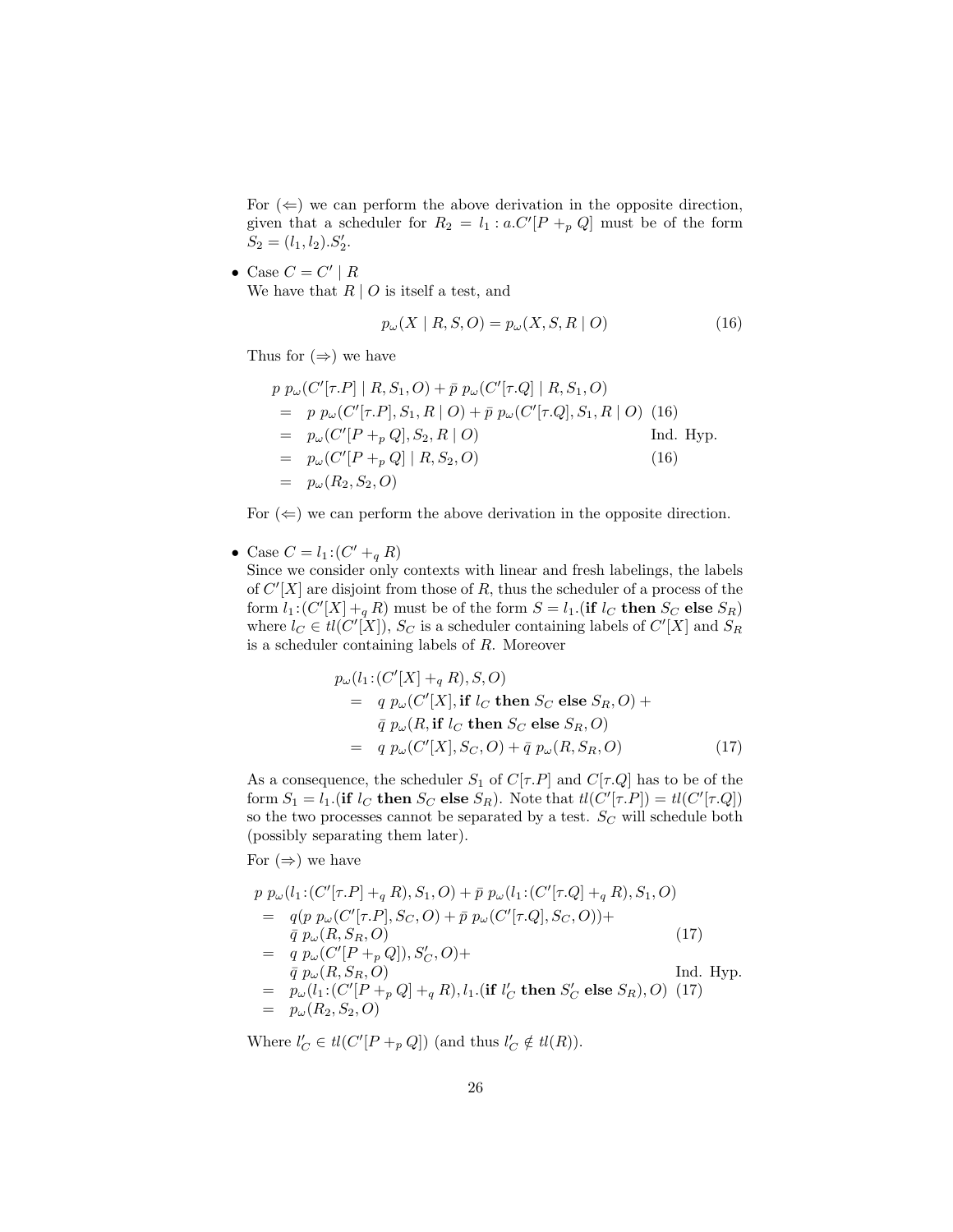For ($\Leftarrow$) we can perform the above derivation in the opposite direction, given that a scheduler for $R_2 = l_1 : a.C'[P +_p Q]$ must be of the form $S_2 = (l_1, l_2).S_2'$.

- Case $C = C' \mid R$

  We have that $R \mid O$ is itself a test, and

$$p_\omega(X \mid R, S, O) = p_\omega(X, S, R \mid O) \tag{16}$$

Thus for ($\Rightarrow$) we have

$$\begin{aligned}
& p\ p_\omega(C'[\tau.P] \mid R, S_1, O) + \bar{p}\ p_\omega(C'[\tau.Q] \mid R, S_1, O) & \\
=\ & p\ p_\omega(C'[\tau.P], S_1, R \mid O) + \bar{p}\ p_\omega(C'[\tau.Q], S_1, R \mid O) & (16)\\
=\ & p_\omega(C'[P +_p Q], S_2, R \mid O) & \text{Ind. Hyp.}\\
=\ & p_\omega(C'[P +_p Q] \mid R, S_2, O) & (16)\\
=\ & p_\omega(R_2, S_2, O) &
\end{aligned}$$

For ($\Leftarrow$) we can perform the above derivation in the opposite direction.

- Case $C = l_1 : (C' +_q R)$

  Since we consider only contexts with linear and fresh labelings, the labels of $C'[X]$ are disjoint from those of $R$, thus the scheduler of a process of the form $l_1 : (C'[X] +_q R)$ must be of the form $S = l_1.(\textbf{if } l_C \textbf{ then } S_C \textbf{ else } S_R)$ where $l_C \in tl(C'[X])$, $S_C$ is a scheduler containing labels of $C'[X]$ and $S_R$ is a scheduler containing labels of $R$. Moreover

$$\begin{aligned}
& p_\omega(l_1 : (C'[X] +_q R), S, O) & \\
& \quad = \ q\ p_\omega(C'[X], \textbf{if } l_C \textbf{ then } S_C \textbf{ else } S_R, O) + & \\
& \quad \phantom{=}\ \ \bar{q}\ p_\omega(R, \textbf{if } l_C \textbf{ then } S_C \textbf{ else } S_R, O) & \\
& \quad = \ q\ p_\omega(C'[X], S_C, O) + \bar{q}\ p_\omega(R, S_R, O) & (17)
\end{aligned}$$

As a consequence, the scheduler $S_1$ of $C[\tau.P]$ and $C[\tau.Q]$ has to be of the form $S_1 = l_1.(\textbf{if } l_C \textbf{ then } S_C \textbf{ else } S_R)$. Note that $tl(C'[\tau.P]) = tl(C'[\tau.Q])$ so the two processes cannot be separated by a test. $S_C$ will schedule both (possibly separating them later).

For ($\Rightarrow$) we have

$$\begin{aligned}
& p\ p_\omega(l_1 : (C'[\tau.P] +_q R), S_1, O) + \bar{p}\ p_\omega(l_1 : (C'[\tau.Q] +_q R), S_1, O) & \\
=\ & q(p\ p_\omega(C'[\tau.P], S_C, O) + \bar{p}\ p_\omega(C'[\tau.Q], S_C, O)) + & \\
& \bar{q}\ p_\omega(R, S_R, O) & (17)\\
=\ & q\ p_\omega(C'[P +_p Q]), S_C', O) + & \\
& \bar{q}\ p_\omega(R, S_R, O) & \text{Ind. Hyp.}\\
=\ & p_\omega(l_1 : (C'[P +_p Q] +_q R), l_1.(\textbf{if } l_C' \textbf{ then } S_C' \textbf{ else } S_R), O) & (17)\\
=\ & p_\omega(R_2, S_2, O) &
\end{aligned}$$

Where $l_C' \in tl(C'[P +_p Q])$ (and thus $l_C' \notin tl(R)$).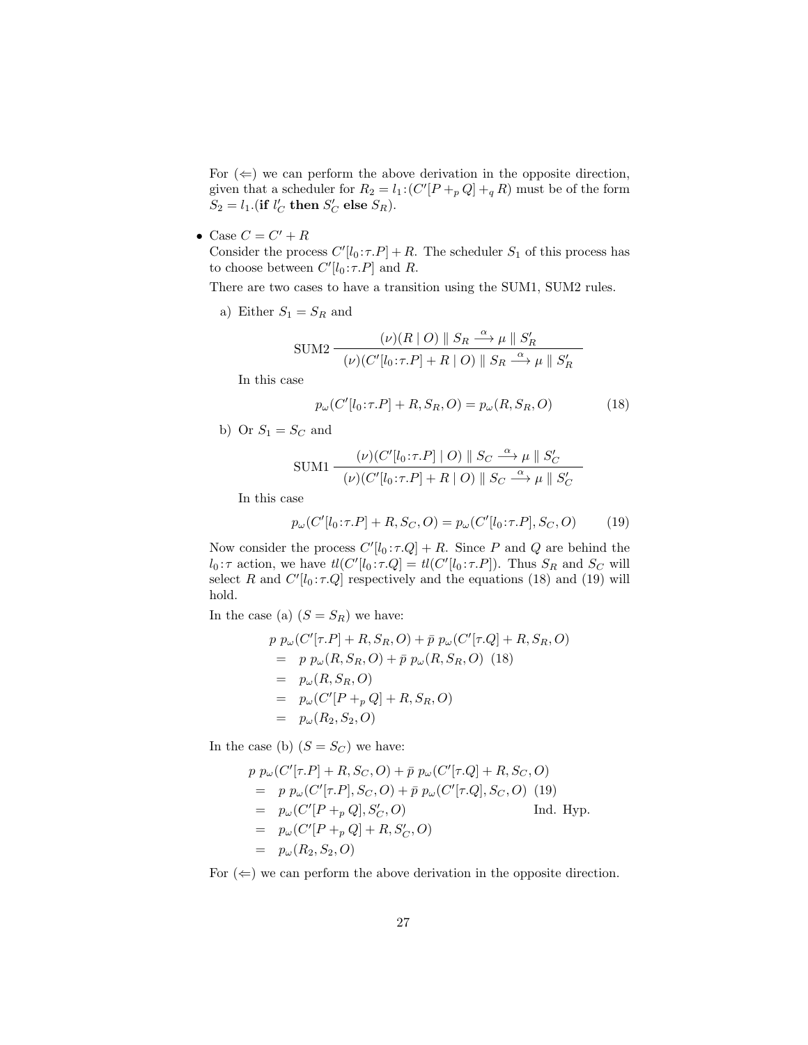For ($\Leftarrow$) we can perform the above derivation in the opposite direction, given that a scheduler for $R_2 = l_1 \colon (C'[P +_p Q] +_q R)$ must be of the form $S_2 = l_1.(\textbf{if } l'_C \textbf{ then } S'_C \textbf{ else } S_R)$.

- Case $C = C' + R$

  Consider the process $C'[l_0 \colon \tau.P] + R$. The scheduler $S_1$ of this process has to choose between $C'[l_0 \colon \tau.P]$ and $R$.

  There are two cases to have a transition using the SUM1, SUM2 rules.

  a) Either $S_1 = S_R$ and

  $$\text{SUM2}\ \frac{(\nu)(R \mid O) \parallel S_R \xrightarrow{\alpha} \mu \parallel S'_R}{(\nu)(C'[l_0 \colon \tau.P] + R \mid O) \parallel S_R \xrightarrow{\alpha} \mu \parallel S'_R}$$

  In this case

  $$p_\omega(C'[l_0 \colon \tau.P] + R, S_R, O) = p_\omega(R, S_R, O) \tag{18}$$

  b) Or $S_1 = S_C$ and

  $$\text{SUM1}\ \frac{(\nu)(C'[l_0 \colon \tau.P] \mid O) \parallel S_C \xrightarrow{\alpha} \mu \parallel S'_C}{(\nu)(C'[l_0 \colon \tau.P] + R \mid O) \parallel S_C \xrightarrow{\alpha} \mu \parallel S'_C}$$

  In this case

  $$p_\omega(C'[l_0 \colon \tau.P] + R, S_C, O) = p_\omega(C'[l_0 \colon \tau.P], S_C, O) \tag{19}$$

  Now consider the process $C'[l_0 \colon \tau.Q] + R$. Since $P$ and $Q$ are behind the $l_0 \colon \tau$ action, we have $tl(C'[l_0 \colon \tau.Q] = tl(C'[l_0 \colon \tau.P])$. Thus $S_R$ and $S_C$ will select $R$ and $C'[l_0 \colon \tau.Q]$ respectively and the equations (18) and (19) will hold.

  In the case (a) ($S = S_R$) we have:

  $$\begin{aligned}
  & p\ p_\omega(C'[\tau.P] + R, S_R, O) + \bar{p}\ p_\omega(C'[\tau.Q] + R, S_R, O) \\
  = \ & p\ p_\omega(R, S_R, O) + \bar{p}\ p_\omega(R, S_R, O) \quad (18) \\
  = \ & p_\omega(R, S_R, O) \\
  = \ & p_\omega(C'[P +_p Q] + R, S_R, O) \\
  = \ & p_\omega(R_2, S_2, O)
  \end{aligned}$$

  In the case (b) ($S = S_C$) we have:

  $$\begin{aligned}
  & p\ p_\omega(C'[\tau.P] + R, S_C, O) + \bar{p}\ p_\omega(C'[\tau.Q] + R, S_C, O) \\
  = \ & p\ p_\omega(C'[\tau.P], S_C, O) + \bar{p}\ p_\omega(C'[\tau.Q], S_C, O) \quad (19) \\
  = \ & p_\omega(C'[P +_p Q], S'_C, O) \qquad \text{Ind. Hyp.} \\
  = \ & p_\omega(C'[P +_p Q] + R, S'_C, O) \\
  = \ & p_\omega(R_2, S_2, O)
  \end{aligned}$$

  For ($\Leftarrow$) we can perform the above derivation in the opposite direction.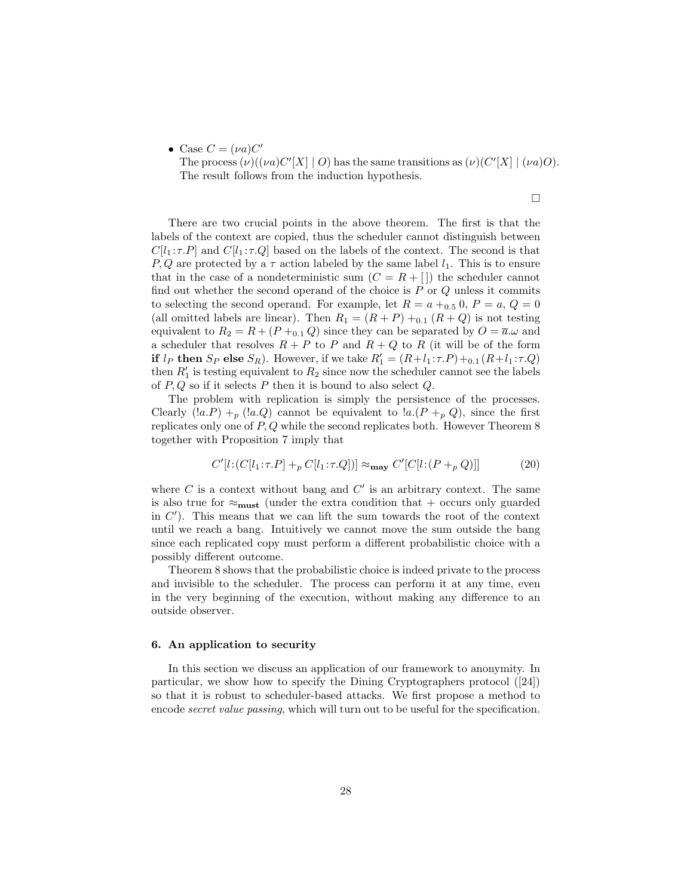- Case $C = (\nu a)C'$
  The process $(\nu)((\nu a)C'[X] \mid O)$ has the same transitions as $(\nu)(C'[X] \mid (\nu a)O)$. The result follows from the induction hypothesis.

□

There are two crucial points in the above theorem. The first is that the labels of the context are copied, thus the scheduler cannot distinguish between $C[l_1{:}\tau.P]$ and $C[l_1{:}\tau.Q]$ based on the labels of the context. The second is that $P, Q$ are protected by a $\tau$ action labeled by the same label $l_1$. This is to ensure that in the case of a nondeterministic sum ($C = R + [\,]$) the scheduler cannot find out whether the second operand of the choice is $P$ or $Q$ unless it commits to selecting the second operand. For example, let $R = a +_{0.5} 0$, $P = a$, $Q = 0$ (all omitted labels are linear). Then $R_1 = (R + P) +_{0.1} (R + Q)$ is not testing equivalent to $R_2 = R + (P +_{0.1} Q)$ since they can be separated by $O = \overline{a}.\omega$ and a scheduler that resolves $R + P$ to $P$ and $R + Q$ to $R$ (it will be of the form **if** $l_P$ **then** $S_P$ **else** $S_R$). However, if we take $R_1' = (R + l_1{:}\tau.P) +_{0.1} (R + l_1{:}\tau.Q)$ then $R_1'$ is testing equivalent to $R_2$ since now the scheduler cannot see the labels of $P, Q$ so if it selects $P$ then it is bound to also select $Q$.

The problem with replication is simply the persistence of the processes. Clearly $(!a.P) +_p (!a.Q)$ cannot be equivalent to $!a.(P +_p Q)$, since the first replicates only one of $P, Q$ while the second replicates both. However Theorem 8 together with Proposition 7 imply that

$$C'[l{:}(C[l_1{:}\tau.P] +_p C[l_1{:}\tau.Q])] \approx_{\mathbf{may}} C'[C[l{:}(P +_p Q)]] \tag{20}$$

where $C$ is a context without bang and $C'$ is an arbitrary context. The same is also true for $\approx_{\mathbf{must}}$ (under the extra condition that $+$ occurs only guarded in $C'$). This means that we can lift the sum towards the root of the context until we reach a bang. Intuitively we cannot move the sum outside the bang since each replicated copy must perform a different probabilistic choice with a possibly different outcome.

Theorem 8 shows that the probabilistic choice is indeed private to the process and invisible to the scheduler. The process can perform it at any time, even in the very beginning of the execution, without making any difference to an outside observer.

## 6. An application to security

In this section we discuss an application of our framework to anonymity. In particular, we show how to specify the Dining Cryptographers protocol ([24]) so that it is robust to scheduler-based attacks. We first propose a method to encode *secret value passing*, which will turn out to be useful for the specification.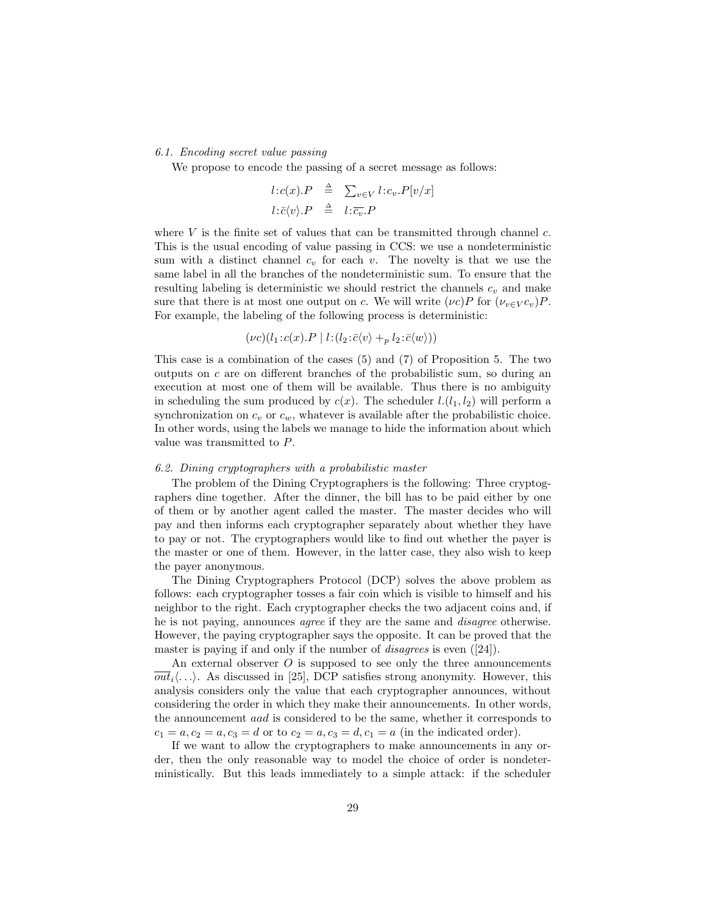### 6.1. Encoding secret value passing

We propose to encode the passing of a secret message as follows:

$$
\begin{aligned}
l{:}c(x).P &\triangleq \textstyle\sum_{v\in V} l{:}c_v.P[v/x] \\
l{:}\bar{c}\langle v\rangle.P &\triangleq l{:}\overline{c_v}.P
\end{aligned}
$$

where $V$ is the finite set of values that can be transmitted through channel $c$. This is the usual encoding of value passing in CCS: we use a nondeterministic sum with a distinct channel $c_v$ for each $v$. The novelty is that we use the same label in all the branches of the nondeterministic sum. To ensure that the resulting labeling is deterministic we should restrict the channels $c_v$ and make sure that there is at most one output on $c$. We will write $(\nu c)P$ for $(\nu_{v\in V} c_v)P$. For example, the labeling of the following process is deterministic:

$$
(\nu c)(l_1{:}c(x).P \mid l{:}(l_2{:}\bar{c}\langle v\rangle +_p l_2{:}\bar{c}\langle w\rangle))
$$

This case is a combination of the cases (5) and (7) of Proposition 5. The two outputs on $c$ are on different branches of the probabilistic sum, so during an execution at most one of them will be available. Thus there is no ambiguity in scheduling the sum produced by $c(x)$. The scheduler $l.(l_1, l_2)$ will perform a synchronization on $c_v$ or $c_w$, whatever is available after the probabilistic choice. In other words, using the labels we manage to hide the information about which value was transmitted to $P$.

### 6.2. Dining cryptographers with a probabilistic master

The problem of the Dining Cryptographers is the following: Three cryptographers dine together. After the dinner, the bill has to be paid either by one of them or by another agent called the master. The master decides who will pay and then informs each cryptographer separately about whether they have to pay or not. The cryptographers would like to find out whether the payer is the master or one of them. However, in the latter case, they also wish to keep the payer anonymous.

The Dining Cryptographers Protocol (DCP) solves the above problem as follows: each cryptographer tosses a fair coin which is visible to himself and his neighbor to the right. Each cryptographer checks the two adjacent coins and, if he is not paying, announces *agree* if they are the same and *disagree* otherwise. However, the paying cryptographer says the opposite. It can be proved that the master is paying if and only if the number of *disagrees* is even ([24]).

An external observer $O$ is supposed to see only the three announcements $\overline{out}_i\langle\ldots\rangle$. As discussed in [25], DCP satisfies strong anonymity. However, this analysis considers only the value that each cryptographer announces, without considering the order in which they make their announcements. In other words, the announcement *aad* is considered to be the same, whether it corresponds to $c_1 = a, c_2 = a, c_3 = d$ or to $c_2 = a, c_3 = d, c_1 = a$ (in the indicated order).

If we want to allow the cryptographers to make announcements in any order, then the only reasonable way to model the choice of order is nondeterministically. But this leads immediately to a simple attack: if the scheduler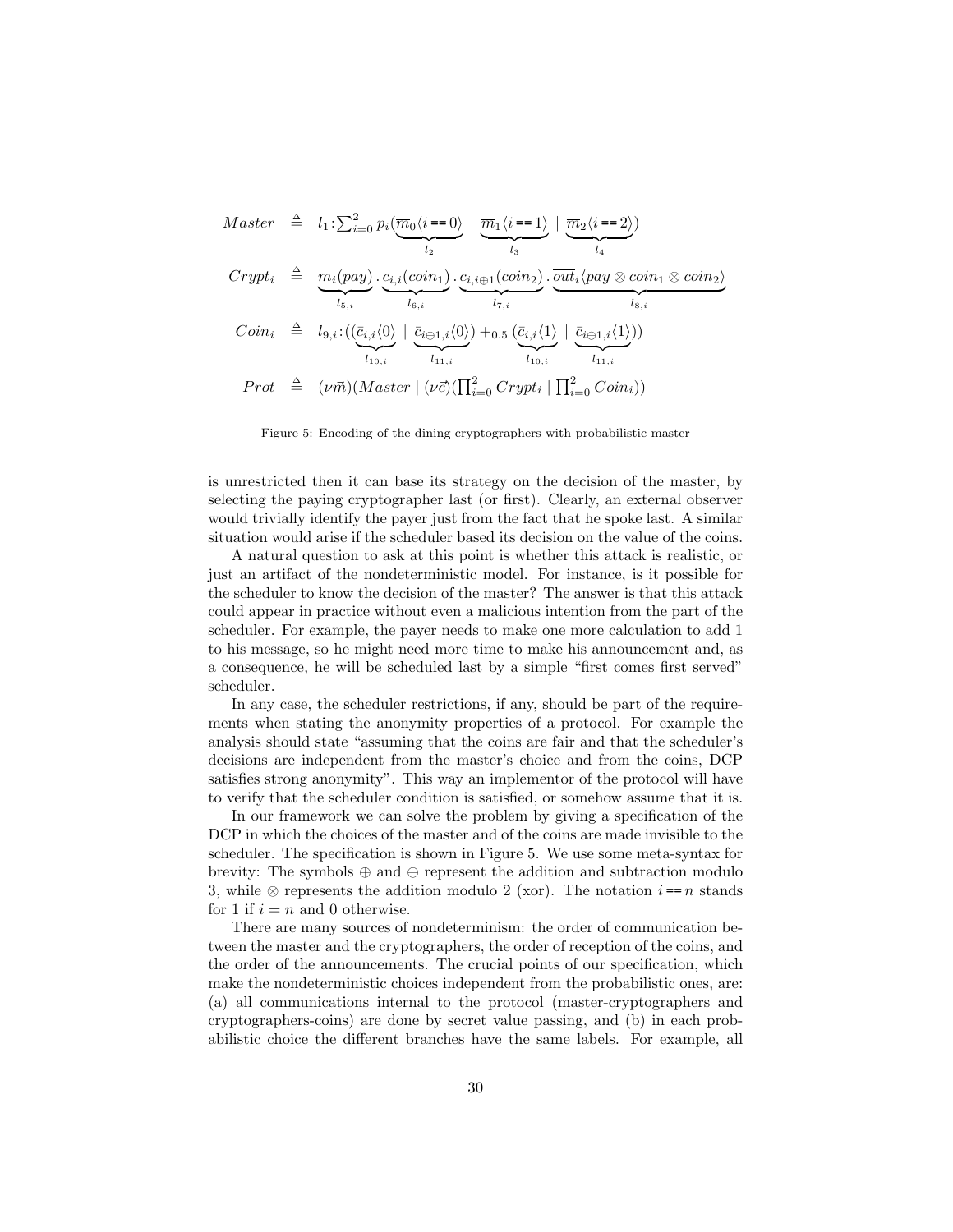$$
\begin{array}{rcl}
Master & \triangleq & l_1 : \sum_{i=0}^{2} p_i (\underbrace{\overline{m}_0 \langle i == 0 \rangle}_{l_2} \mid \underbrace{\overline{m}_1 \langle i == 1 \rangle}_{l_3} \mid \underbrace{\overline{m}_2 \langle i == 2 \rangle}_{l_4}) \\
Crypt_i & \triangleq & \underbrace{m_i(pay)}_{l_{5,i}} . \underbrace{c_{i,i}(coin_1)}_{l_{6,i}} . \underbrace{c_{i,i \oplus 1}(coin_2)}_{l_{7,i}} . \underbrace{\overline{out}_i \langle pay \otimes coin_1 \otimes coin_2 \rangle}_{l_{8,i}} \\
Coin_i & \triangleq & l_{9,i} : ((\underbrace{\bar{c}_{i,i}\langle 0 \rangle}_{l_{10,i}} \mid \underbrace{\bar{c}_{i \ominus 1,i}\langle 0 \rangle}_{l_{11,i}}) +_{0.5} (\underbrace{\bar{c}_{i,i}\langle 1 \rangle}_{l_{10,i}} \mid \underbrace{\bar{c}_{i \ominus 1,i}\langle 1 \rangle}_{l_{11,i}})) \\
Prot & \triangleq & (\nu \vec{m})(Master \mid (\nu \vec{c})(\prod_{i=0}^{2} Crypt_i \mid \prod_{i=0}^{2} Coin_i))
\end{array}
$$

Figure 5: Encoding of the dining cryptographers with probabilistic master

is unrestricted then it can base its strategy on the decision of the master, by selecting the paying cryptographer last (or first). Clearly, an external observer would trivially identify the payer just from the fact that he spoke last. A similar situation would arise if the scheduler based its decision on the value of the coins.

A natural question to ask at this point is whether this attack is realistic, or just an artifact of the nondeterministic model. For instance, is it possible for the scheduler to know the decision of the master? The answer is that this attack could appear in practice without even a malicious intention from the part of the scheduler. For example, the payer needs to make one more calculation to add 1 to his message, so he might need more time to make his announcement and, as a consequence, he will be scheduled last by a simple "first comes first served" scheduler.

In any case, the scheduler restrictions, if any, should be part of the requirements when stating the anonymity properties of a protocol. For example the analysis should state "assuming that the coins are fair and that the scheduler's decisions are independent from the master's choice and from the coins, DCP satisfies strong anonymity". This way an implementor of the protocol will have to verify that the scheduler condition is satisfied, or somehow assume that it is.

In our framework we can solve the problem by giving a specification of the DCP in which the choices of the master and of the coins are made invisible to the scheduler. The specification is shown in Figure 5. We use some meta-syntax for brevity: The symbols $\oplus$ and $\ominus$ represent the addition and subtraction modulo 3, while $\otimes$ represents the addition modulo 2 (xor). The notation $i == n$ stands for 1 if $i = n$ and 0 otherwise.

There are many sources of nondeterminism: the order of communication between the master and the cryptographers, the order of reception of the coins, and the order of the announcements. The crucial points of our specification, which make the nondeterministic choices independent from the probabilistic ones, are: (a) all communications internal to the protocol (master-cryptographers and cryptographers-coins) are done by secret value passing, and (b) in each probabilistic choice the different branches have the same labels. For example, all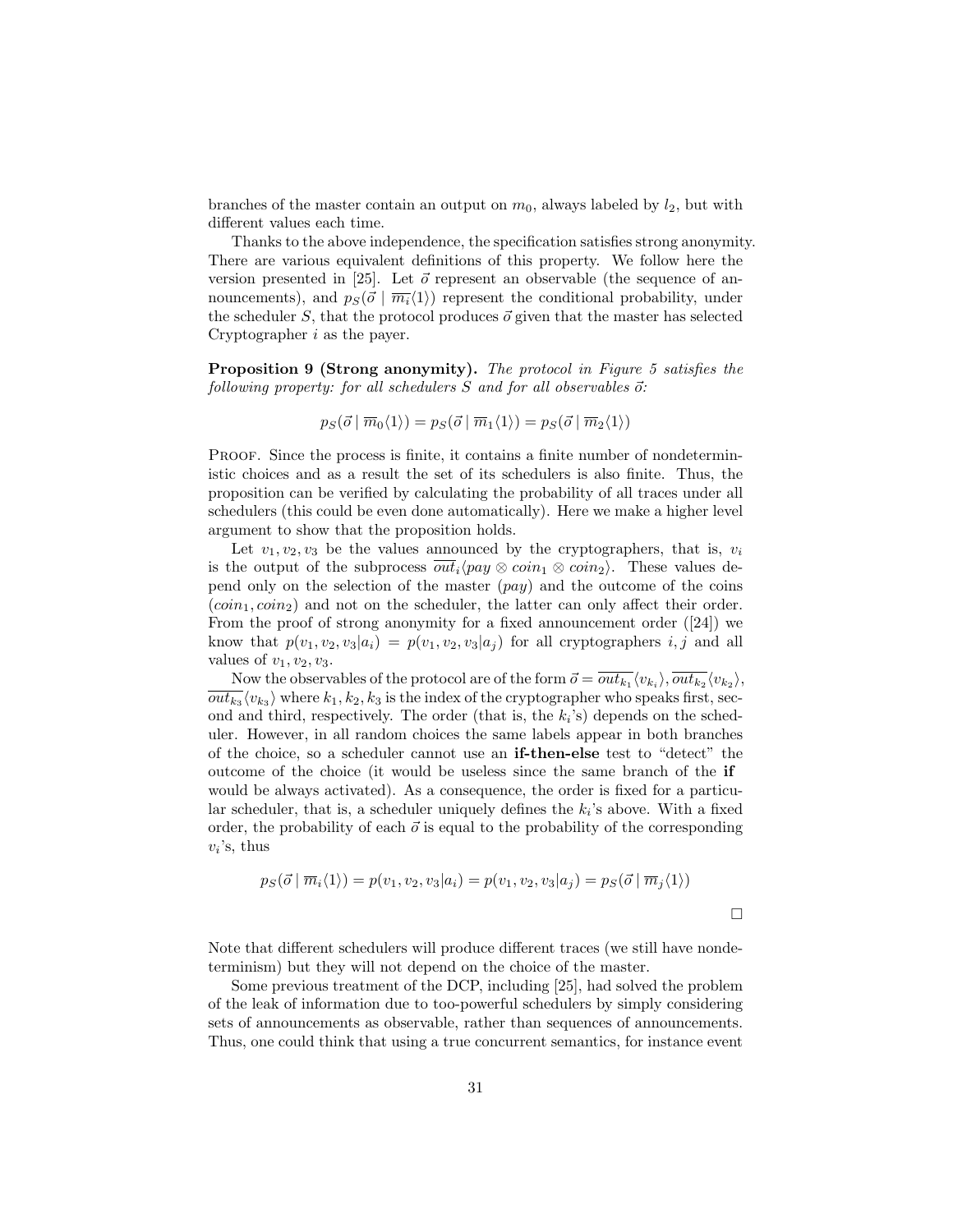branches of the master contain an output on $m_0$, always labeled by $l_2$, but with different values each time.

Thanks to the above independence, the specification satisfies strong anonymity. There are various equivalent definitions of this property. We follow here the version presented in [25]. Let $\vec{o}$ represent an observable (the sequence of announcements), and $p_S(\vec{o} \mid \overline{m_i}\langle 1 \rangle)$ represent the conditional probability, under the scheduler $S$, that the protocol produces $\vec{o}$ given that the master has selected Cryptographer $i$ as the payer.

**Proposition 9 (Strong anonymity).** *The protocol in Figure 5 satisfies the following property: for all schedulers $S$ and for all observables $\vec{o}$:*

$$p_S(\vec{o} \mid \overline{m}_0\langle 1 \rangle) = p_S(\vec{o} \mid \overline{m}_1\langle 1 \rangle) = p_S(\vec{o} \mid \overline{m}_2\langle 1 \rangle)$$

Proof. Since the process is finite, it contains a finite number of nondeterministic choices and as a result the set of its schedulers is also finite. Thus, the proposition can be verified by calculating the probability of all traces under all schedulers (this could be even done automatically). Here we make a higher level argument to show that the proposition holds.

Let $v_1, v_2, v_3$ be the values announced by the cryptographers, that is, $v_i$ is the output of the subprocess $\overline{out}_i\langle pay \otimes coin_1 \otimes coin_2 \rangle$. These values depend only on the selection of the master ($pay$) and the outcome of the coins ($coin_1, coin_2$) and not on the scheduler, the latter can only affect their order. From the proof of strong anonymity for a fixed announcement order ([24]) we know that $p(v_1, v_2, v_3 | a_i) = p(v_1, v_2, v_3 | a_j)$ for all cryptographers $i, j$ and all values of $v_1, v_2, v_3$.

Now the observables of the protocol are of the form $\vec{o} = \overline{out_{k_1}}\langle v_{k_1} \rangle, \overline{out_{k_2}}\langle v_{k_2} \rangle, \overline{out_{k_3}}\langle v_{k_3} \rangle$ where $k_1, k_2, k_3$ is the index of the cryptographer who speaks first, second and third, respectively. The order (that is, the $k_i$'s) depends on the scheduler. However, in all random choices the same labels appear in both branches of the choice, so a scheduler cannot use an **if-then-else** test to "detect" the outcome of the choice (it would be useless since the same branch of the **if** would be always activated). As a consequence, the order is fixed for a particular scheduler, that is, a scheduler uniquely defines the $k_i$'s above. With a fixed order, the probability of each $\vec{o}$ is equal to the probability of the corresponding $v_i$'s, thus

$$p_S(\vec{o} \mid \overline{m}_i\langle 1 \rangle) = p(v_1, v_2, v_3 | a_i) = p(v_1, v_2, v_3 | a_j) = p_S(\vec{o} \mid \overline{m}_j\langle 1 \rangle)$$

□

Note that different schedulers will produce different traces (we still have nondeterminism) but they will not depend on the choice of the master.

Some previous treatment of the DCP, including [25], had solved the problem of the leak of information due to too-powerful schedulers by simply considering sets of announcements as observable, rather than sequences of announcements. Thus, one could think that using a true concurrent semantics, for instance event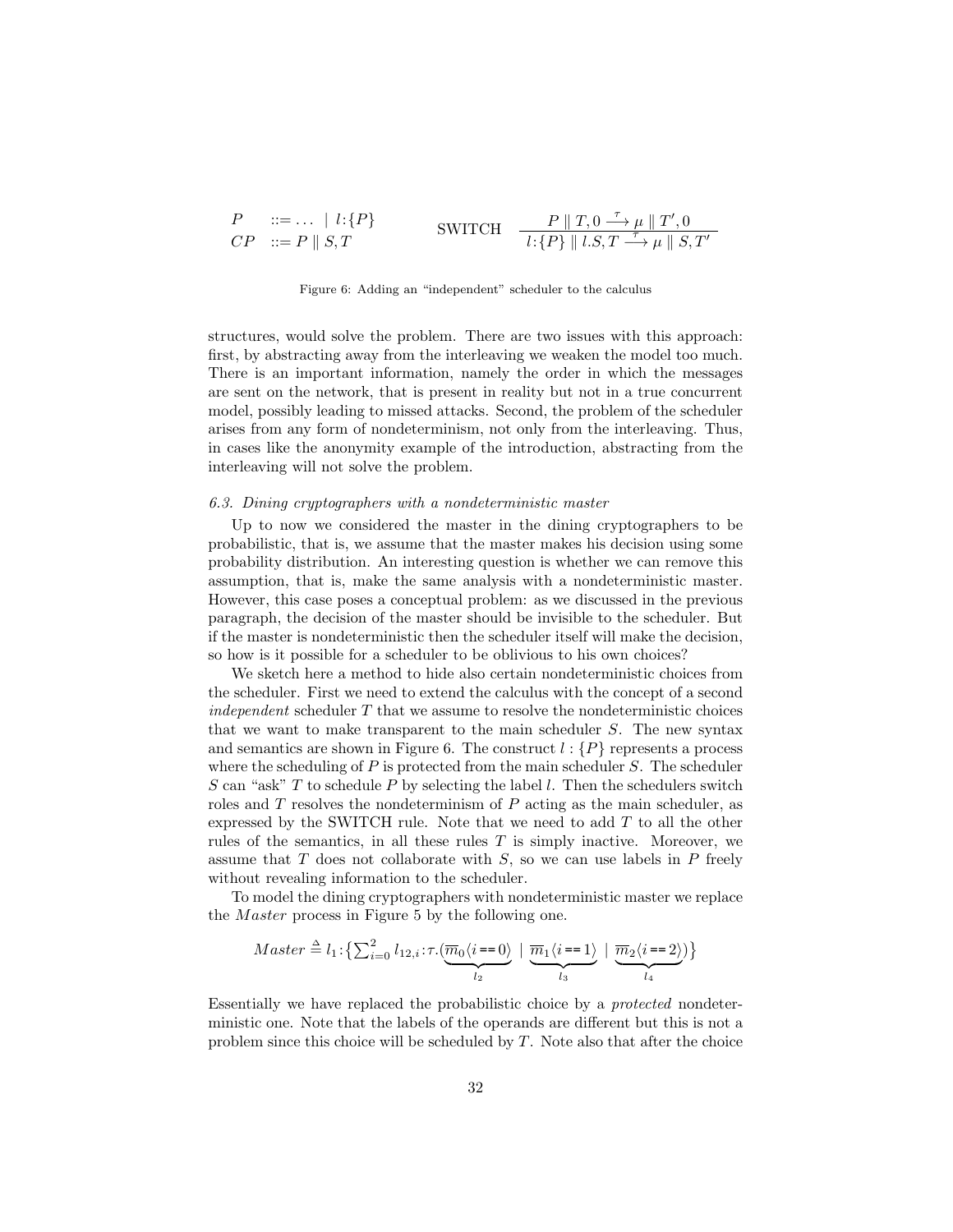$$P \quad ::= \dots \mid l{:}\{P\} \qquad\qquad \text{SWITCH} \quad \frac{P \parallel T, 0 \xrightarrow{\tau} \mu \parallel T', 0}{l{:}\{P\} \parallel l.S, T \xrightarrow{\tau} \mu \parallel S, T'}$$

$$CP \quad ::= P \parallel S, T$$

Figure 6: Adding an "independent" scheduler to the calculus

structures, would solve the problem. There are two issues with this approach: first, by abstracting away from the interleaving we weaken the model too much. There is an important information, namely the order in which the messages are sent on the network, that is present in reality but not in a true concurrent model, possibly leading to missed attacks. Second, the problem of the scheduler arises from any form of nondeterminism, not only from the interleaving. Thus, in cases like the anonymity example of the introduction, abstracting from the interleaving will not solve the problem.

### 6.3. Dining cryptographers with a nondeterministic master

Up to now we considered the master in the dining cryptographers to be probabilistic, that is, we assume that the master makes his decision using some probability distribution. An interesting question is whether we can remove this assumption, that is, make the same analysis with a nondeterministic master. However, this case poses a conceptual problem: as we discussed in the previous paragraph, the decision of the master should be invisible to the scheduler. But if the master is nondeterministic then the scheduler itself will make the decision, so how is it possible for a scheduler to be oblivious to his own choices?

We sketch here a method to hide also certain nondeterministic choices from the scheduler. First we need to extend the calculus with the concept of a second *independent* scheduler $T$ that we assume to resolve the nondeterministic choices that we want to make transparent to the main scheduler $S$. The new syntax and semantics are shown in Figure 6. The construct $l : \{P\}$ represents a process where the scheduling of $P$ is protected from the main scheduler $S$. The scheduler $S$ can "ask" $T$ to schedule $P$ by selecting the label $l$. Then the schedulers switch roles and $T$ resolves the nondeterminism of $P$ acting as the main scheduler, as expressed by the SWITCH rule. Note that we need to add $T$ to all the other rules of the semantics, in all these rules $T$ is simply inactive. Moreover, we assume that $T$ does not collaborate with $S$, so we can use labels in $P$ freely without revealing information to the scheduler.

To model the dining cryptographers with nondeterministic master we replace the $Master$ process in Figure 5 by the following one.

$$Master \triangleq l_1{:}\big\{\textstyle\sum_{i=0}^{2} l_{12,i}{:}\tau.(\underbrace{\overline{m}_0\langle i == 0\rangle}_{l_2} \mid \underbrace{\overline{m}_1\langle i == 1\rangle}_{l_3} \mid \underbrace{\overline{m}_2\langle i == 2\rangle}_{l_4})\big\}$$

Essentially we have replaced the probabilistic choice by a *protected* nondeterministic one. Note that the labels of the operands are different but this is not a problem since this choice will be scheduled by $T$. Note also that after the choice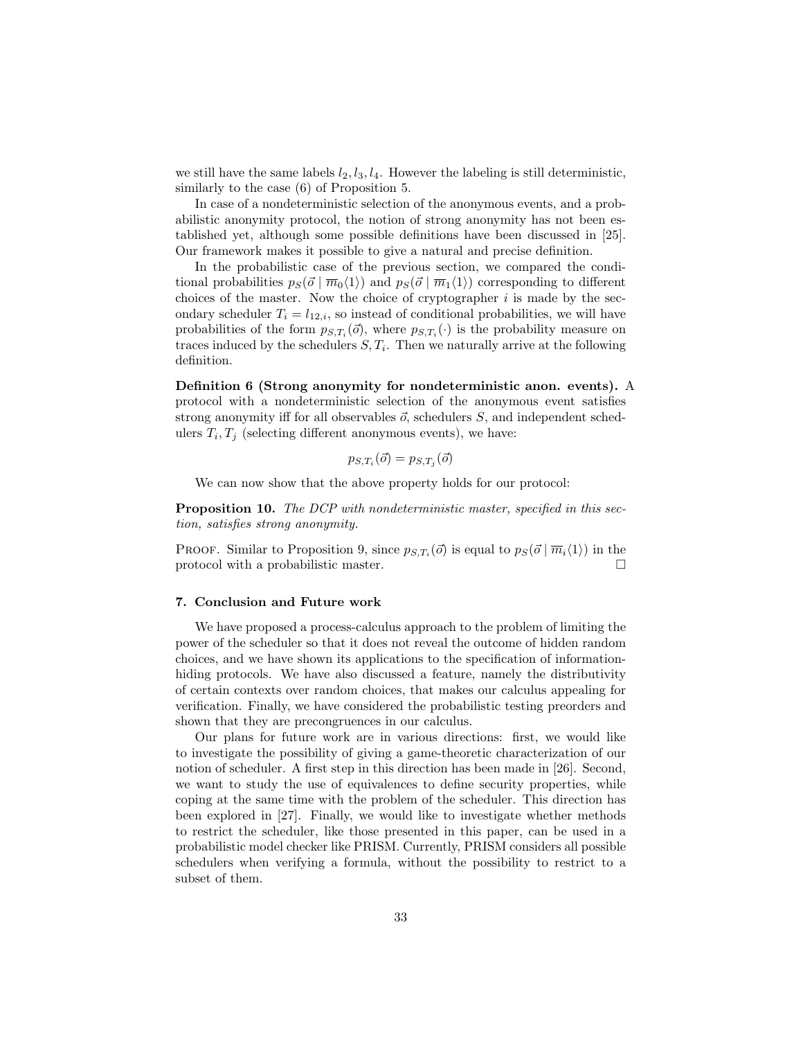we still have the same labels $l_2, l_3, l_4$. However the labeling is still deterministic, similarly to the case (6) of Proposition 5.

In case of a nondeterministic selection of the anonymous events, and a probabilistic anonymity protocol, the notion of strong anonymity has not been established yet, although some possible definitions have been discussed in [25]. Our framework makes it possible to give a natural and precise definition.

In the probabilistic case of the previous section, we compared the conditional probabilities $p_S(\vec{o} \mid \overline{m}_0\langle 1\rangle)$ and $p_S(\vec{o} \mid \overline{m}_1\langle 1\rangle)$ corresponding to different choices of the master. Now the choice of cryptographer $i$ is made by the secondary scheduler $T_i = l_{12,i}$, so instead of conditional probabilities, we will have probabilities of the form $p_{S,T_i}(\vec{o})$, where $p_{S,T_i}(\cdot)$ is the probability measure on traces induced by the schedulers $S, T_i$. Then we naturally arrive at the following definition.

**Definition 6 (Strong anonymity for nondeterministic anon. events).** A protocol with a nondeterministic selection of the anonymous event satisfies strong anonymity iff for all observables $\vec{o}$, schedulers $S$, and independent schedulers $T_i, T_j$ (selecting different anonymous events), we have:

$$p_{S,T_i}(\vec{o}) = p_{S,T_j}(\vec{o})$$

We can now show that the above property holds for our protocol:

**Proposition 10.** *The DCP with nondeterministic master, specified in this section, satisfies strong anonymity.*

Proof. Similar to Proposition 9, since $p_{S,T_i}(\vec{o})$ is equal to $p_S(\vec{o} \mid \overline{m}_i\langle 1\rangle)$ in the protocol with a probabilistic master. □

## 7. Conclusion and Future work

We have proposed a process-calculus approach to the problem of limiting the power of the scheduler so that it does not reveal the outcome of hidden random choices, and we have shown its applications to the specification of information-hiding protocols. We have also discussed a feature, namely the distributivity of certain contexts over random choices, that makes our calculus appealing for verification. Finally, we have considered the probabilistic testing preorders and shown that they are precongruences in our calculus.

Our plans for future work are in various directions: first, we would like to investigate the possibility of giving a game-theoretic characterization of our notion of scheduler. A first step in this direction has been made in [26]. Second, we want to study the use of equivalences to define security properties, while coping at the same time with the problem of the scheduler. This direction has been explored in [27]. Finally, we would like to investigate whether methods to restrict the scheduler, like those presented in this paper, can be used in a probabilistic model checker like PRISM. Currently, PRISM considers all possible schedulers when verifying a formula, without the possibility to restrict to a subset of them.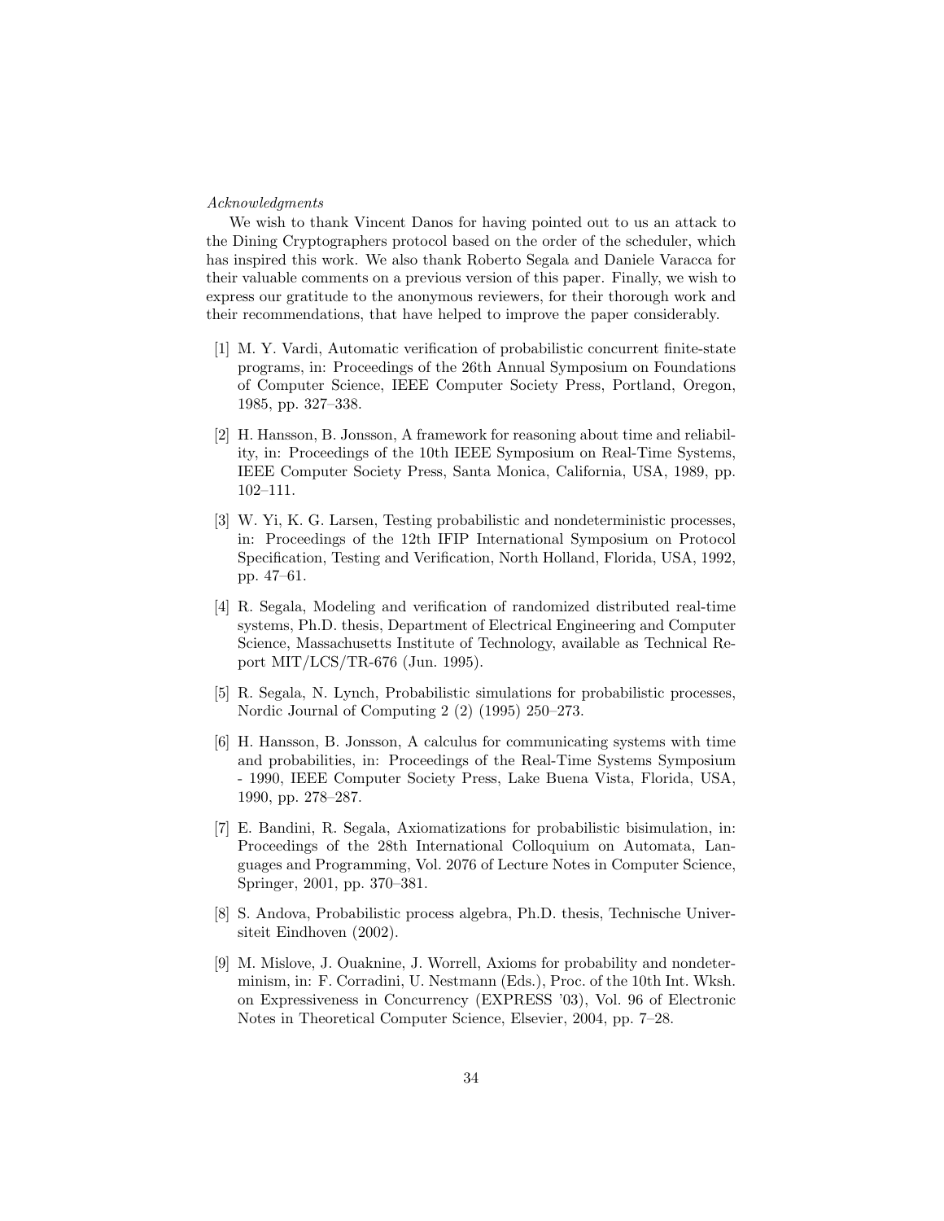*Acknowledgments*

We wish to thank Vincent Danos for having pointed out to us an attack to the Dining Cryptographers protocol based on the order of the scheduler, which has inspired this work. We also thank Roberto Segala and Daniele Varacca for their valuable comments on a previous version of this paper. Finally, we wish to express our gratitude to the anonymous reviewers, for their thorough work and their recommendations, that have helped to improve the paper considerably.

[1] M. Y. Vardi, Automatic verification of probabilistic concurrent finite-state programs, in: Proceedings of the 26th Annual Symposium on Foundations of Computer Science, IEEE Computer Society Press, Portland, Oregon, 1985, pp. 327–338.

[2] H. Hansson, B. Jonsson, A framework for reasoning about time and reliability, in: Proceedings of the 10th IEEE Symposium on Real-Time Systems, IEEE Computer Society Press, Santa Monica, California, USA, 1989, pp. 102–111.

[3] W. Yi, K. G. Larsen, Testing probabilistic and nondeterministic processes, in: Proceedings of the 12th IFIP International Symposium on Protocol Specification, Testing and Verification, North Holland, Florida, USA, 1992, pp. 47–61.

[4] R. Segala, Modeling and verification of randomized distributed real-time systems, Ph.D. thesis, Department of Electrical Engineering and Computer Science, Massachusetts Institute of Technology, available as Technical Report MIT/LCS/TR-676 (Jun. 1995).

[5] R. Segala, N. Lynch, Probabilistic simulations for probabilistic processes, Nordic Journal of Computing 2 (2) (1995) 250–273.

[6] H. Hansson, B. Jonsson, A calculus for communicating systems with time and probabilities, in: Proceedings of the Real-Time Systems Symposium - 1990, IEEE Computer Society Press, Lake Buena Vista, Florida, USA, 1990, pp. 278–287.

[7] E. Bandini, R. Segala, Axiomatizations for probabilistic bisimulation, in: Proceedings of the 28th International Colloquium on Automata, Languages and Programming, Vol. 2076 of Lecture Notes in Computer Science, Springer, 2001, pp. 370–381.

[8] S. Andova, Probabilistic process algebra, Ph.D. thesis, Technische Universiteit Eindhoven (2002).

[9] M. Mislove, J. Ouaknine, J. Worrell, Axioms for probability and nondeterminism, in: F. Corradini, U. Nestmann (Eds.), Proc. of the 10th Int. Wksh. on Expressiveness in Concurrency (EXPRESS '03), Vol. 96 of Electronic Notes in Theoretical Computer Science, Elsevier, 2004, pp. 7–28.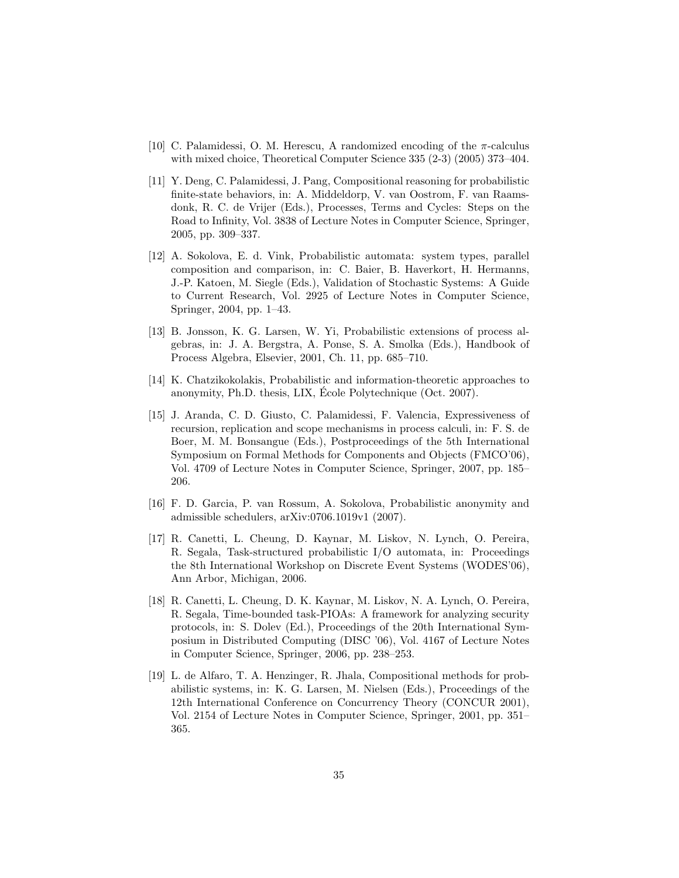[10] C. Palamidessi, O. M. Herescu, A randomized encoding of the $\pi$-calculus with mixed choice, Theoretical Computer Science 335 (2-3) (2005) 373–404.

[11] Y. Deng, C. Palamidessi, J. Pang, Compositional reasoning for probabilistic finite-state behaviors, in: A. Middeldorp, V. van Oostrom, F. van Raamsdonk, R. C. de Vrijer (Eds.), Processes, Terms and Cycles: Steps on the Road to Infinity, Vol. 3838 of Lecture Notes in Computer Science, Springer, 2005, pp. 309–337.

[12] A. Sokolova, E. d. Vink, Probabilistic automata: system types, parallel composition and comparison, in: C. Baier, B. Haverkort, H. Hermanns, J.-P. Katoen, M. Siegle (Eds.), Validation of Stochastic Systems: A Guide to Current Research, Vol. 2925 of Lecture Notes in Computer Science, Springer, 2004, pp. 1–43.

[13] B. Jonsson, K. G. Larsen, W. Yi, Probabilistic extensions of process algebras, in: J. A. Bergstra, A. Ponse, S. A. Smolka (Eds.), Handbook of Process Algebra, Elsevier, 2001, Ch. 11, pp. 685–710.

[14] K. Chatzikokolakis, Probabilistic and information-theoretic approaches to anonymity, Ph.D. thesis, LIX, École Polytechnique (Oct. 2007).

[15] J. Aranda, C. D. Giusto, C. Palamidessi, F. Valencia, Expressiveness of recursion, replication and scope mechanisms in process calculi, in: F. S. de Boer, M. M. Bonsangue (Eds.), Postproceedings of the 5th International Symposium on Formal Methods for Components and Objects (FMCO'06), Vol. 4709 of Lecture Notes in Computer Science, Springer, 2007, pp. 185–206.

[16] F. D. Garcia, P. van Rossum, A. Sokolova, Probabilistic anonymity and admissible schedulers, arXiv:0706.1019v1 (2007).

[17] R. Canetti, L. Cheung, D. Kaynar, M. Liskov, N. Lynch, O. Pereira, R. Segala, Task-structured probabilistic I/O automata, in: Proceedings the 8th International Workshop on Discrete Event Systems (WODES'06), Ann Arbor, Michigan, 2006.

[18] R. Canetti, L. Cheung, D. K. Kaynar, M. Liskov, N. A. Lynch, O. Pereira, R. Segala, Time-bounded task-PIOAs: A framework for analyzing security protocols, in: S. Dolev (Ed.), Proceedings of the 20th International Symposium in Distributed Computing (DISC '06), Vol. 4167 of Lecture Notes in Computer Science, Springer, 2006, pp. 238–253.

[19] L. de Alfaro, T. A. Henzinger, R. Jhala, Compositional methods for probabilistic systems, in: K. G. Larsen, M. Nielsen (Eds.), Proceedings of the 12th International Conference on Concurrency Theory (CONCUR 2001), Vol. 2154 of Lecture Notes in Computer Science, Springer, 2001, pp. 351–365.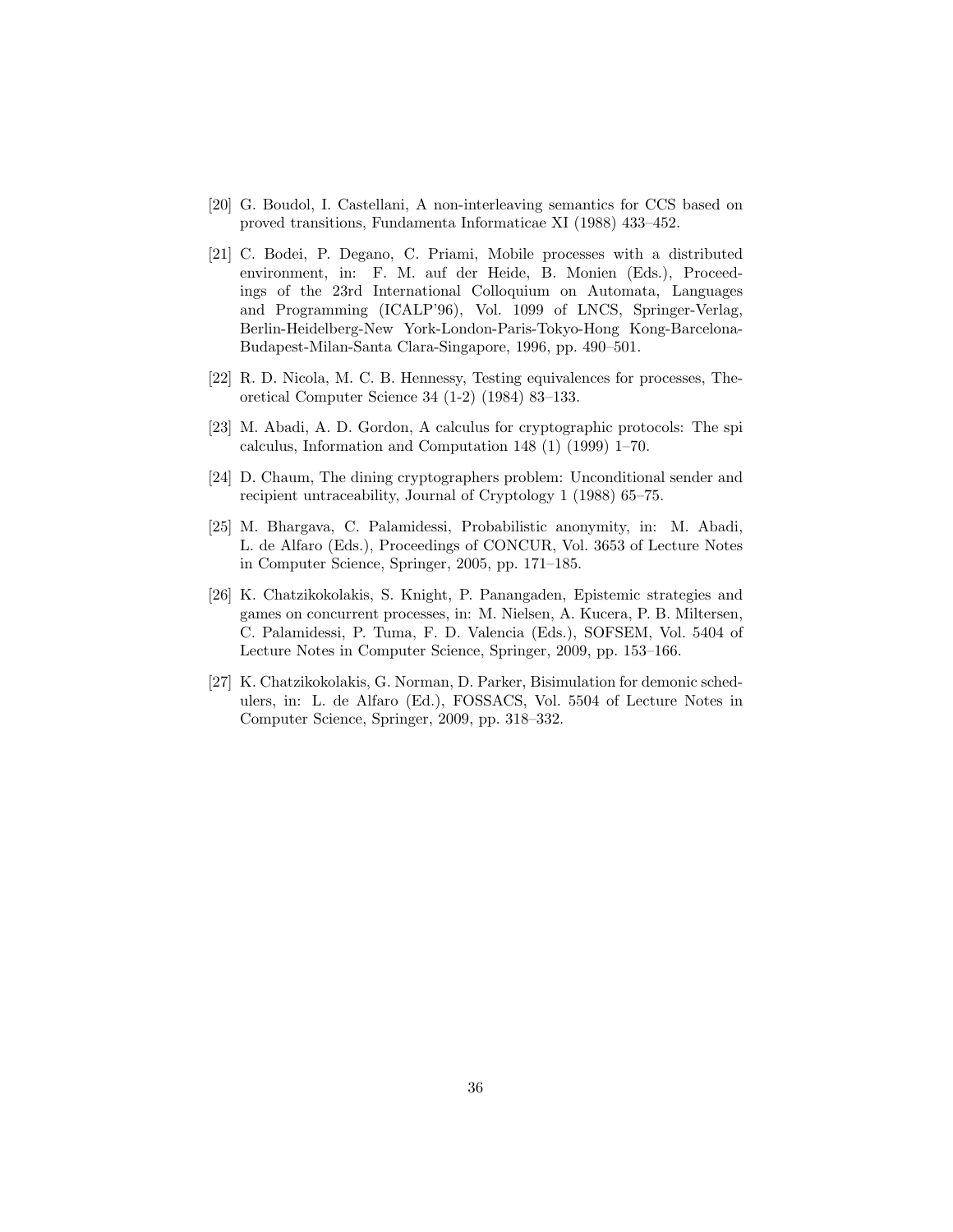[20] G. Boudol, I. Castellani, A non-interleaving semantics for CCS based on proved transitions, Fundamenta Informaticae XI (1988) 433–452.

[21] C. Bodei, P. Degano, C. Priami, Mobile processes with a distributed environment, in: F. M. auf der Heide, B. Monien (Eds.), Proceedings of the 23rd International Colloquium on Automata, Languages and Programming (ICALP'96), Vol. 1099 of LNCS, Springer-Verlag, Berlin-Heidelberg-New York-London-Paris-Tokyo-Hong Kong-Barcelona-Budapest-Milan-Santa Clara-Singapore, 1996, pp. 490–501.

[22] R. D. Nicola, M. C. B. Hennessy, Testing equivalences for processes, Theoretical Computer Science 34 (1-2) (1984) 83–133.

[23] M. Abadi, A. D. Gordon, A calculus for cryptographic protocols: The spi calculus, Information and Computation 148 (1) (1999) 1–70.

[24] D. Chaum, The dining cryptographers problem: Unconditional sender and recipient untraceability, Journal of Cryptology 1 (1988) 65–75.

[25] M. Bhargava, C. Palamidessi, Probabilistic anonymity, in: M. Abadi, L. de Alfaro (Eds.), Proceedings of CONCUR, Vol. 3653 of Lecture Notes in Computer Science, Springer, 2005, pp. 171–185.

[26] K. Chatzikokolakis, S. Knight, P. Panangaden, Epistemic strategies and games on concurrent processes, in: M. Nielsen, A. Kucera, P. B. Miltersen, C. Palamidessi, P. Tuma, F. D. Valencia (Eds.), SOFSEM, Vol. 5404 of Lecture Notes in Computer Science, Springer, 2009, pp. 153–166.

[27] K. Chatzikokolakis, G. Norman, D. Parker, Bisimulation for demonic schedulers, in: L. de Alfaro (Ed.), FOSSACS, Vol. 5504 of Lecture Notes in Computer Science, Springer, 2009, pp. 318–332.